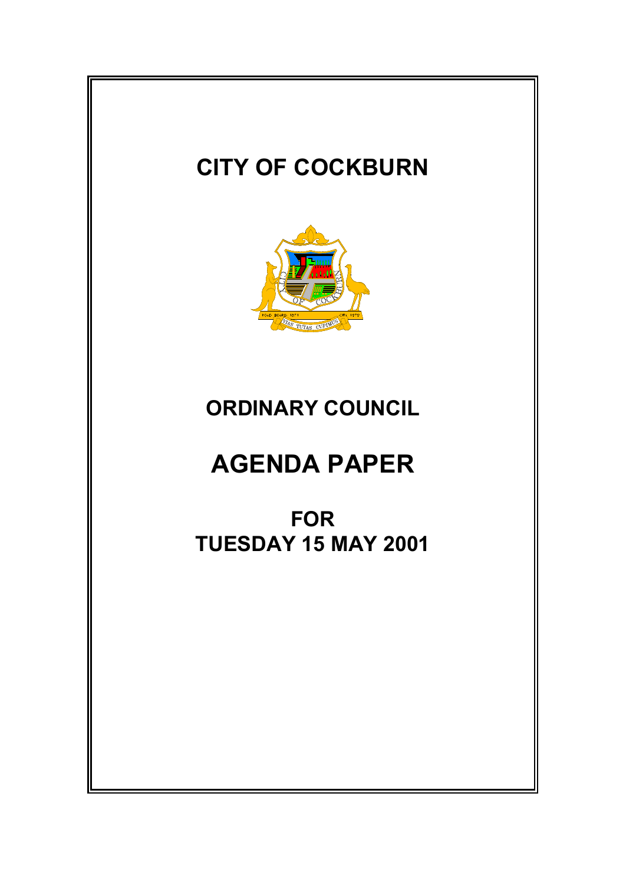# CITY OF COCKBURN

## ORDINARY COUNCIL

# AGENDA PAPER

## FOR
## TUESDAY 15 MAY 2001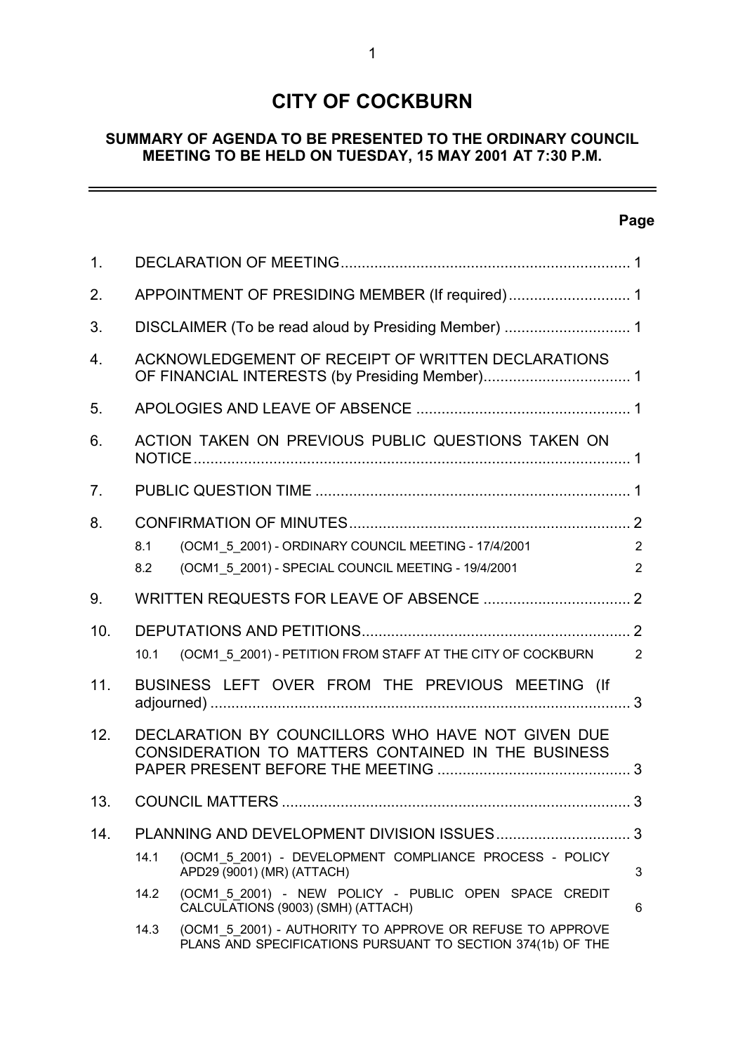# CITY OF COCKBURN

## SUMMARY OF AGENDA TO BE PRESENTED TO THE ORDINARY COUNCIL MEETING TO BE HELD ON TUESDAY, 15 MAY 2001 AT 7:30 P.M.

---

| | | Page |
|---|---|---|
| 1. | DECLARATION OF MEETING | 1 |
| 2. | APPOINTMENT OF PRESIDING MEMBER (If required) | 1 |
| 3. | DISCLAIMER (To be read aloud by Presiding Member) | 1 |
| 4. | ACKNOWLEDGEMENT OF RECEIPT OF WRITTEN DECLARATIONS OF FINANCIAL INTERESTS (by Presiding Member) | 1 |
| 5. | APOLOGIES AND LEAVE OF ABSENCE | 1 |
| 6. | ACTION TAKEN ON PREVIOUS PUBLIC QUESTIONS TAKEN ON NOTICE | 1 |
| 7. | PUBLIC QUESTION TIME | 1 |
| 8. | CONFIRMATION OF MINUTES | 2 |
| 8.1 | (OCM1_5_2001) - ORDINARY COUNCIL MEETING - 17/4/2001 | 2 |
| 8.2 | (OCM1_5_2001) - SPECIAL COUNCIL MEETING - 19/4/2001 | 2 |
| 9. | WRITTEN REQUESTS FOR LEAVE OF ABSENCE | 2 |
| 10. | DEPUTATIONS AND PETITIONS | 2 |
| 10.1 | (OCM1_5_2001) - PETITION FROM STAFF AT THE CITY OF COCKBURN | 2 |
| 11. | BUSINESS LEFT OVER FROM THE PREVIOUS MEETING (If adjourned) | 3 |
| 12. | DECLARATION BY COUNCILLORS WHO HAVE NOT GIVEN DUE CONSIDERATION TO MATTERS CONTAINED IN THE BUSINESS PAPER PRESENT BEFORE THE MEETING | 3 |
| 13. | COUNCIL MATTERS | 3 |
| 14. | PLANNING AND DEVELOPMENT DIVISION ISSUES | 3 |
| 14.1 | (OCM1_5_2001) - DEVELOPMENT COMPLIANCE PROCESS - POLICY APD29 (9001) (MR) (ATTACH) | 3 |
| 14.2 | (OCM1_5_2001) - NEW POLICY - PUBLIC OPEN SPACE CREDIT CALCULATIONS (9003) (SMH) (ATTACH) | 6 |
| 14.3 | (OCM1_5_2001) - AUTHORITY TO APPROVE OR REFUSE TO APPROVE PLANS AND SPECIFICATIONS PURSUANT TO SECTION 374(1b) OF THE | |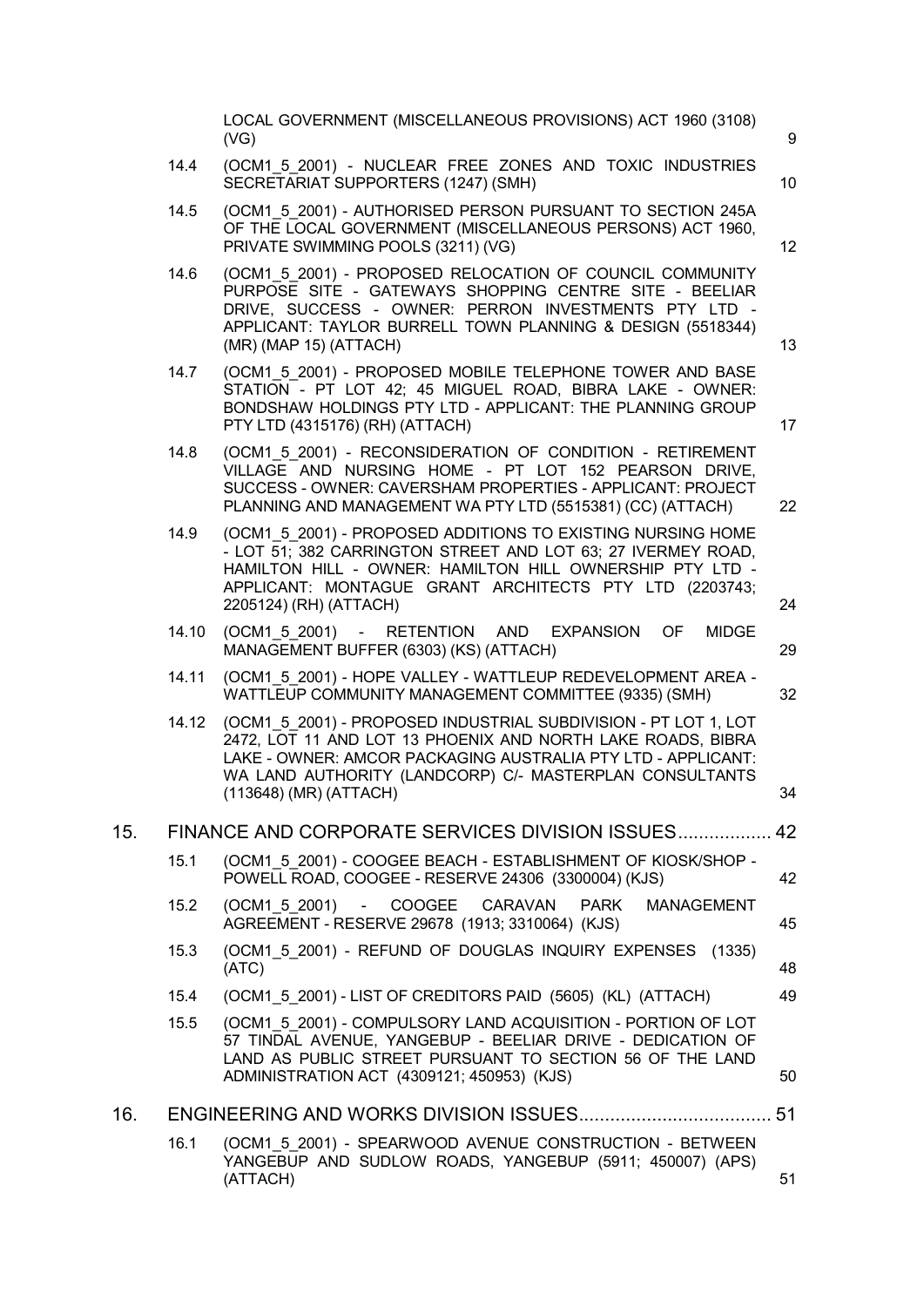| | | |
|---|---|---|
| | LOCAL GOVERNMENT (MISCELLANEOUS PROVISIONS) ACT 1960 (3108) (VG) | 9 |
| 14.4 | (OCM1_5_2001) - NUCLEAR FREE ZONES AND TOXIC INDUSTRIES SECRETARIAT SUPPORTERS (1247) (SMH) | 10 |
| 14.5 | (OCM1_5_2001) - AUTHORISED PERSON PURSUANT TO SECTION 245A OF THE LOCAL GOVERNMENT (MISCELLANEOUS PERSONS) ACT 1960, PRIVATE SWIMMING POOLS (3211) (VG) | 12 |
| 14.6 | (OCM1_5_2001) - PROPOSED RELOCATION OF COUNCIL COMMUNITY PURPOSE SITE - GATEWAYS SHOPPING CENTRE SITE - BEELIAR DRIVE, SUCCESS - OWNER: PERRON INVESTMENTS PTY LTD - APPLICANT: TAYLOR BURRELL TOWN PLANNING & DESIGN (5518344) (MR) (MAP 15) (ATTACH) | 13 |
| 14.7 | (OCM1_5_2001) - PROPOSED MOBILE TELEPHONE TOWER AND BASE STATION - PT LOT 42; 45 MIGUEL ROAD, BIBRA LAKE - OWNER: BONDSHAW HOLDINGS PTY LTD - APPLICANT: THE PLANNING GROUP PTY LTD (4315176) (RH) (ATTACH) | 17 |
| 14.8 | (OCM1_5_2001) - RECONSIDERATION OF CONDITION - RETIREMENT VILLAGE AND NURSING HOME - PT LOT 152 PEARSON DRIVE, SUCCESS - OWNER: CAVERSHAM PROPERTIES - APPLICANT: PROJECT PLANNING AND MANAGEMENT WA PTY LTD (5515381) (CC) (ATTACH) | 22 |
| 14.9 | (OCM1_5_2001) - PROPOSED ADDITIONS TO EXISTING NURSING HOME - LOT 51; 382 CARRINGTON STREET AND LOT 63; 27 IVERMEY ROAD, HAMILTON HILL - OWNER: HAMILTON HILL OWNERSHIP PTY LTD - APPLICANT: MONTAGUE GRANT ARCHITECTS PTY LTD (2203743; 2205124) (RH) (ATTACH) | 24 |
| 14.10 | (OCM1_5_2001) - RETENTION AND EXPANSION OF MIDGE MANAGEMENT BUFFER (6303) (KS) (ATTACH) | 29 |
| 14.11 | (OCM1_5_2001) - HOPE VALLEY - WATTLEUP REDEVELOPMENT AREA - WATTLEUP COMMUNITY MANAGEMENT COMMITTEE (9335) (SMH) | 32 |
| 14.12 | (OCM1_5_2001) - PROPOSED INDUSTRIAL SUBDIVISION - PT LOT 1, LOT 2472, LOT 11 AND LOT 13 PHOENIX AND NORTH LAKE ROADS, BIBRA LAKE - OWNER: AMCOR PACKAGING AUSTRALIA PTY LTD - APPLICANT: WA LAND AUTHORITY (LANDCORP) C/- MASTERPLAN CONSULTANTS (113648) (MR) (ATTACH) | 34 |

## 15. FINANCE AND CORPORATE SERVICES DIVISION ISSUES .................. 42

| | | |
|---|---|---|
| 15.1 | (OCM1_5_2001) - COOGEE BEACH - ESTABLISHMENT OF KIOSK/SHOP - POWELL ROAD, COOGEE - RESERVE 24306 (3300004) (KJS) | 42 |
| 15.2 | (OCM1_5_2001) - COOGEE CARAVAN PARK MANAGEMENT AGREEMENT - RESERVE 29678 (1913; 3310064) (KJS) | 45 |
| 15.3 | (OCM1_5_2001) - REFUND OF DOUGLAS INQUIRY EXPENSES (1335) (ATC) | 48 |
| 15.4 | (OCM1_5_2001) - LIST OF CREDITORS PAID (5605) (KL) (ATTACH) | 49 |
| 15.5 | (OCM1_5_2001) - COMPULSORY LAND ACQUISITION - PORTION OF LOT 57 TINDAL AVENUE, YANGEBUP - BEELIAR DRIVE - DEDICATION OF LAND AS PUBLIC STREET PURSUANT TO SECTION 56 OF THE LAND ADMINISTRATION ACT (4309121; 450953) (KJS) | 50 |

## 16. ENGINEERING AND WORKS DIVISION ISSUES..................................... 51

| | | |
|---|---|---|
| 16.1 | (OCM1_5_2001) - SPEARWOOD AVENUE CONSTRUCTION - BETWEEN YANGEBUP AND SUDLOW ROADS, YANGEBUP (5911; 450007) (APS) (ATTACH) | 51 |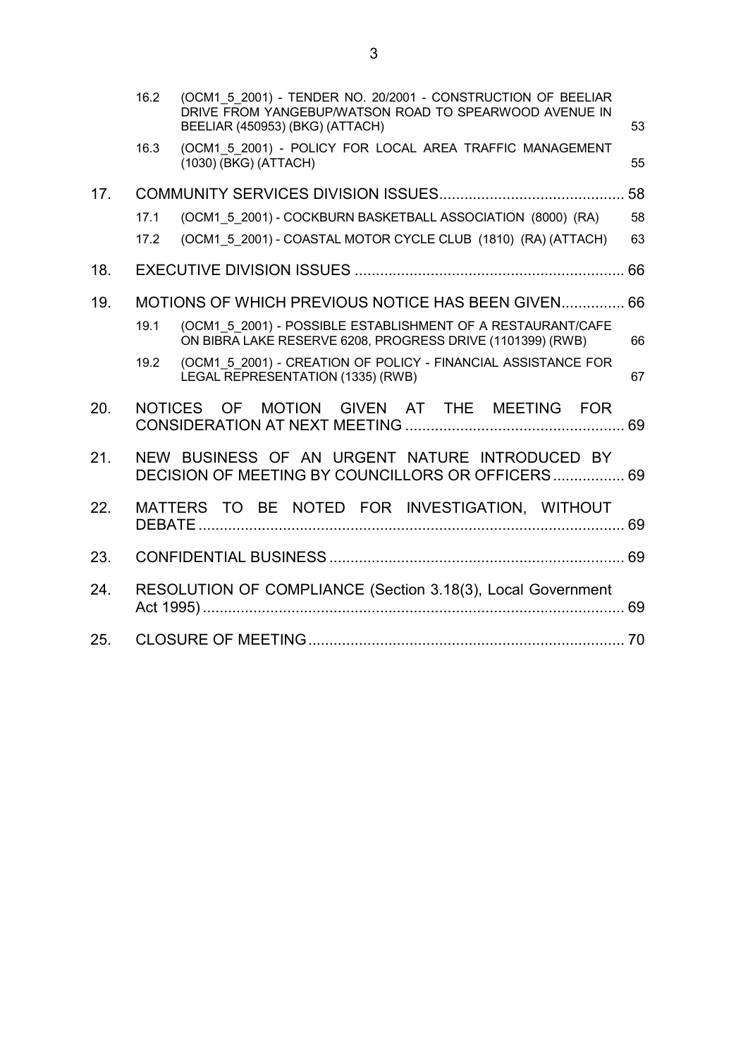| | | | |
|---|---|---|---|
| | 16.2 | (OCM1_5_2001) - TENDER NO. 20/2001 - CONSTRUCTION OF BEELIAR DRIVE FROM YANGEBUP/WATSON ROAD TO SPEARWOOD AVENUE IN BEELIAR (450953) (BKG) (ATTACH) | 53 |
| | 16.3 | (OCM1_5_2001) - POLICY FOR LOCAL AREA TRAFFIC MANAGEMENT (1030) (BKG) (ATTACH) | 55 |
| 17. | COMMUNITY SERVICES DIVISION ISSUES | | 58 |
| | 17.1 | (OCM1_5_2001) - COCKBURN BASKETBALL ASSOCIATION (8000) (RA) | 58 |
| | 17.2 | (OCM1_5_2001) - COASTAL MOTOR CYCLE CLUB (1810) (RA) (ATTACH) | 63 |
| 18. | EXECUTIVE DIVISION ISSUES | | 66 |
| 19. | MOTIONS OF WHICH PREVIOUS NOTICE HAS BEEN GIVEN | | 66 |
| | 19.1 | (OCM1_5_2001) - POSSIBLE ESTABLISHMENT OF A RESTAURANT/CAFE ON BIBRA LAKE RESERVE 6208, PROGRESS DRIVE (1101399) (RWB) | 66 |
| | 19.2 | (OCM1_5_2001) - CREATION OF POLICY - FINANCIAL ASSISTANCE FOR LEGAL REPRESENTATION (1335) (RWB) | 67 |
| 20. | NOTICES OF MOTION GIVEN AT THE MEETING FOR CONSIDERATION AT NEXT MEETING | | 69 |
| 21. | NEW BUSINESS OF AN URGENT NATURE INTRODUCED BY DECISION OF MEETING BY COUNCILLORS OR OFFICERS | | 69 |
| 22. | MATTERS TO BE NOTED FOR INVESTIGATION, WITHOUT DEBATE | | 69 |
| 23. | CONFIDENTIAL BUSINESS | | 69 |
| 24. | RESOLUTION OF COMPLIANCE (Section 3.18(3), Local Government Act 1995) | | 69 |
| 25. | CLOSURE OF MEETING | | 70 |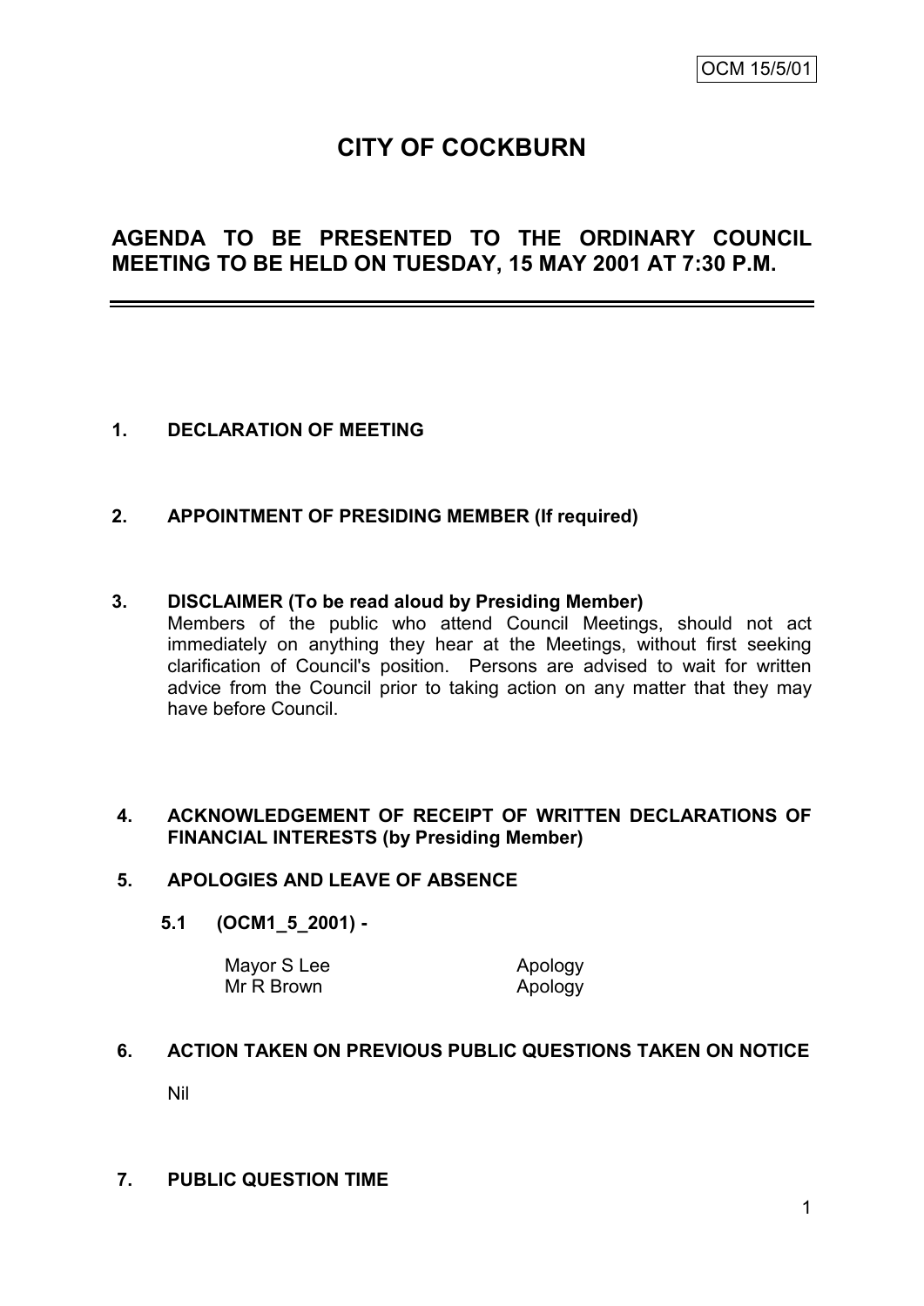OCM 15/5/01

# CITY OF COCKBURN

## AGENDA TO BE PRESENTED TO THE ORDINARY COUNCIL MEETING TO BE HELD ON TUESDAY, 15 MAY 2001 AT 7:30 P.M.

---

### 1. DECLARATION OF MEETING

### 2. APPOINTMENT OF PRESIDING MEMBER (If required)

### 3. DISCLAIMER (To be read aloud by Presiding Member)

Members of the public who attend Council Meetings, should not act immediately on anything they hear at the Meetings, without first seeking clarification of Council's position. Persons are advised to wait for written advice from the Council prior to taking action on any matter that they may have before Council.

### 4. ACKNOWLEDGEMENT OF RECEIPT OF WRITTEN DECLARATIONS OF FINANCIAL INTERESTS (by Presiding Member)

### 5. APOLOGIES AND LEAVE OF ABSENCE

#### 5.1 (OCM1_5_2001) -

| | |
|---|---|
| Mayor S Lee | Apology |
| Mr R Brown | Apology |

### 6. ACTION TAKEN ON PREVIOUS PUBLIC QUESTIONS TAKEN ON NOTICE

Nil

### 7. PUBLIC QUESTION TIME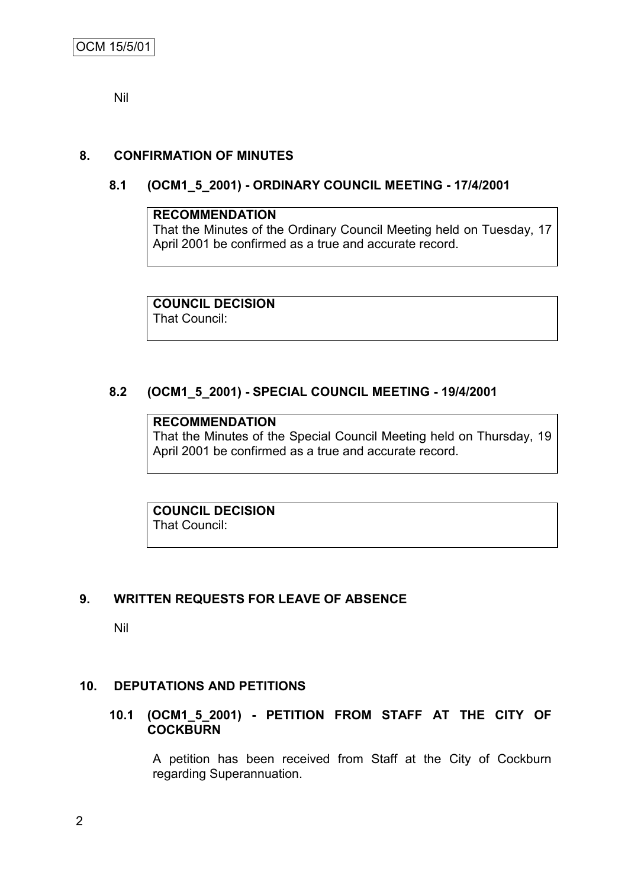Nil

## 8. CONFIRMATION OF MINUTES

### 8.1 (OCM1_5_2001) - ORDINARY COUNCIL MEETING - 17/4/2001

**RECOMMENDATION**
That the Minutes of the Ordinary Council Meeting held on Tuesday, 17 April 2001 be confirmed as a true and accurate record.

**COUNCIL DECISION**
That Council:

### 8.2 (OCM1_5_2001) - SPECIAL COUNCIL MEETING - 19/4/2001

**RECOMMENDATION**
That the Minutes of the Special Council Meeting held on Thursday, 19 April 2001 be confirmed as a true and accurate record.

**COUNCIL DECISION**
That Council:

## 9. WRITTEN REQUESTS FOR LEAVE OF ABSENCE

Nil

## 10. DEPUTATIONS AND PETITIONS

### 10.1 (OCM1_5_2001) - PETITION FROM STAFF AT THE CITY OF COCKBURN

A petition has been received from Staff at the City of Cockburn regarding Superannuation.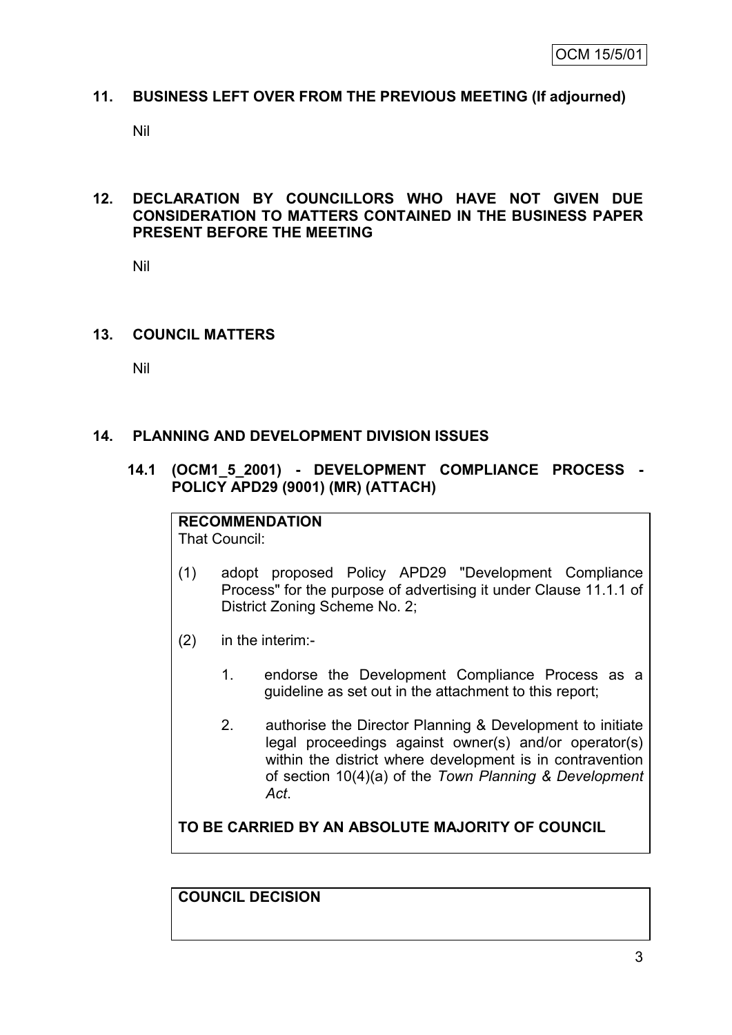## 11. BUSINESS LEFT OVER FROM THE PREVIOUS MEETING (If adjourned)

Nil

## 12. DECLARATION BY COUNCILLORS WHO HAVE NOT GIVEN DUE CONSIDERATION TO MATTERS CONTAINED IN THE BUSINESS PAPER PRESENT BEFORE THE MEETING

Nil

## 13. COUNCIL MATTERS

Nil

## 14. PLANNING AND DEVELOPMENT DIVISION ISSUES

### 14.1 (OCM1_5_2001) - DEVELOPMENT COMPLIANCE PROCESS - POLICY APD29 (9001) (MR) (ATTACH)

**RECOMMENDATION**

That Council:

(1) adopt proposed Policy APD29 "Development Compliance Process" for the purpose of advertising it under Clause 11.1.1 of District Zoning Scheme No. 2;

(2) in the interim:-

1. endorse the Development Compliance Process as a guideline as set out in the attachment to this report;

2. authorise the Director Planning & Development to initiate legal proceedings against owner(s) and/or operator(s) within the district where development is in contravention of section 10(4)(a) of the *Town Planning & Development Act*.

**TO BE CARRIED BY AN ABSOLUTE MAJORITY OF COUNCIL**

**COUNCIL DECISION**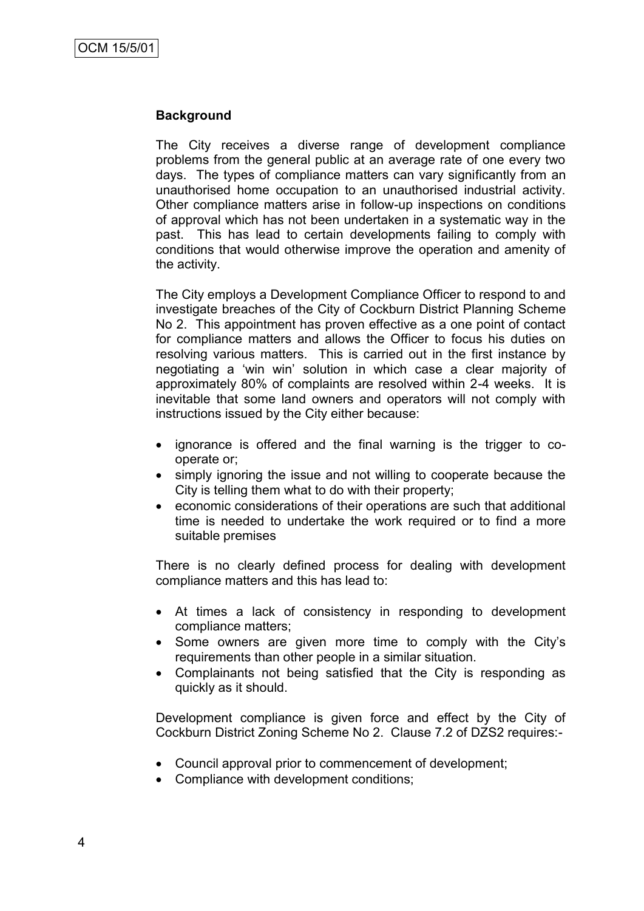OCM 15/5/01

**Background**

The City receives a diverse range of development compliance problems from the general public at an average rate of one every two days. The types of compliance matters can vary significantly from an unauthorised home occupation to an unauthorised industrial activity. Other compliance matters arise in follow-up inspections on conditions of approval which has not been undertaken in a systematic way in the past. This has lead to certain developments failing to comply with conditions that would otherwise improve the operation and amenity of the activity.

The City employs a Development Compliance Officer to respond to and investigate breaches of the City of Cockburn District Planning Scheme No 2. This appointment has proven effective as a one point of contact for compliance matters and allows the Officer to focus his duties on resolving various matters. This is carried out in the first instance by negotiating a 'win win' solution in which case a clear majority of approximately 80% of complaints are resolved within 2-4 weeks. It is inevitable that some land owners and operators will not comply with instructions issued by the City either because:

- ignorance is offered and the final warning is the trigger to co-operate or;
- simply ignoring the issue and not willing to cooperate because the City is telling them what to do with their property;
- economic considerations of their operations are such that additional time is needed to undertake the work required or to find a more suitable premises

There is no clearly defined process for dealing with development compliance matters and this has lead to:

- At times a lack of consistency in responding to development compliance matters;
- Some owners are given more time to comply with the City's requirements than other people in a similar situation.
- Complainants not being satisfied that the City is responding as quickly as it should.

Development compliance is given force and effect by the City of Cockburn District Zoning Scheme No 2. Clause 7.2 of DZS2 requires:-

- Council approval prior to commencement of development;
- Compliance with development conditions;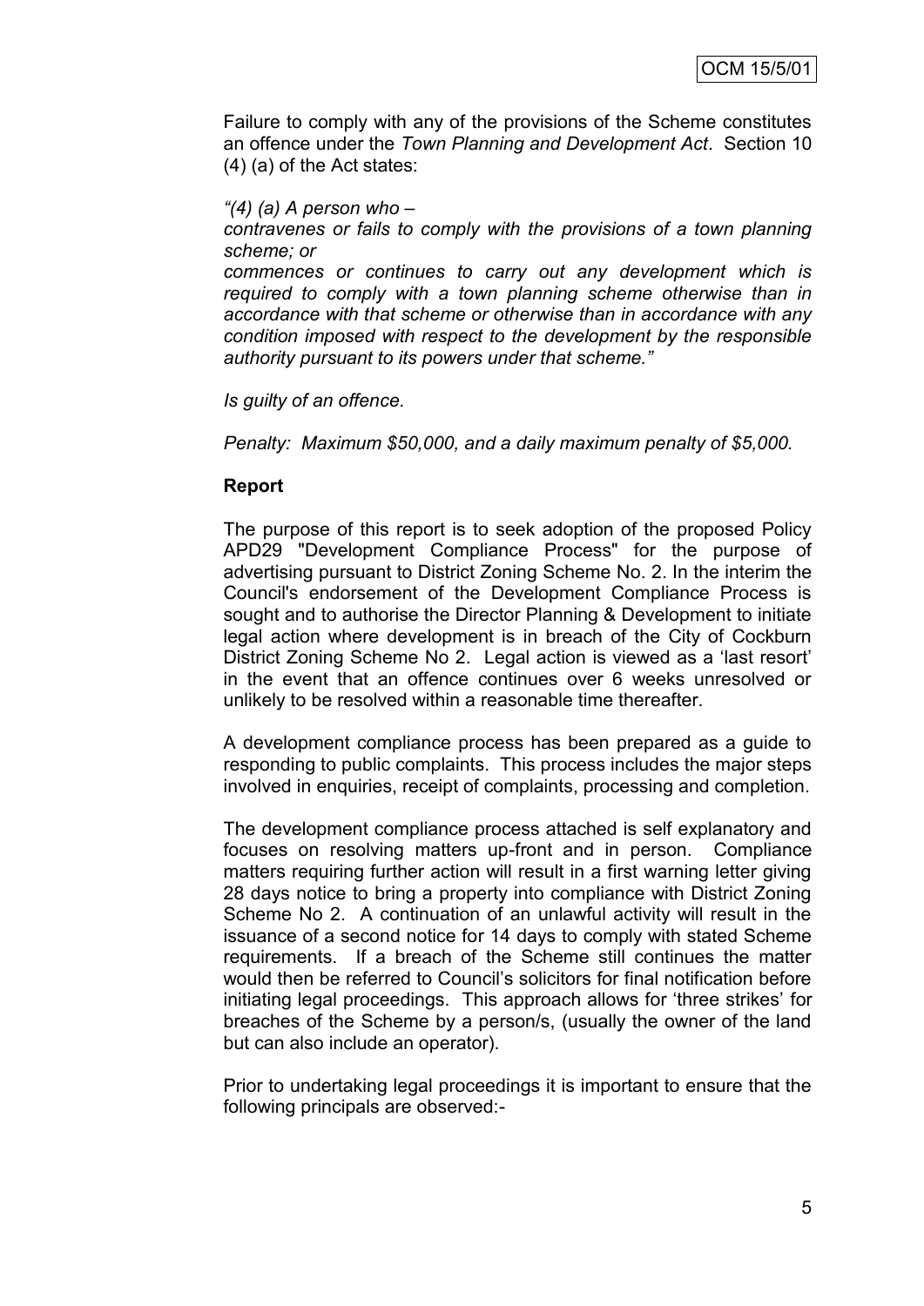Failure to comply with any of the provisions of the Scheme constitutes an offence under the *Town Planning and Development Act*. Section 10 (4) (a) of the Act states:

*"(4) (a) A person who –*

*contravenes or fails to comply with the provisions of a town planning scheme; or*

*commences or continues to carry out any development which is required to comply with a town planning scheme otherwise than in accordance with that scheme or otherwise than in accordance with any condition imposed with respect to the development by the responsible authority pursuant to its powers under that scheme."*

*Is guilty of an offence.*

*Penalty: Maximum $50,000, and a daily maximum penalty of $5,000.*

**Report**

The purpose of this report is to seek adoption of the proposed Policy APD29 "Development Compliance Process" for the purpose of advertising pursuant to District Zoning Scheme No. 2. In the interim the Council's endorsement of the Development Compliance Process is sought and to authorise the Director Planning & Development to initiate legal action where development is in breach of the City of Cockburn District Zoning Scheme No 2. Legal action is viewed as a 'last resort' in the event that an offence continues over 6 weeks unresolved or unlikely to be resolved within a reasonable time thereafter.

A development compliance process has been prepared as a guide to responding to public complaints. This process includes the major steps involved in enquiries, receipt of complaints, processing and completion.

The development compliance process attached is self explanatory and focuses on resolving matters up-front and in person. Compliance matters requiring further action will result in a first warning letter giving 28 days notice to bring a property into compliance with District Zoning Scheme No 2. A continuation of an unlawful activity will result in the issuance of a second notice for 14 days to comply with stated Scheme requirements. If a breach of the Scheme still continues the matter would then be referred to Council's solicitors for final notification before initiating legal proceedings. This approach allows for 'three strikes' for breaches of the Scheme by a person/s, (usually the owner of the land but can also include an operator).

Prior to undertaking legal proceedings it is important to ensure that the following principals are observed:-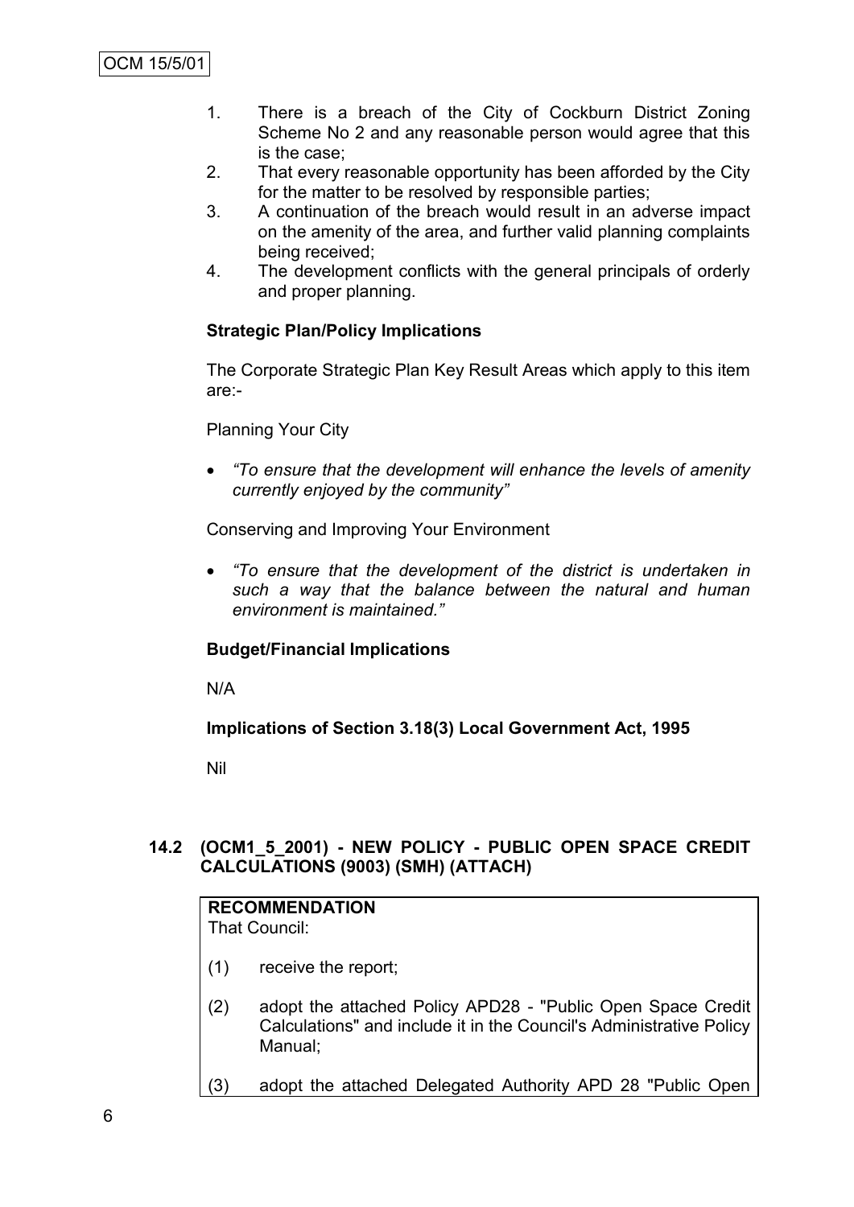1. There is a breach of the City of Cockburn District Zoning Scheme No 2 and any reasonable person would agree that this is the case;
2. That every reasonable opportunity has been afforded by the City for the matter to be resolved by responsible parties;
3. A continuation of the breach would result in an adverse impact on the amenity of the area, and further valid planning complaints being received;
4. The development conflicts with the general principals of orderly and proper planning.

**Strategic Plan/Policy Implications**

The Corporate Strategic Plan Key Result Areas which apply to this item are:-

Planning Your City

- *"To ensure that the development will enhance the levels of amenity currently enjoyed by the community"*

Conserving and Improving Your Environment

- *"To ensure that the development of the district is undertaken in such a way that the balance between the natural and human environment is maintained."*

**Budget/Financial Implications**

N/A

**Implications of Section 3.18(3) Local Government Act, 1995**

Nil

## 14.2 (OCM1_5_2001) - NEW POLICY - PUBLIC OPEN SPACE CREDIT CALCULATIONS (9003) (SMH) (ATTACH)

**RECOMMENDATION**
That Council:

(1) receive the report;

(2) adopt the attached Policy APD28 - "Public Open Space Credit Calculations" and include it in the Council's Administrative Policy Manual;

(3) adopt the attached Delegated Authority APD 28 "Public Open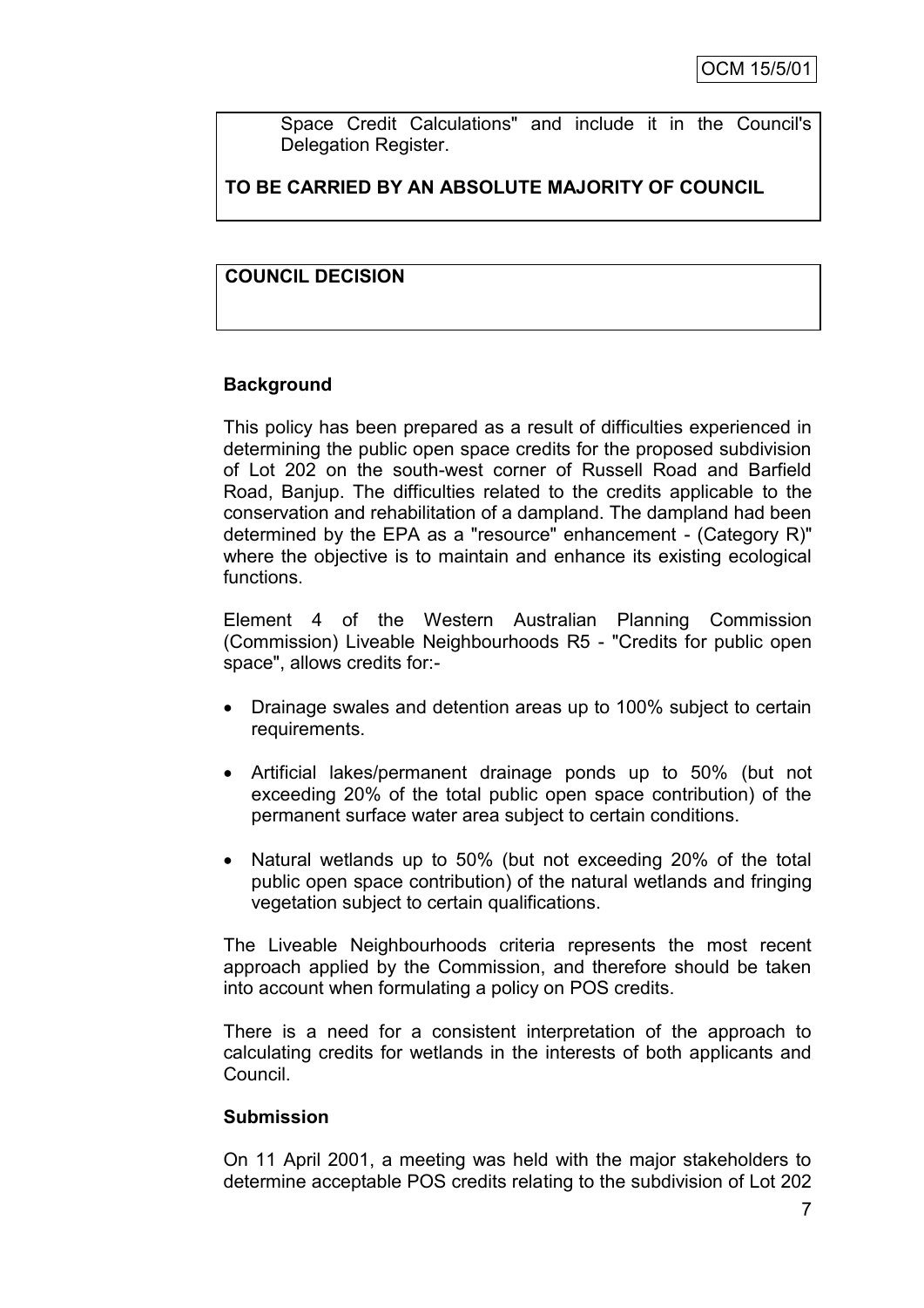Space Credit Calculations" and include it in the Council's Delegation Register.

**TO BE CARRIED BY AN ABSOLUTE MAJORITY OF COUNCIL**

**COUNCIL DECISION**

**Background**

This policy has been prepared as a result of difficulties experienced in determining the public open space credits for the proposed subdivision of Lot 202 on the south-west corner of Russell Road and Barfield Road, Banjup. The difficulties related to the credits applicable to the conservation and rehabilitation of a dampland. The dampland had been determined by the EPA as a "resource" enhancement - (Category R)" where the objective is to maintain and enhance its existing ecological functions.

Element 4 of the Western Australian Planning Commission (Commission) Liveable Neighbourhoods R5 - "Credits for public open space", allows credits for:-

- Drainage swales and detention areas up to 100% subject to certain requirements.
- Artificial lakes/permanent drainage ponds up to 50% (but not exceeding 20% of the total public open space contribution) of the permanent surface water area subject to certain conditions.
- Natural wetlands up to 50% (but not exceeding 20% of the total public open space contribution) of the natural wetlands and fringing vegetation subject to certain qualifications.

The Liveable Neighbourhoods criteria represents the most recent approach applied by the Commission, and therefore should be taken into account when formulating a policy on POS credits.

There is a need for a consistent interpretation of the approach to calculating credits for wetlands in the interests of both applicants and Council.

**Submission**

On 11 April 2001, a meeting was held with the major stakeholders to determine acceptable POS credits relating to the subdivision of Lot 202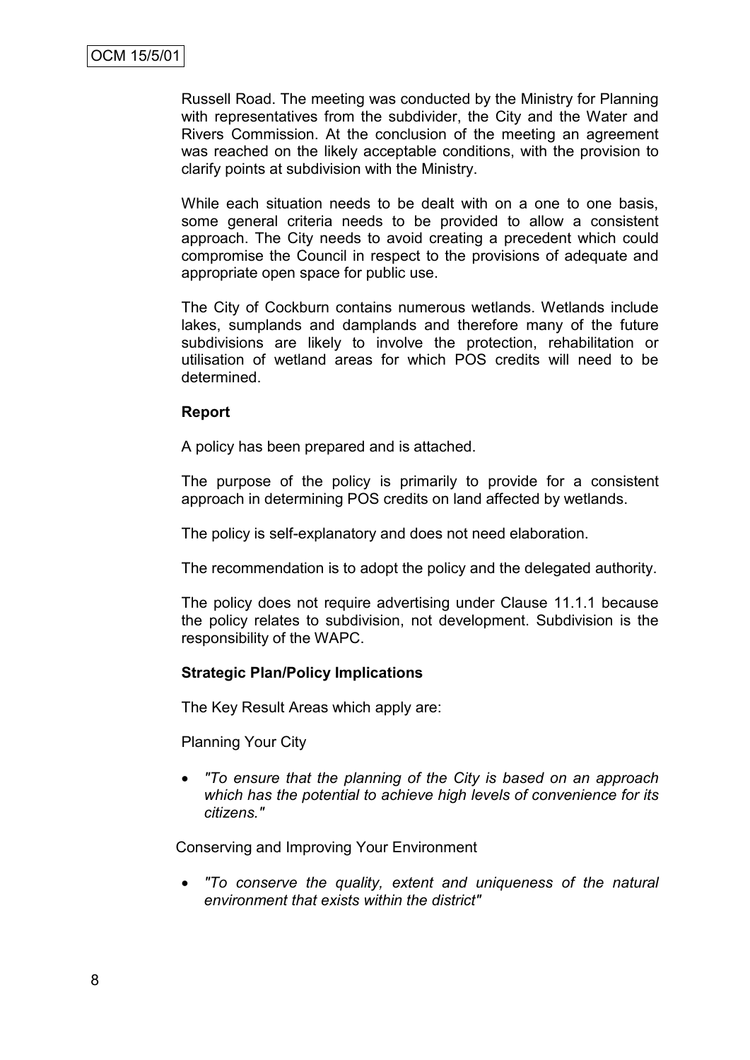Russell Road. The meeting was conducted by the Ministry for Planning with representatives from the subdivider, the City and the Water and Rivers Commission. At the conclusion of the meeting an agreement was reached on the likely acceptable conditions, with the provision to clarify points at subdivision with the Ministry.

While each situation needs to be dealt with on a one to one basis, some general criteria needs to be provided to allow a consistent approach. The City needs to avoid creating a precedent which could compromise the Council in respect to the provisions of adequate and appropriate open space for public use.

The City of Cockburn contains numerous wetlands. Wetlands include lakes, sumplands and damplands and therefore many of the future subdivisions are likely to involve the protection, rehabilitation or utilisation of wetland areas for which POS credits will need to be determined.

**Report**

A policy has been prepared and is attached.

The purpose of the policy is primarily to provide for a consistent approach in determining POS credits on land affected by wetlands.

The policy is self-explanatory and does not need elaboration.

The recommendation is to adopt the policy and the delegated authority.

The policy does not require advertising under Clause 11.1.1 because the policy relates to subdivision, not development. Subdivision is the responsibility of the WAPC.

**Strategic Plan/Policy Implications**

The Key Result Areas which apply are:

Planning Your City

- *"To ensure that the planning of the City is based on an approach which has the potential to achieve high levels of convenience for its citizens."*

Conserving and Improving Your Environment

- *"To conserve the quality, extent and uniqueness of the natural environment that exists within the district"*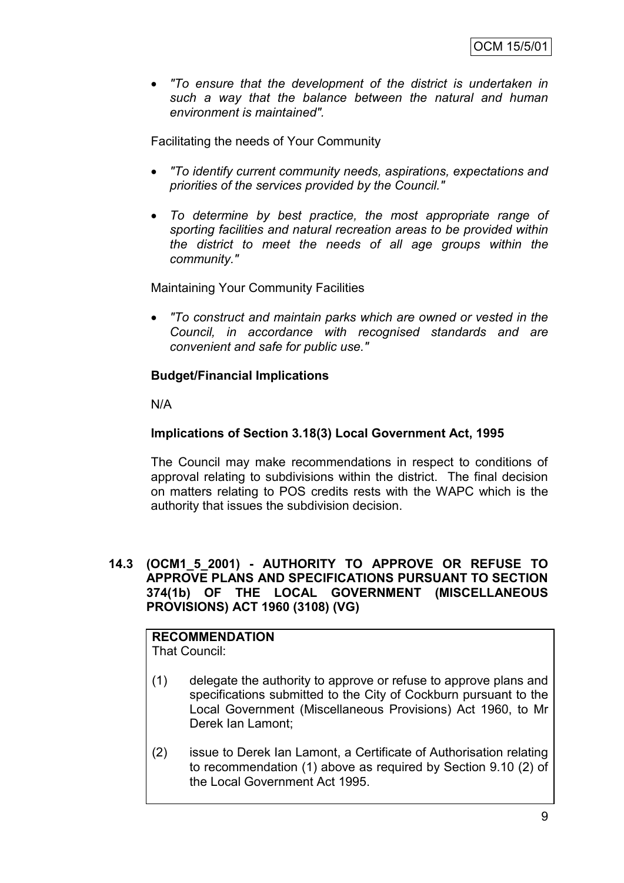- *"To ensure that the development of the district is undertaken in such a way that the balance between the natural and human environment is maintained".*

Facilitating the needs of Your Community

- *"To identify current community needs, aspirations, expectations and priorities of the services provided by the Council."*
- *To determine by best practice, the most appropriate range of sporting facilities and natural recreation areas to be provided within the district to meet the needs of all age groups within the community."*

Maintaining Your Community Facilities

- *"To construct and maintain parks which are owned or vested in the Council, in accordance with recognised standards and are convenient and safe for public use."*

**Budget/Financial Implications**

N/A

**Implications of Section 3.18(3) Local Government Act, 1995**

The Council may make recommendations in respect to conditions of approval relating to subdivisions within the district. The final decision on matters relating to POS credits rests with the WAPC which is the authority that issues the subdivision decision.

**14.3 (OCM1_5_2001) - AUTHORITY TO APPROVE OR REFUSE TO APPROVE PLANS AND SPECIFICATIONS PURSUANT TO SECTION 374(1b) OF THE LOCAL GOVERNMENT (MISCELLANEOUS PROVISIONS) ACT 1960 (3108) (VG)**

**RECOMMENDATION**
That Council:

(1) delegate the authority to approve or refuse to approve plans and specifications submitted to the City of Cockburn pursuant to the Local Government (Miscellaneous Provisions) Act 1960, to Mr Derek Ian Lamont;

(2) issue to Derek Ian Lamont, a Certificate of Authorisation relating to recommendation (1) above as required by Section 9.10 (2) of the Local Government Act 1995.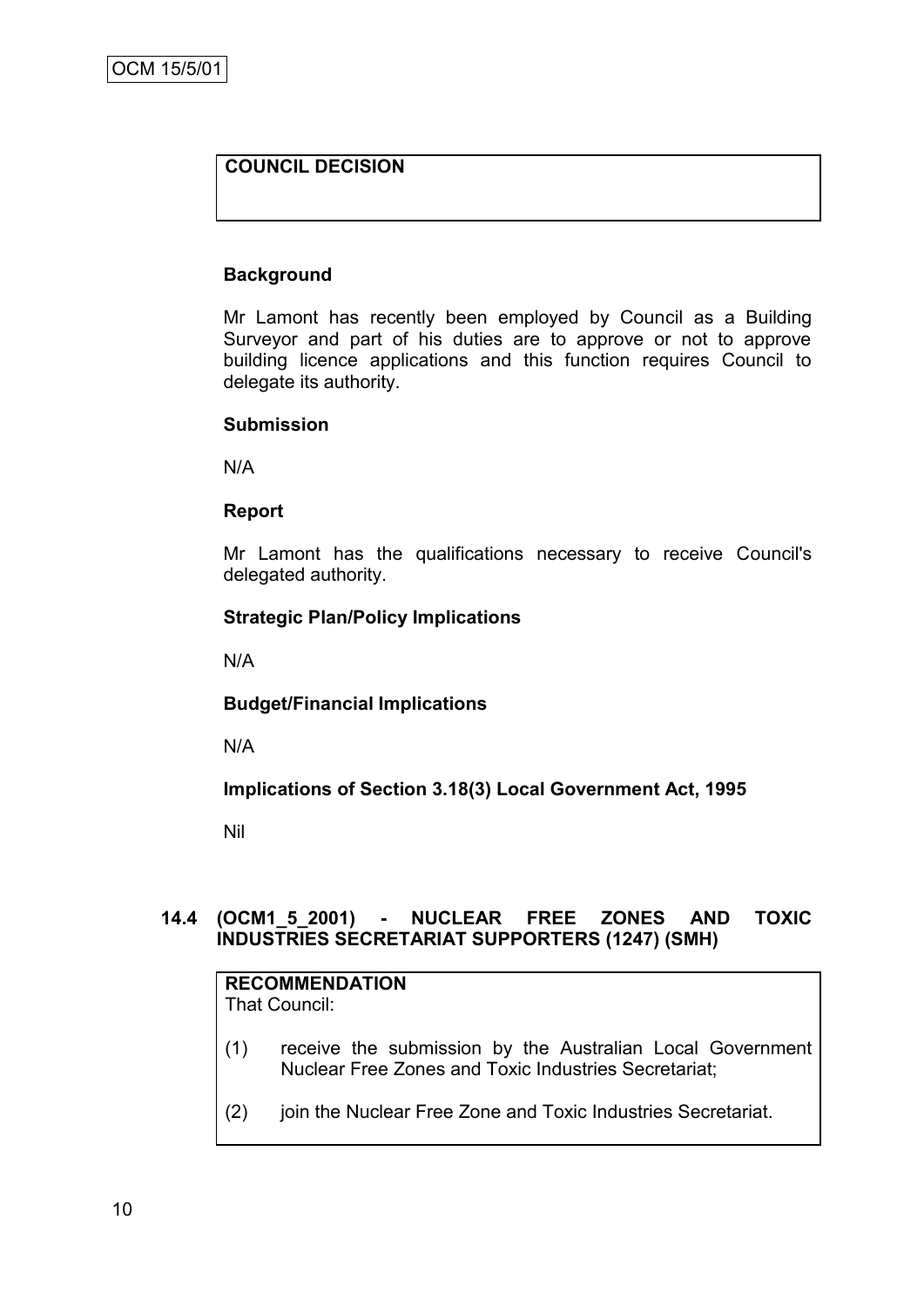**COUNCIL DECISION**

**Background**

Mr Lamont has recently been employed by Council as a Building Surveyor and part of his duties are to approve or not to approve building licence applications and this function requires Council to delegate its authority.

**Submission**

N/A

**Report**

Mr Lamont has the qualifications necessary to receive Council's delegated authority.

**Strategic Plan/Policy Implications**

N/A

**Budget/Financial Implications**

N/A

**Implications of Section 3.18(3) Local Government Act, 1995**

Nil

## 14.4 (OCM1_5_2001) - NUCLEAR FREE ZONES AND TOXIC INDUSTRIES SECRETARIAT SUPPORTERS (1247) (SMH)

**RECOMMENDATION**
That Council:

(1) receive the submission by the Australian Local Government Nuclear Free Zones and Toxic Industries Secretariat;

(2) join the Nuclear Free Zone and Toxic Industries Secretariat.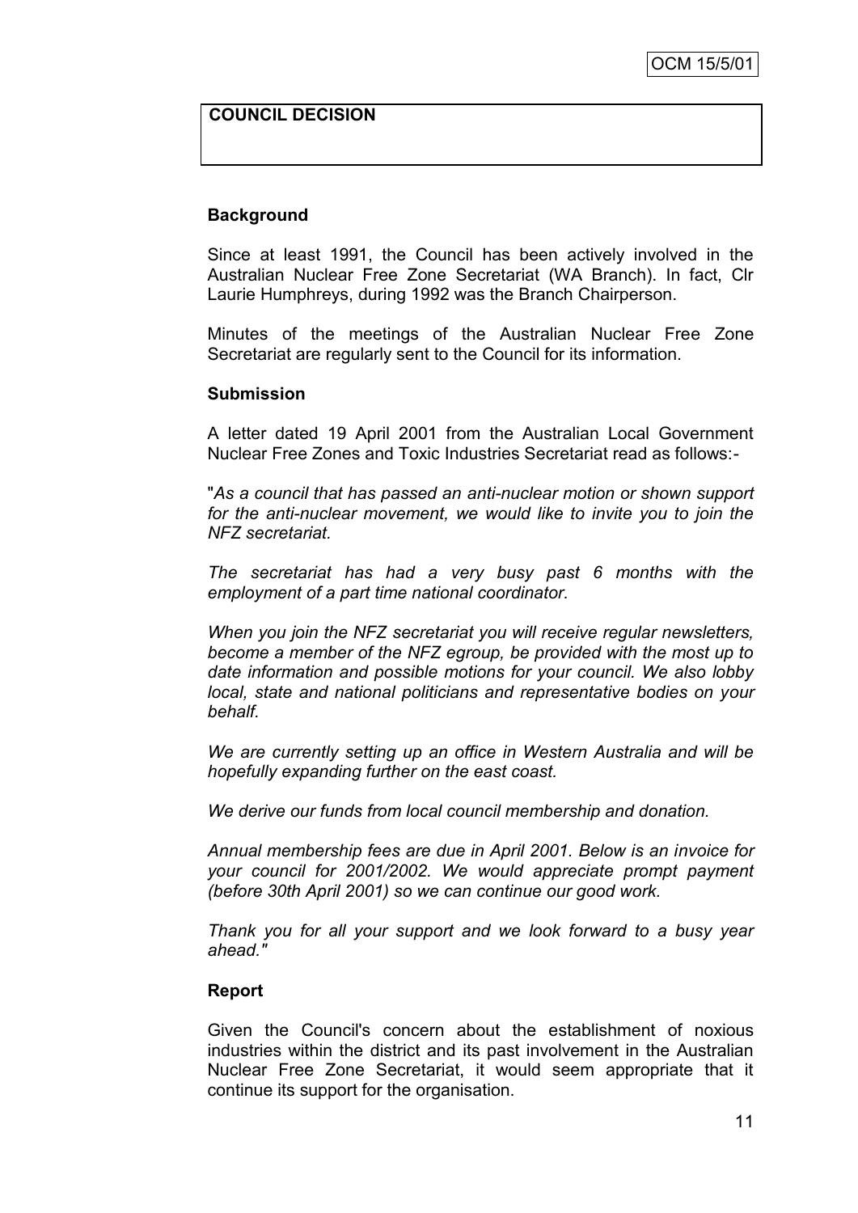**COUNCIL DECISION**

**Background**

Since at least 1991, the Council has been actively involved in the Australian Nuclear Free Zone Secretariat (WA Branch). In fact, Clr Laurie Humphreys, during 1992 was the Branch Chairperson.

Minutes of the meetings of the Australian Nuclear Free Zone Secretariat are regularly sent to the Council for its information.

**Submission**

A letter dated 19 April 2001 from the Australian Local Government Nuclear Free Zones and Toxic Industries Secretariat read as follows:-

"*As a council that has passed an anti-nuclear motion or shown support for the anti-nuclear movement, we would like to invite you to join the NFZ secretariat.*

*The secretariat has had a very busy past 6 months with the employment of a part time national coordinator.*

*When you join the NFZ secretariat you will receive regular newsletters, become a member of the NFZ egroup, be provided with the most up to date information and possible motions for your council. We also lobby local, state and national politicians and representative bodies on your behalf.*

*We are currently setting up an office in Western Australia and will be hopefully expanding further on the east coast.*

*We derive our funds from local council membership and donation.*

*Annual membership fees are due in April 2001. Below is an invoice for your council for 2001/2002. We would appreciate prompt payment (before 30th April 2001) so we can continue our good work.*

*Thank you for all your support and we look forward to a busy year ahead."*

**Report**

Given the Council's concern about the establishment of noxious industries within the district and its past involvement in the Australian Nuclear Free Zone Secretariat, it would seem appropriate that it continue its support for the organisation.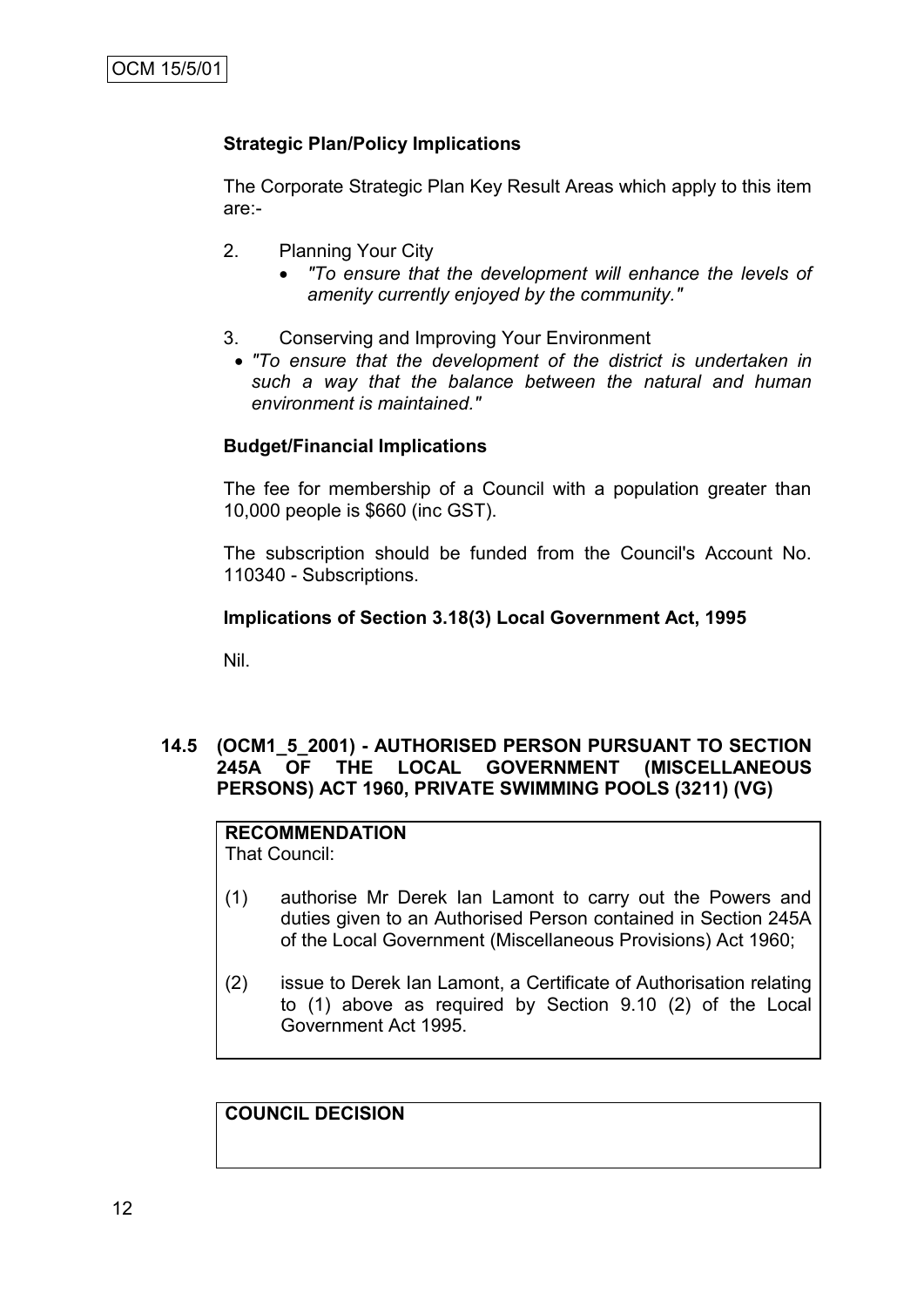**Strategic Plan/Policy Implications**

The Corporate Strategic Plan Key Result Areas which apply to this item are:-

2. Planning Your City
   - *"To ensure that the development will enhance the levels of amenity currently enjoyed by the community."*

3. Conserving and Improving Your Environment
   - *"To ensure that the development of the district is undertaken in such a way that the balance between the natural and human environment is maintained."*

**Budget/Financial Implications**

The fee for membership of a Council with a population greater than 10,000 people is $660 (inc GST).

The subscription should be funded from the Council's Account No. 110340 - Subscriptions.

**Implications of Section 3.18(3) Local Government Act, 1995**

Nil.

## 14.5 (OCM1_5_2001) - AUTHORISED PERSON PURSUANT TO SECTION 245A OF THE LOCAL GOVERNMENT (MISCELLANEOUS PERSONS) ACT 1960, PRIVATE SWIMMING POOLS (3211) (VG)

**RECOMMENDATION**
That Council:

(1) authorise Mr Derek Ian Lamont to carry out the Powers and duties given to an Authorised Person contained in Section 245A of the Local Government (Miscellaneous Provisions) Act 1960;

(2) issue to Derek Ian Lamont, a Certificate of Authorisation relating to (1) above as required by Section 9.10 (2) of the Local Government Act 1995.

**COUNCIL DECISION**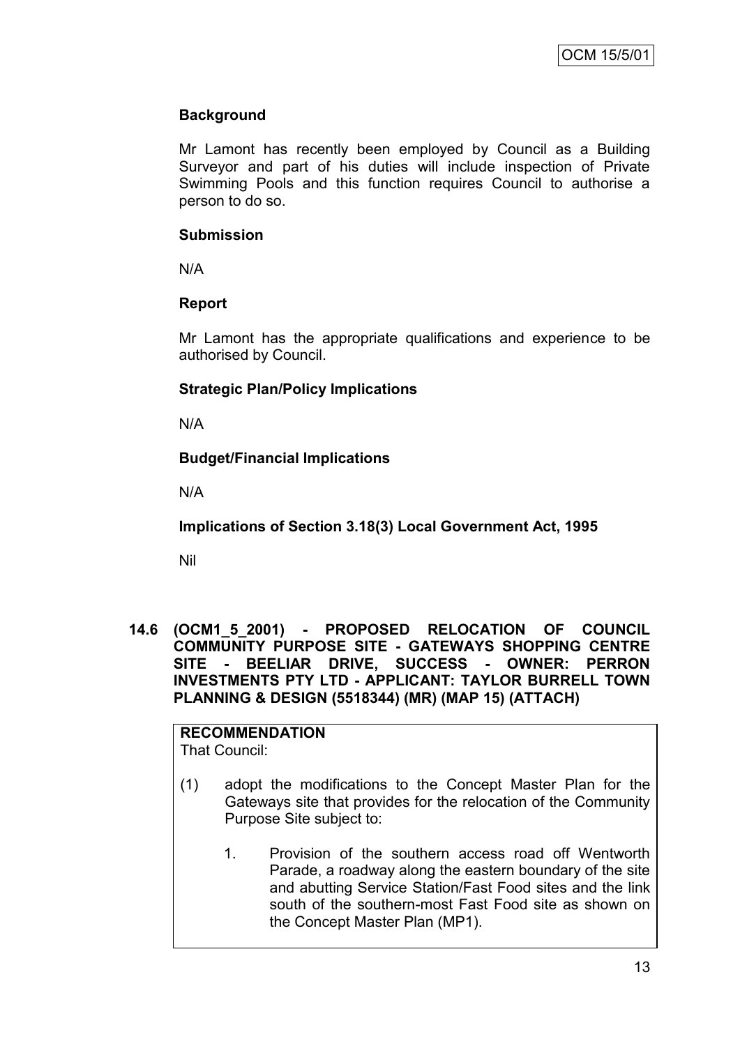**Background**

Mr Lamont has recently been employed by Council as a Building Surveyor and part of his duties will include inspection of Private Swimming Pools and this function requires Council to authorise a person to do so.

**Submission**

N/A

**Report**

Mr Lamont has the appropriate qualifications and experience to be authorised by Council.

**Strategic Plan/Policy Implications**

N/A

**Budget/Financial Implications**

N/A

**Implications of Section 3.18(3) Local Government Act, 1995**

Nil

## 14.6 (OCM1_5_2001) - PROPOSED RELOCATION OF COUNCIL COMMUNITY PURPOSE SITE - GATEWAYS SHOPPING CENTRE SITE - BEELIAR DRIVE, SUCCESS - OWNER: PERRON INVESTMENTS PTY LTD - APPLICANT: TAYLOR BURRELL TOWN PLANNING & DESIGN (5518344) (MR) (MAP 15) (ATTACH)

**RECOMMENDATION**
That Council:

(1) adopt the modifications to the Concept Master Plan for the Gateways site that provides for the relocation of the Community Purpose Site subject to:

1. Provision of the southern access road off Wentworth Parade, a roadway along the eastern boundary of the site and abutting Service Station/Fast Food sites and the link south of the southern-most Fast Food site as shown on the Concept Master Plan (MP1).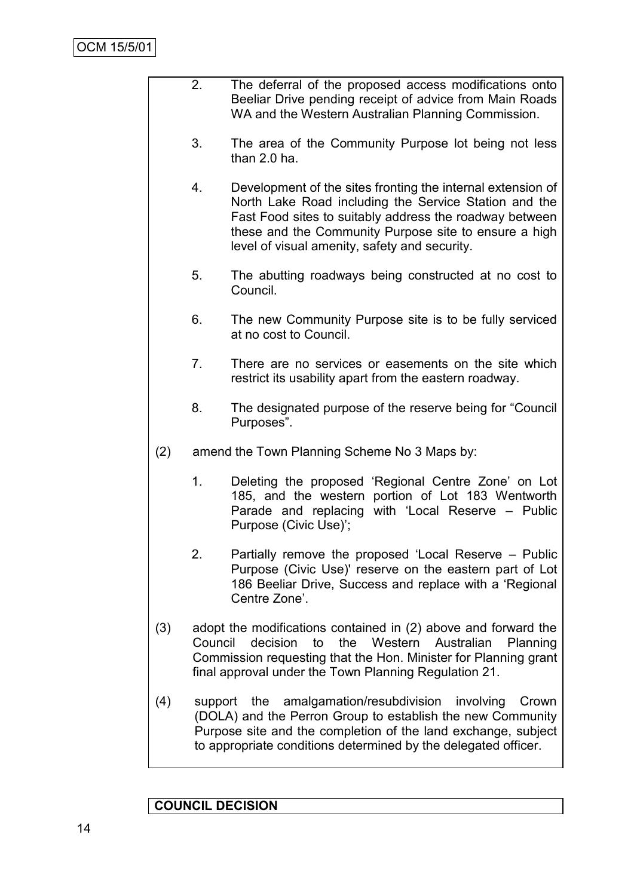2. The deferral of the proposed access modifications onto Beeliar Drive pending receipt of advice from Main Roads WA and the Western Australian Planning Commission.

3. The area of the Community Purpose lot being not less than 2.0 ha.

4. Development of the sites fronting the internal extension of North Lake Road including the Service Station and the Fast Food sites to suitably address the roadway between these and the Community Purpose site to ensure a high level of visual amenity, safety and security.

5. The abutting roadways being constructed at no cost to Council.

6. The new Community Purpose site is to be fully serviced at no cost to Council.

7. There are no services or easements on the site which restrict its usability apart from the eastern roadway.

8. The designated purpose of the reserve being for "Council Purposes".

(2) amend the Town Planning Scheme No 3 Maps by:

1. Deleting the proposed 'Regional Centre Zone' on Lot 185, and the western portion of Lot 183 Wentworth Parade and replacing with 'Local Reserve – Public Purpose (Civic Use)';

2. Partially remove the proposed 'Local Reserve – Public Purpose (Civic Use)' reserve on the eastern part of Lot 186 Beeliar Drive, Success and replace with a 'Regional Centre Zone'.

(3) adopt the modifications contained in (2) above and forward the Council decision to the Western Australian Planning Commission requesting that the Hon. Minister for Planning grant final approval under the Town Planning Regulation 21.

(4) support the amalgamation/resubdivision involving Crown (DOLA) and the Perron Group to establish the new Community Purpose site and the completion of the land exchange, subject to appropriate conditions determined by the delegated officer.

**COUNCIL DECISION**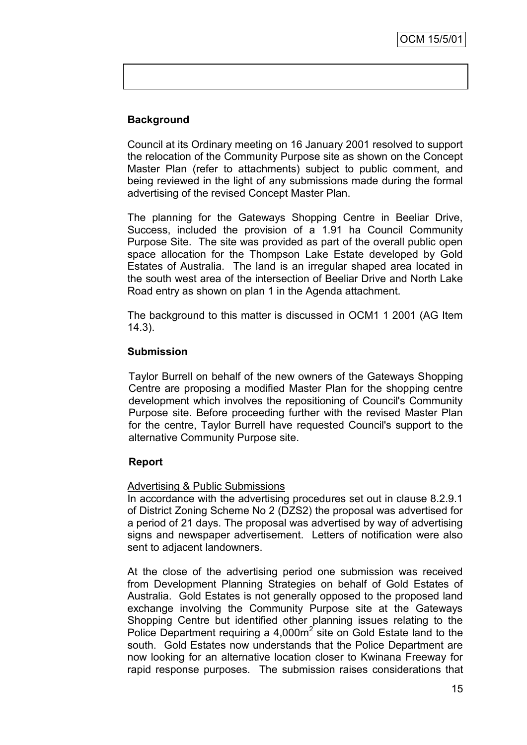### Background

Council at its Ordinary meeting on 16 January 2001 resolved to support the relocation of the Community Purpose site as shown on the Concept Master Plan (refer to attachments) subject to public comment, and being reviewed in the light of any submissions made during the formal advertising of the revised Concept Master Plan.

The planning for the Gateways Shopping Centre in Beeliar Drive, Success, included the provision of a 1.91 ha Council Community Purpose Site. The site was provided as part of the overall public open space allocation for the Thompson Lake Estate developed by Gold Estates of Australia. The land is an irregular shaped area located in the south west area of the intersection of Beeliar Drive and North Lake Road entry as shown on plan 1 in the Agenda attachment.

The background to this matter is discussed in OCM1 1 2001 (AG Item 14.3).

### Submission

Taylor Burrell on behalf of the new owners of the Gateways Shopping Centre are proposing a modified Master Plan for the shopping centre development which involves the repositioning of Council's Community Purpose site. Before proceeding further with the revised Master Plan for the centre, Taylor Burrell have requested Council's support to the alternative Community Purpose site.

### Report

Advertising & Public Submissions

In accordance with the advertising procedures set out in clause 8.2.9.1 of District Zoning Scheme No 2 (DZS2) the proposal was advertised for a period of 21 days. The proposal was advertised by way of advertising signs and newspaper advertisement. Letters of notification were also sent to adjacent landowners.

At the close of the advertising period one submission was received from Development Planning Strategies on behalf of Gold Estates of Australia. Gold Estates is not generally opposed to the proposed land exchange involving the Community Purpose site at the Gateways Shopping Centre but identified other planning issues relating to the Police Department requiring a 4,000m$^2$ site on Gold Estate land to the south. Gold Estates now understands that the Police Department are now looking for an alternative location closer to Kwinana Freeway for rapid response purposes. The submission raises considerations that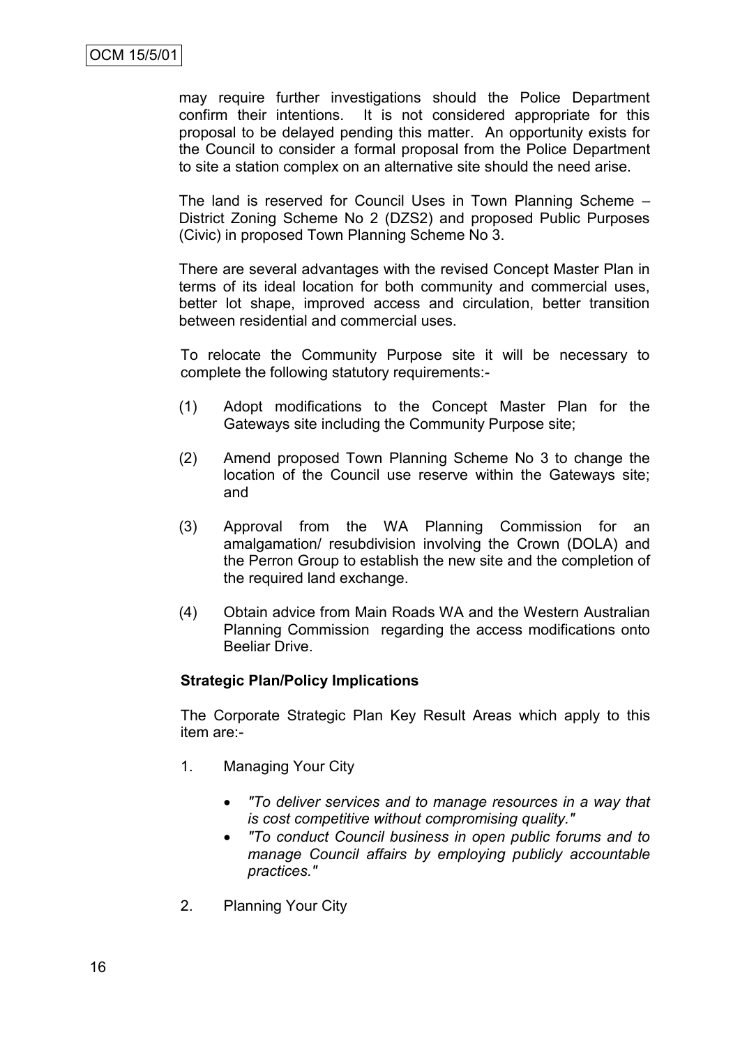may require further investigations should the Police Department confirm their intentions. It is not considered appropriate for this proposal to be delayed pending this matter. An opportunity exists for the Council to consider a formal proposal from the Police Department to site a station complex on an alternative site should the need arise.

The land is reserved for Council Uses in Town Planning Scheme – District Zoning Scheme No 2 (DZS2) and proposed Public Purposes (Civic) in proposed Town Planning Scheme No 3.

There are several advantages with the revised Concept Master Plan in terms of its ideal location for both community and commercial uses, better lot shape, improved access and circulation, better transition between residential and commercial uses.

To relocate the Community Purpose site it will be necessary to complete the following statutory requirements:-

(1) Adopt modifications to the Concept Master Plan for the Gateways site including the Community Purpose site;

(2) Amend proposed Town Planning Scheme No 3 to change the location of the Council use reserve within the Gateways site; and

(3) Approval from the WA Planning Commission for an amalgamation/ resubdivision involving the Crown (DOLA) and the Perron Group to establish the new site and the completion of the required land exchange.

(4) Obtain advice from Main Roads WA and the Western Australian Planning Commission regarding the access modifications onto Beeliar Drive.

**Strategic Plan/Policy Implications**

The Corporate Strategic Plan Key Result Areas which apply to this item are:-

1. Managing Your City

   - *"To deliver services and to manage resources in a way that is cost competitive without compromising quality."*
   - *"To conduct Council business in open public forums and to manage Council affairs by employing publicly accountable practices."*

2. Planning Your City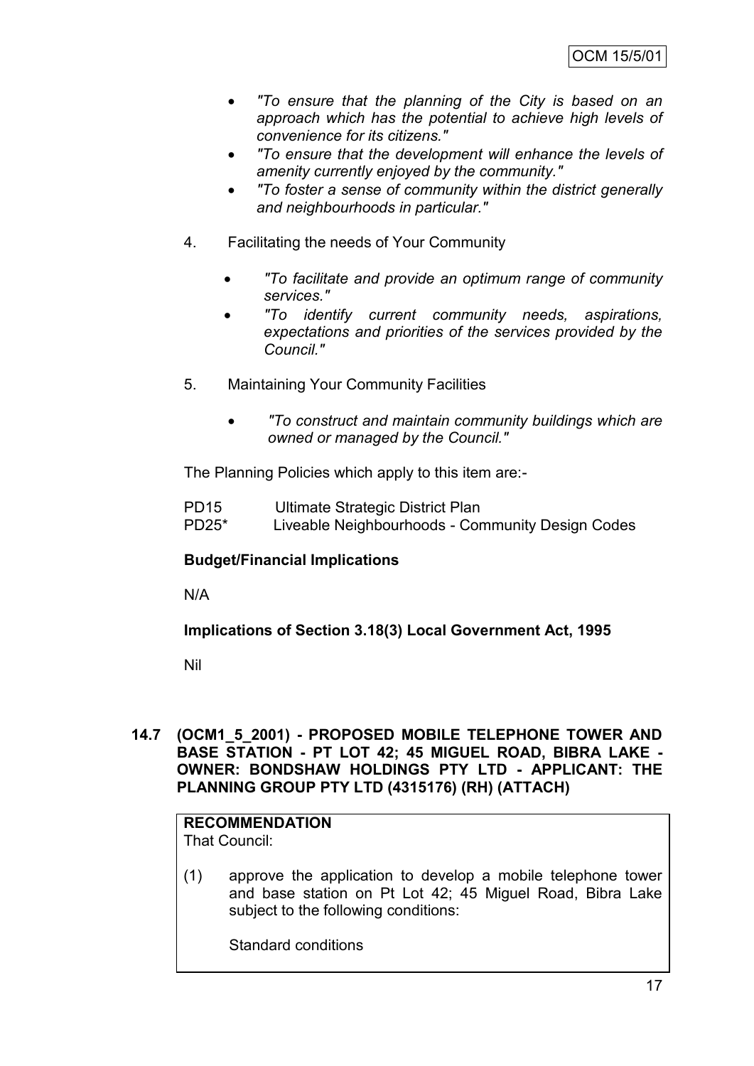- *"To ensure that the planning of the City is based on an approach which has the potential to achieve high levels of convenience for its citizens."*
- *"To ensure that the development will enhance the levels of amenity currently enjoyed by the community."*
- *"To foster a sense of community within the district generally and neighbourhoods in particular."*

4. Facilitating the needs of Your Community

   - *"To facilitate and provide an optimum range of community services."*
   - *"To identify current community needs, aspirations, expectations and priorities of the services provided by the Council."*

5. Maintaining Your Community Facilities

   - *"To construct and maintain community buildings which are owned or managed by the Council."*

The Planning Policies which apply to this item are:-

PD15 Ultimate Strategic District Plan
PD25* Liveable Neighbourhoods - Community Design Codes

**Budget/Financial Implications**

N/A

**Implications of Section 3.18(3) Local Government Act, 1995**

Nil

## 14.7 (OCM1_5_2001) - PROPOSED MOBILE TELEPHONE TOWER AND BASE STATION - PT LOT 42; 45 MIGUEL ROAD, BIBRA LAKE - OWNER: BONDSHAW HOLDINGS PTY LTD - APPLICANT: THE PLANNING GROUP PTY LTD (4315176) (RH) (ATTACH)

**RECOMMENDATION**
That Council:

(1) approve the application to develop a mobile telephone tower and base station on Pt Lot 42; 45 Miguel Road, Bibra Lake subject to the following conditions:

Standard conditions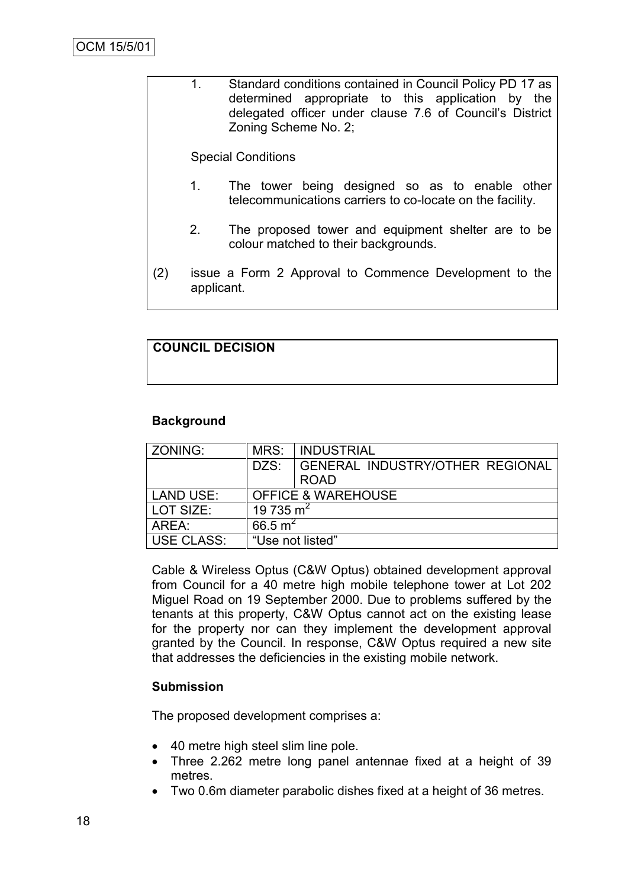1. Standard conditions contained in Council Policy PD 17 as determined appropriate to this application by the delegated officer under clause 7.6 of Council's District Zoning Scheme No. 2;

Special Conditions

1. The tower being designed so as to enable other telecommunications carriers to co-locate on the facility.

2. The proposed tower and equipment shelter are to be colour matched to their backgrounds.

(2) issue a Form 2 Approval to Commence Development to the applicant.

**COUNCIL DECISION**

**Background**

| ZONING: | MRS: | INDUSTRIAL |
|---|---|---|
| | DZS: | GENERAL INDUSTRY/OTHER REGIONAL ROAD |
| LAND USE: | OFFICE & WAREHOUSE | |
| LOT SIZE: | 19 735 m$^2$ | |
| AREA: | 66.5 m$^2$ | |
| USE CLASS: | "Use not listed" | |

Cable & Wireless Optus (C&W Optus) obtained development approval from Council for a 40 metre high mobile telephone tower at Lot 202 Miguel Road on 19 September 2000. Due to problems suffered by the tenants at this property, C&W Optus cannot act on the existing lease for the property nor can they implement the development approval granted by the Council. In response, C&W Optus required a new site that addresses the deficiencies in the existing mobile network.

**Submission**

The proposed development comprises a:

- 40 metre high steel slim line pole.
- Three 2.262 metre long panel antennae fixed at a height of 39 metres.
- Two 0.6m diameter parabolic dishes fixed at a height of 36 metres.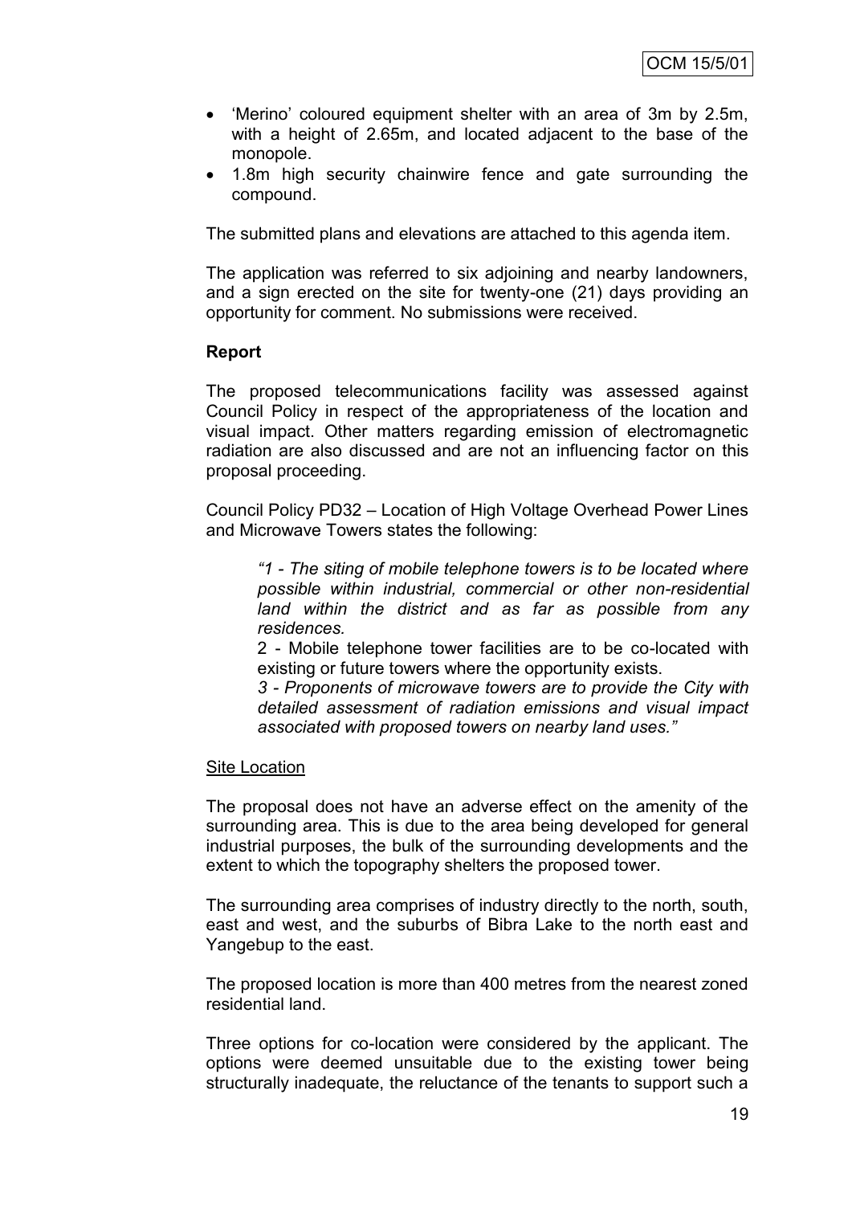- 'Merino' coloured equipment shelter with an area of 3m by 2.5m, with a height of 2.65m, and located adjacent to the base of the monopole.
- 1.8m high security chainwire fence and gate surrounding the compound.

The submitted plans and elevations are attached to this agenda item.

The application was referred to six adjoining and nearby landowners, and a sign erected on the site for twenty-one (21) days providing an opportunity for comment. No submissions were received.

**Report**

The proposed telecommunications facility was assessed against Council Policy in respect of the appropriateness of the location and visual impact. Other matters regarding emission of electromagnetic radiation are also discussed and are not an influencing factor on this proposal proceeding.

Council Policy PD32 – Location of High Voltage Overhead Power Lines and Microwave Towers states the following:

> *"1 - The siting of mobile telephone towers is to be located where possible within industrial, commercial or other non-residential land within the district and as far as possible from any residences.*
> 2 - Mobile telephone tower facilities are to be co-located with existing or future towers where the opportunity exists.
> *3 - Proponents of microwave towers are to provide the City with detailed assessment of radiation emissions and visual impact associated with proposed towers on nearby land uses."*

Site Location

The proposal does not have an adverse effect on the amenity of the surrounding area. This is due to the area being developed for general industrial purposes, the bulk of the surrounding developments and the extent to which the topography shelters the proposed tower.

The surrounding area comprises of industry directly to the north, south, east and west, and the suburbs of Bibra Lake to the north east and Yangebup to the east.

The proposed location is more than 400 metres from the nearest zoned residential land.

Three options for co-location were considered by the applicant. The options were deemed unsuitable due to the existing tower being structurally inadequate, the reluctance of the tenants to support such a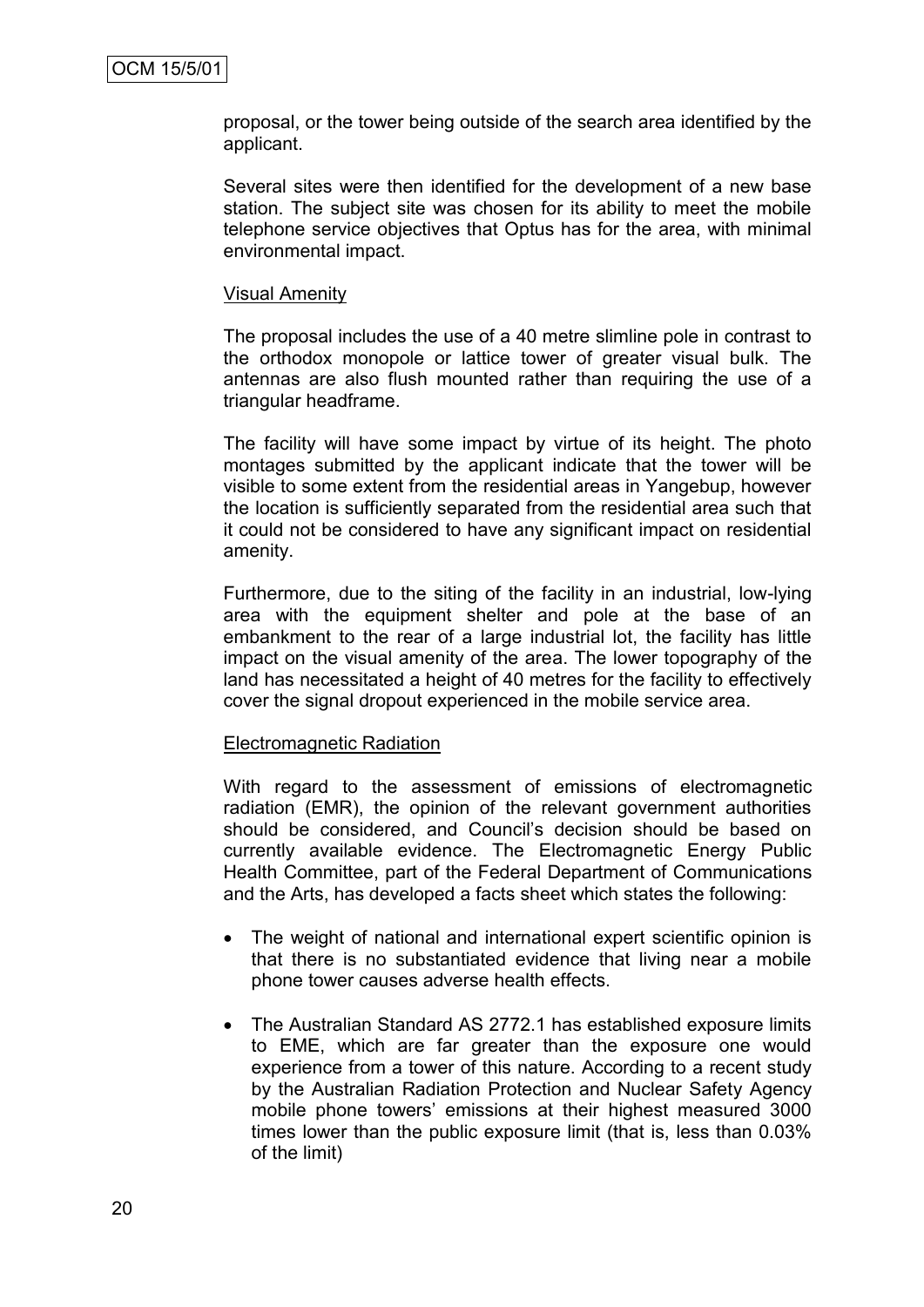proposal, or the tower being outside of the search area identified by the applicant.

Several sites were then identified for the development of a new base station. The subject site was chosen for its ability to meet the mobile telephone service objectives that Optus has for the area, with minimal environmental impact.

Visual Amenity

The proposal includes the use of a 40 metre slimline pole in contrast to the orthodox monopole or lattice tower of greater visual bulk. The antennas are also flush mounted rather than requiring the use of a triangular headframe.

The facility will have some impact by virtue of its height. The photo montages submitted by the applicant indicate that the tower will be visible to some extent from the residential areas in Yangebup, however the location is sufficiently separated from the residential area such that it could not be considered to have any significant impact on residential amenity.

Furthermore, due to the siting of the facility in an industrial, low-lying area with the equipment shelter and pole at the base of an embankment to the rear of a large industrial lot, the facility has little impact on the visual amenity of the area. The lower topography of the land has necessitated a height of 40 metres for the facility to effectively cover the signal dropout experienced in the mobile service area.

Electromagnetic Radiation

With regard to the assessment of emissions of electromagnetic radiation (EMR), the opinion of the relevant government authorities should be considered, and Council's decision should be based on currently available evidence. The Electromagnetic Energy Public Health Committee, part of the Federal Department of Communications and the Arts, has developed a facts sheet which states the following:

- The weight of national and international expert scientific opinion is that there is no substantiated evidence that living near a mobile phone tower causes adverse health effects.
- The Australian Standard AS 2772.1 has established exposure limits to EME, which are far greater than the exposure one would experience from a tower of this nature. According to a recent study by the Australian Radiation Protection and Nuclear Safety Agency mobile phone towers' emissions at their highest measured 3000 times lower than the public exposure limit (that is, less than 0.03% of the limit)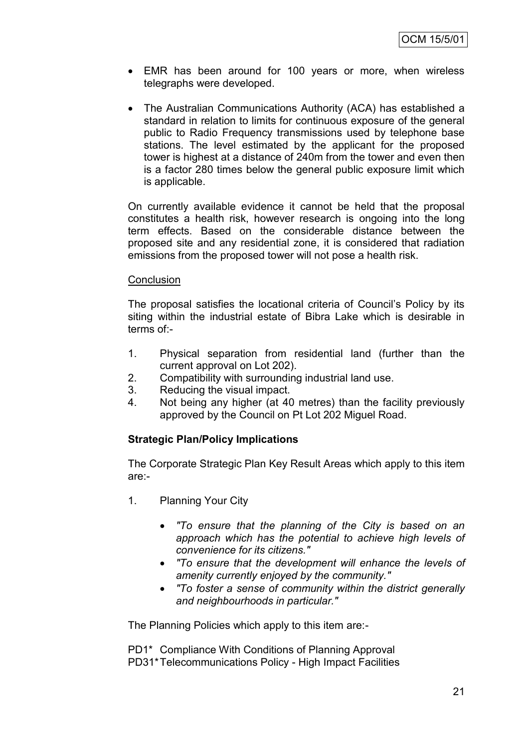- EMR has been around for 100 years or more, when wireless telegraphs were developed.

- The Australian Communications Authority (ACA) has established a standard in relation to limits for continuous exposure of the general public to Radio Frequency transmissions used by telephone base stations. The level estimated by the applicant for the proposed tower is highest at a distance of 240m from the tower and even then is a factor 280 times below the general public exposure limit which is applicable.

On currently available evidence it cannot be held that the proposal constitutes a health risk, however research is ongoing into the long term effects. Based on the considerable distance between the proposed site and any residential zone, it is considered that radiation emissions from the proposed tower will not pose a health risk.

Conclusion

The proposal satisfies the locational criteria of Council's Policy by its siting within the industrial estate of Bibra Lake which is desirable in terms of:-

1. Physical separation from residential land (further than the current approval on Lot 202).
2. Compatibility with surrounding industrial land use.
3. Reducing the visual impact.
4. Not being any higher (at 40 metres) than the facility previously approved by the Council on Pt Lot 202 Miguel Road.

**Strategic Plan/Policy Implications**

The Corporate Strategic Plan Key Result Areas which apply to this item are:-

1. Planning Your City

    - *"To ensure that the planning of the City is based on an approach which has the potential to achieve high levels of convenience for its citizens."*
    - *"To ensure that the development will enhance the levels of amenity currently enjoyed by the community."*
    - *"To foster a sense of community within the district generally and neighbourhoods in particular."*

The Planning Policies which apply to this item are:-

PD1* Compliance With Conditions of Planning Approval
PD31* Telecommunications Policy - High Impact Facilities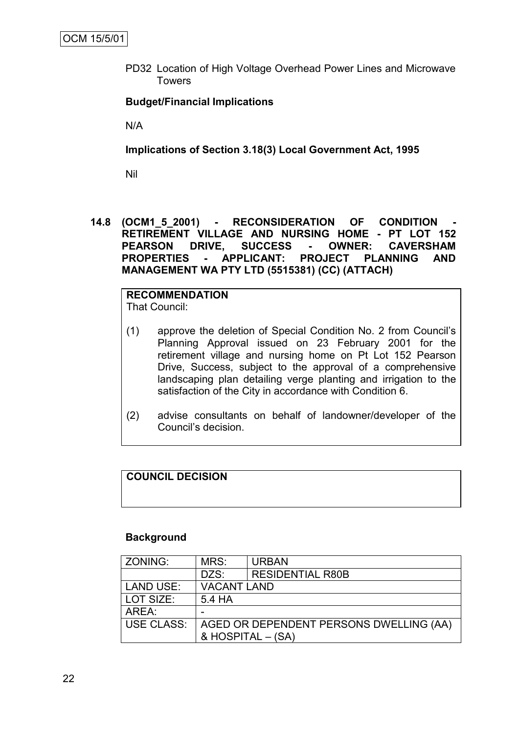PD32 Location of High Voltage Overhead Power Lines and Microwave Towers

**Budget/Financial Implications**

N/A

**Implications of Section 3.18(3) Local Government Act, 1995**

Nil

**14.8 (OCM1_5_2001) - RECONSIDERATION OF CONDITION - RETIREMENT VILLAGE AND NURSING HOME - PT LOT 152 PEARSON DRIVE, SUCCESS - OWNER: CAVERSHAM PROPERTIES - APPLICANT: PROJECT PLANNING AND MANAGEMENT WA PTY LTD (5515381) (CC) (ATTACH)**

**RECOMMENDATION**
That Council:

(1) approve the deletion of Special Condition No. 2 from Council's Planning Approval issued on 23 February 2001 for the retirement village and nursing home on Pt Lot 152 Pearson Drive, Success, subject to the approval of a comprehensive landscaping plan detailing verge planting and irrigation to the satisfaction of the City in accordance with Condition 6.

(2) advise consultants on behalf of landowner/developer of the Council's decision.

**COUNCIL DECISION**

**Background**

| ZONING: | MRS: | URBAN |
|---|---|---|
| | DZS: | RESIDENTIAL R80B |
| LAND USE: | VACANT LAND | |
| LOT SIZE: | 5.4 HA | |
| AREA: | - | |
| USE CLASS: | AGED OR DEPENDENT PERSONS DWELLING (AA) & HOSPITAL – (SA) | |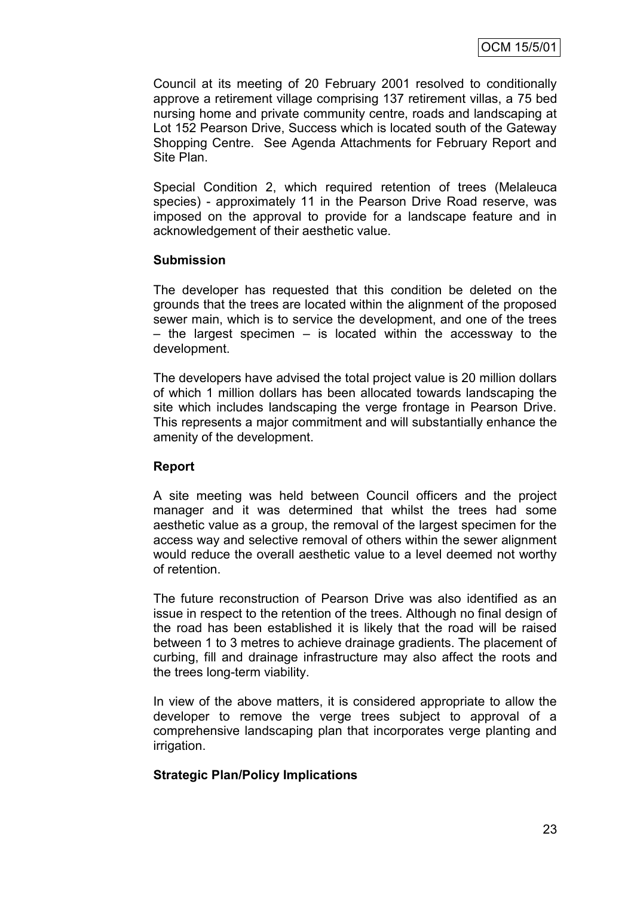Council at its meeting of 20 February 2001 resolved to conditionally approve a retirement village comprising 137 retirement villas, a 75 bed nursing home and private community centre, roads and landscaping at Lot 152 Pearson Drive, Success which is located south of the Gateway Shopping Centre. See Agenda Attachments for February Report and Site Plan.

Special Condition 2, which required retention of trees (Melaleuca species) - approximately 11 in the Pearson Drive Road reserve, was imposed on the approval to provide for a landscape feature and in acknowledgement of their aesthetic value.

**Submission**

The developer has requested that this condition be deleted on the grounds that the trees are located within the alignment of the proposed sewer main, which is to service the development, and one of the trees – the largest specimen – is located within the accessway to the development.

The developers have advised the total project value is 20 million dollars of which 1 million dollars has been allocated towards landscaping the site which includes landscaping the verge frontage in Pearson Drive. This represents a major commitment and will substantially enhance the amenity of the development.

**Report**

A site meeting was held between Council officers and the project manager and it was determined that whilst the trees had some aesthetic value as a group, the removal of the largest specimen for the access way and selective removal of others within the sewer alignment would reduce the overall aesthetic value to a level deemed not worthy of retention.

The future reconstruction of Pearson Drive was also identified as an issue in respect to the retention of the trees. Although no final design of the road has been established it is likely that the road will be raised between 1 to 3 metres to achieve drainage gradients. The placement of curbing, fill and drainage infrastructure may also affect the roots and the trees long-term viability.

In view of the above matters, it is considered appropriate to allow the developer to remove the verge trees subject to approval of a comprehensive landscaping plan that incorporates verge planting and irrigation.

**Strategic Plan/Policy Implications**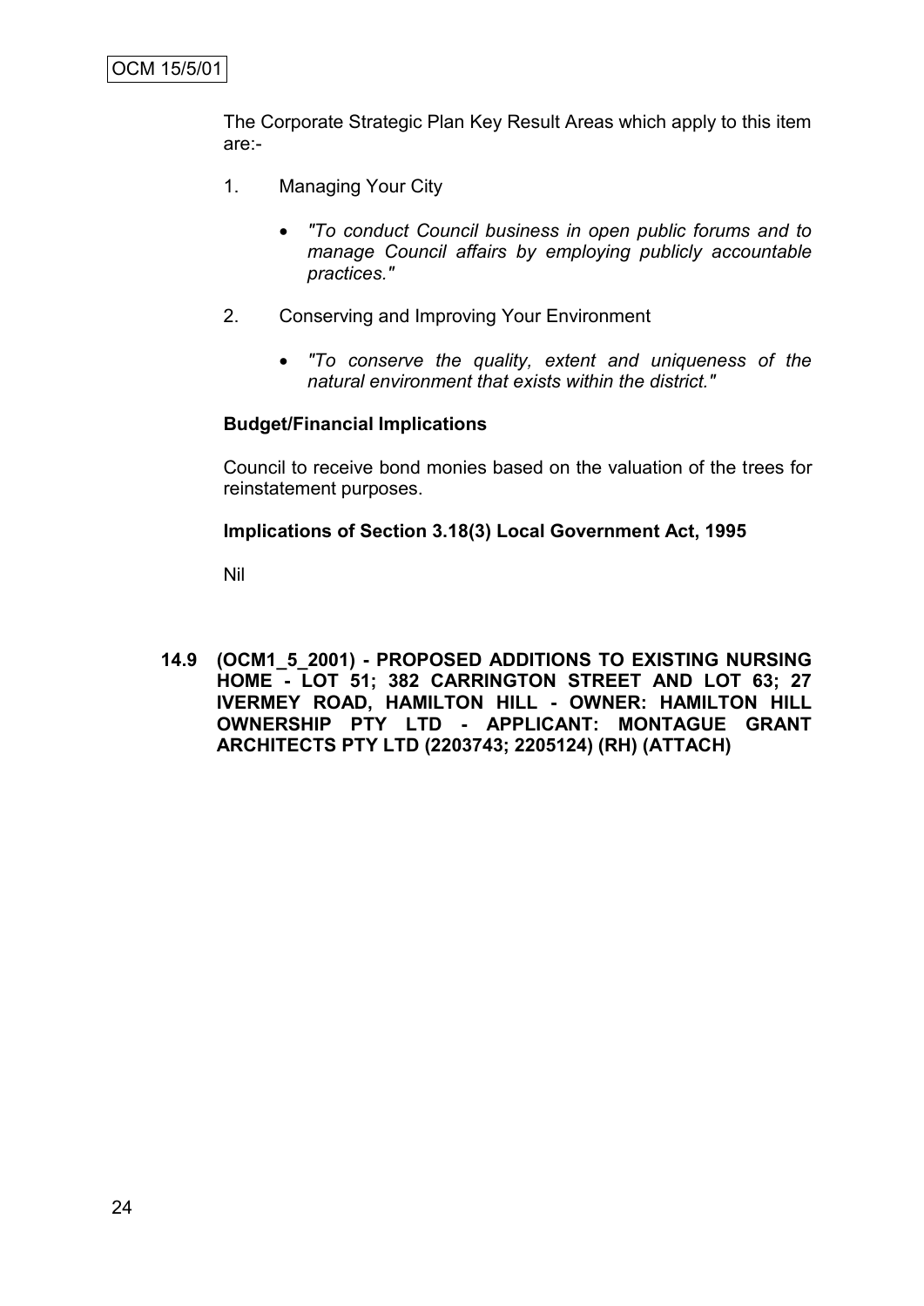The Corporate Strategic Plan Key Result Areas which apply to this item are:-

1. Managing Your City

   - *"To conduct Council business in open public forums and to manage Council affairs by employing publicly accountable practices."*

2. Conserving and Improving Your Environment

   - *"To conserve the quality, extent and uniqueness of the natural environment that exists within the district."*

**Budget/Financial Implications**

Council to receive bond monies based on the valuation of the trees for reinstatement purposes.

**Implications of Section 3.18(3) Local Government Act, 1995**

Nil

**14.9 (OCM1_5_2001) - PROPOSED ADDITIONS TO EXISTING NURSING HOME - LOT 51; 382 CARRINGTON STREET AND LOT 63; 27 IVERMEY ROAD, HAMILTON HILL - OWNER: HAMILTON HILL OWNERSHIP PTY LTD - APPLICANT: MONTAGUE GRANT ARCHITECTS PTY LTD (2203743; 2205124) (RH) (ATTACH)**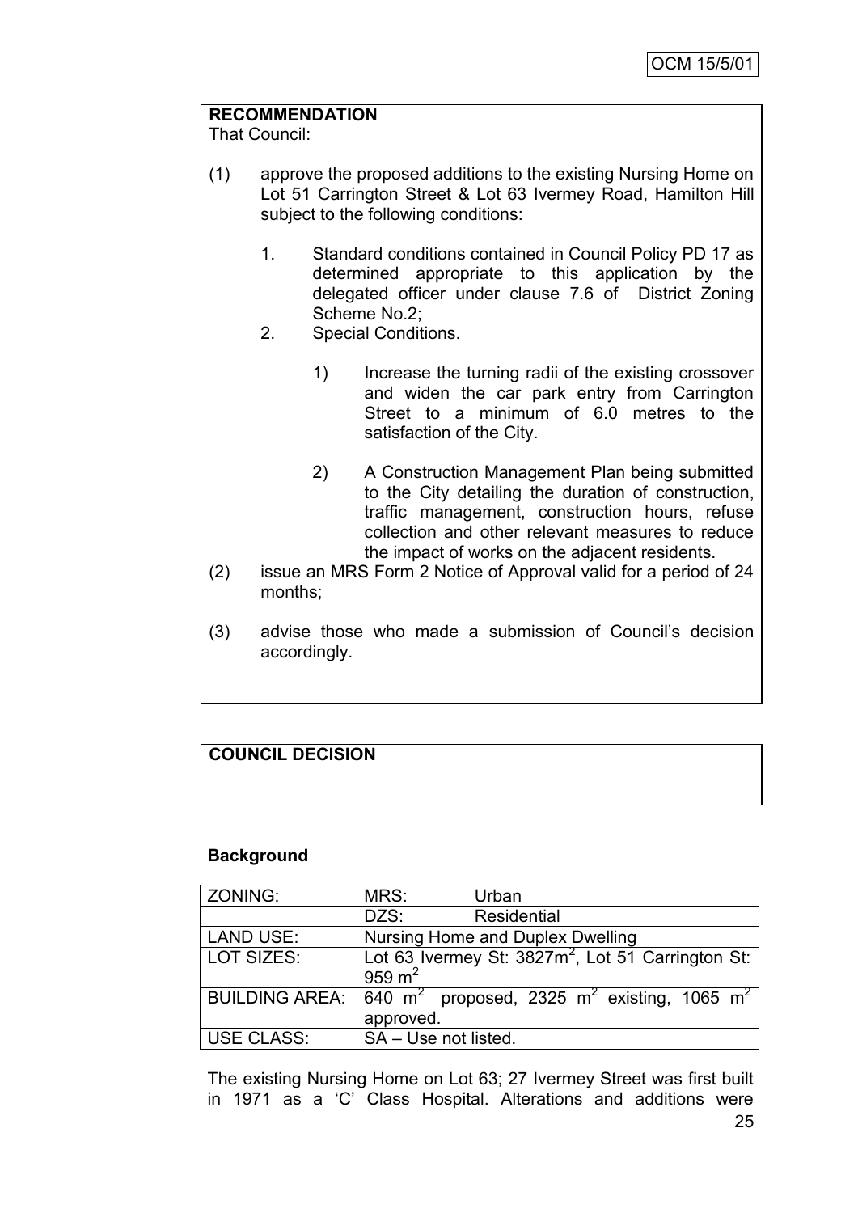**RECOMMENDATION**

That Council:

(1) approve the proposed additions to the existing Nursing Home on Lot 51 Carrington Street & Lot 63 Ivermey Road, Hamilton Hill subject to the following conditions:

   1. Standard conditions contained in Council Policy PD 17 as determined appropriate to this application by the delegated officer under clause 7.6 of District Zoning Scheme No.2;
   2. Special Conditions.

      1) Increase the turning radii of the existing crossover and widen the car park entry from Carrington Street to a minimum of 6.0 metres to the satisfaction of the City.

      2) A Construction Management Plan being submitted to the City detailing the duration of construction, traffic management, construction hours, refuse collection and other relevant measures to reduce the impact of works on the adjacent residents.

(2) issue an MRS Form 2 Notice of Approval valid for a period of 24 months;

(3) advise those who made a submission of Council's decision accordingly.

**COUNCIL DECISION**

### Background

| ZONING: | MRS: | Urban |
|---|---|---|
| | DZS: | Residential |
| LAND USE: | Nursing Home and Duplex Dwelling | |
| LOT SIZES: | Lot 63 Ivermey St: 3827m$^2$, Lot 51 Carrington St: 959 m$^2$ | |
| BUILDING AREA: | 640 m$^2$ proposed, 2325 m$^2$ existing, 1065 m$^2$ approved. | |
| USE CLASS: | SA – Use not listed. | |

The existing Nursing Home on Lot 63; 27 Ivermey Street was first built in 1971 as a 'C' Class Hospital. Alterations and additions were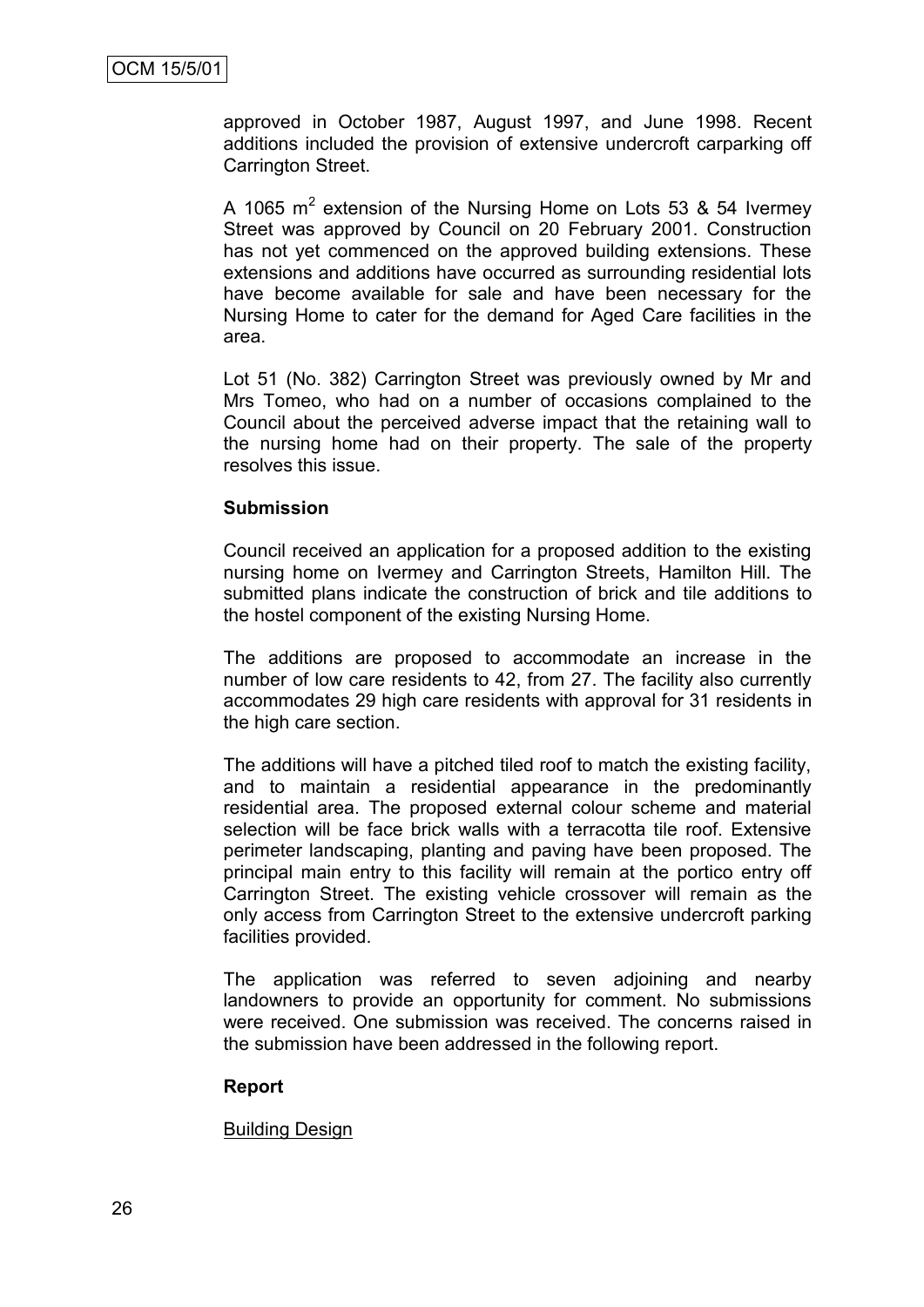approved in October 1987, August 1997, and June 1998. Recent additions included the provision of extensive undercroft carparking off Carrington Street.

A 1065 m$^2$ extension of the Nursing Home on Lots 53 & 54 Ivermey Street was approved by Council on 20 February 2001. Construction has not yet commenced on the approved building extensions. These extensions and additions have occurred as surrounding residential lots have become available for sale and have been necessary for the Nursing Home to cater for the demand for Aged Care facilities in the area.

Lot 51 (No. 382) Carrington Street was previously owned by Mr and Mrs Tomeo, who had on a number of occasions complained to the Council about the perceived adverse impact that the retaining wall to the nursing home had on their property. The sale of the property resolves this issue.

**Submission**

Council received an application for a proposed addition to the existing nursing home on Ivermey and Carrington Streets, Hamilton Hill. The submitted plans indicate the construction of brick and tile additions to the hostel component of the existing Nursing Home.

The additions are proposed to accommodate an increase in the number of low care residents to 42, from 27. The facility also currently accommodates 29 high care residents with approval for 31 residents in the high care section.

The additions will have a pitched tiled roof to match the existing facility, and to maintain a residential appearance in the predominantly residential area. The proposed external colour scheme and material selection will be face brick walls with a terracotta tile roof. Extensive perimeter landscaping, planting and paving have been proposed. The principal main entry to this facility will remain at the portico entry off Carrington Street. The existing vehicle crossover will remain as the only access from Carrington Street to the extensive undercroft parking facilities provided.

The application was referred to seven adjoining and nearby landowners to provide an opportunity for comment. No submissions were received. One submission was received. The concerns raised in the submission have been addressed in the following report.

**Report**

<u>Building Design</u>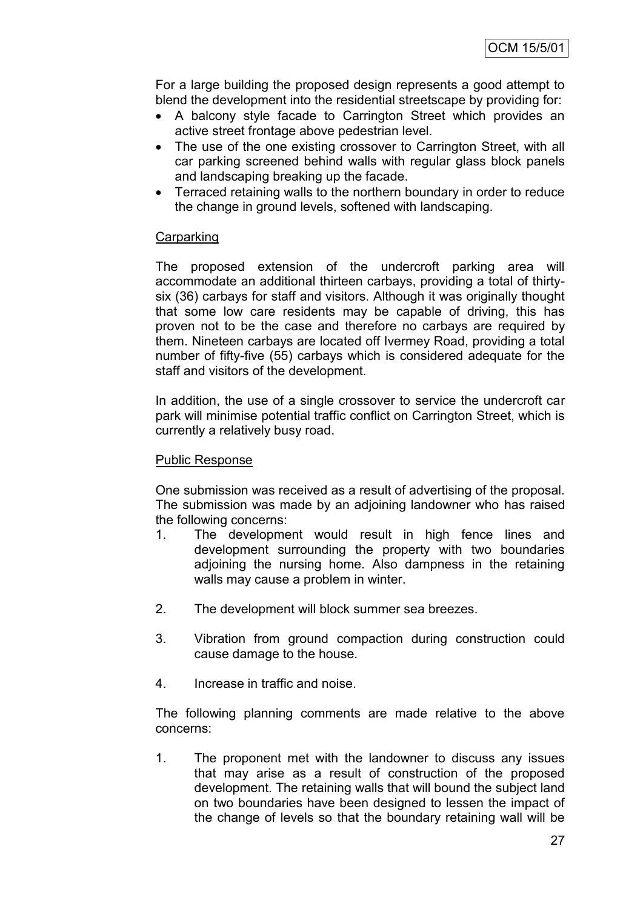For a large building the proposed design represents a good attempt to blend the development into the residential streetscape by providing for:

- A balcony style facade to Carrington Street which provides an active street frontage above pedestrian level.
- The use of the one existing crossover to Carrington Street, with all car parking screened behind walls with regular glass block panels and landscaping breaking up the facade.
- Terraced retaining walls to the northern boundary in order to reduce the change in ground levels, softened with landscaping.

<u>Carparking</u>

The proposed extension of the undercroft parking area will accommodate an additional thirteen carbays, providing a total of thirty-six (36) carbays for staff and visitors. Although it was originally thought that some low care residents may be capable of driving, this has proven not to be the case and therefore no carbays are required by them. Nineteen carbays are located off Ivermey Road, providing a total number of fifty-five (55) carbays which is considered adequate for the staff and visitors of the development.

In addition, the use of a single crossover to service the undercroft car park will minimise potential traffic conflict on Carrington Street, which is currently a relatively busy road.

<u>Public Response</u>

One submission was received as a result of advertising of the proposal. The submission was made by an adjoining landowner who has raised the following concerns:

1. The development would result in high fence lines and development surrounding the property with two boundaries adjoining the nursing home. Also dampness in the retaining walls may cause a problem in winter.

2. The development will block summer sea breezes.

3. Vibration from ground compaction during construction could cause damage to the house.

4. Increase in traffic and noise.

The following planning comments are made relative to the above concerns:

1. The proponent met with the landowner to discuss any issues that may arise as a result of construction of the proposed development. The retaining walls that will bound the subject land on two boundaries have been designed to lessen the impact of the change of levels so that the boundary retaining wall will be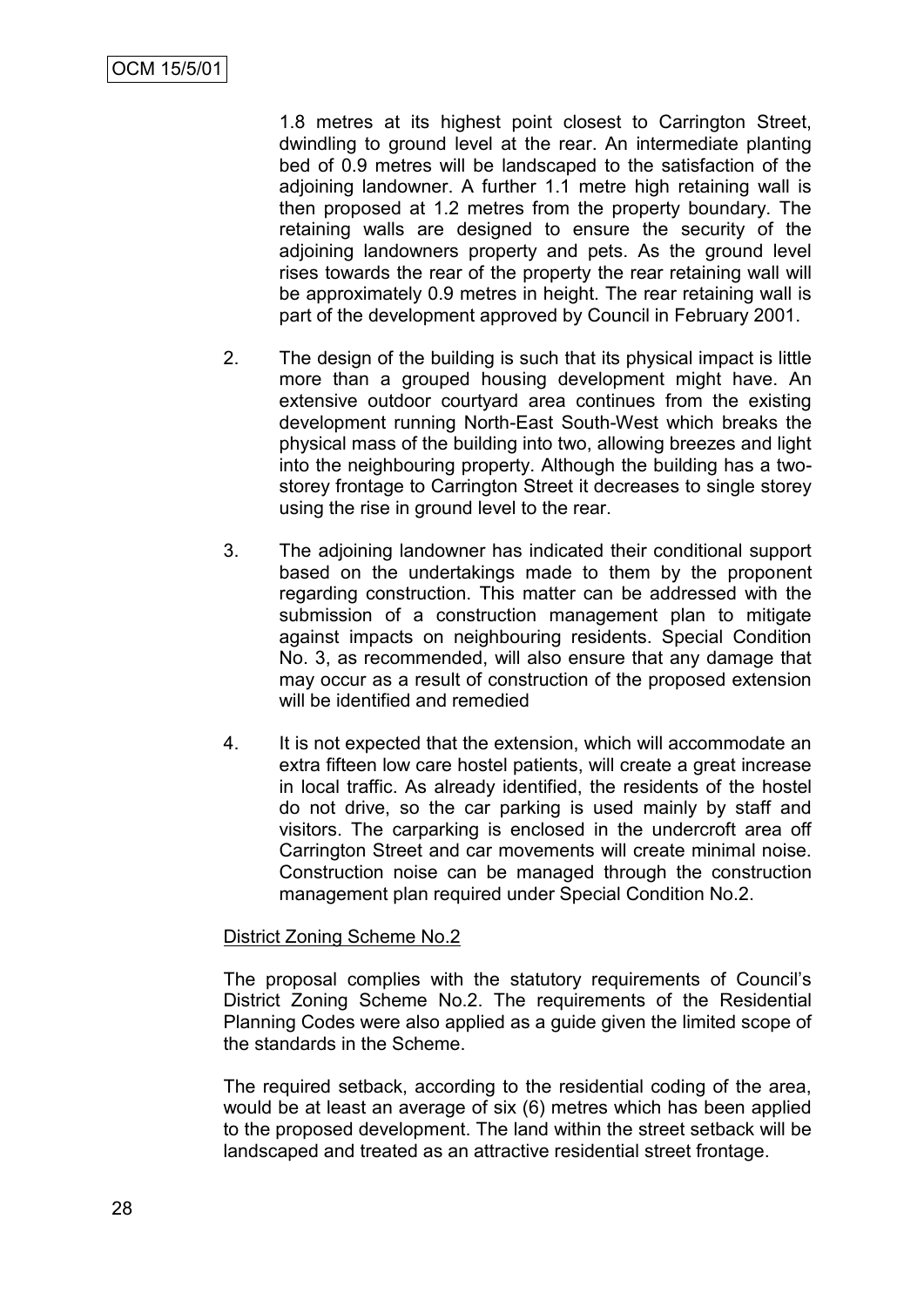1.8 metres at its highest point closest to Carrington Street, dwindling to ground level at the rear. An intermediate planting bed of 0.9 metres will be landscaped to the satisfaction of the adjoining landowner. A further 1.1 metre high retaining wall is then proposed at 1.2 metres from the property boundary. The retaining walls are designed to ensure the security of the adjoining landowners property and pets. As the ground level rises towards the rear of the property the rear retaining wall will be approximately 0.9 metres in height. The rear retaining wall is part of the development approved by Council in February 2001.

2. The design of the building is such that its physical impact is little more than a grouped housing development might have. An extensive outdoor courtyard area continues from the existing development running North-East South-West which breaks the physical mass of the building into two, allowing breezes and light into the neighbouring property. Although the building has a two-storey frontage to Carrington Street it decreases to single storey using the rise in ground level to the rear.

3. The adjoining landowner has indicated their conditional support based on the undertakings made to them by the proponent regarding construction. This matter can be addressed with the submission of a construction management plan to mitigate against impacts on neighbouring residents. Special Condition No. 3, as recommended, will also ensure that any damage that may occur as a result of construction of the proposed extension will be identified and remedied

4. It is not expected that the extension, which will accommodate an extra fifteen low care hostel patients, will create a great increase in local traffic. As already identified, the residents of the hostel do not drive, so the car parking is used mainly by staff and visitors. The carparking is enclosed in the undercroft area off Carrington Street and car movements will create minimal noise. Construction noise can be managed through the construction management plan required under Special Condition No.2.

District Zoning Scheme No.2

The proposal complies with the statutory requirements of Council's District Zoning Scheme No.2. The requirements of the Residential Planning Codes were also applied as a guide given the limited scope of the standards in the Scheme.

The required setback, according to the residential coding of the area, would be at least an average of six (6) metres which has been applied to the proposed development. The land within the street setback will be landscaped and treated as an attractive residential street frontage.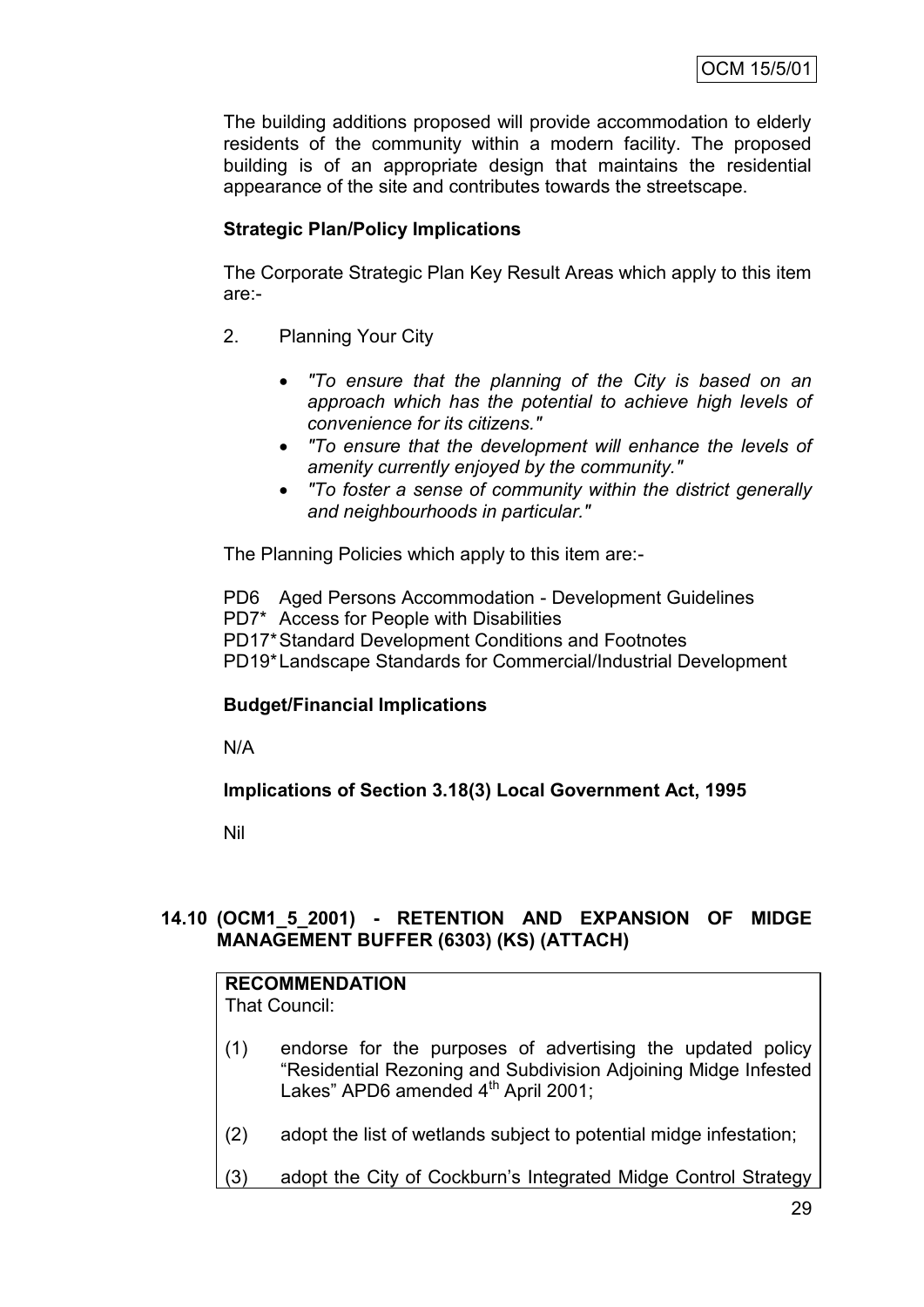The building additions proposed will provide accommodation to elderly residents of the community within a modern facility. The proposed building is of an appropriate design that maintains the residential appearance of the site and contributes towards the streetscape.

**Strategic Plan/Policy Implications**

The Corporate Strategic Plan Key Result Areas which apply to this item are:-

2. Planning Your City

   - *"To ensure that the planning of the City is based on an approach which has the potential to achieve high levels of convenience for its citizens."*
   - *"To ensure that the development will enhance the levels of amenity currently enjoyed by the community."*
   - *"To foster a sense of community within the district generally and neighbourhoods in particular."*

The Planning Policies which apply to this item are:-

PD6 Aged Persons Accommodation - Development Guidelines
PD7* Access for People with Disabilities
PD17* Standard Development Conditions and Footnotes
PD19* Landscape Standards for Commercial/Industrial Development

**Budget/Financial Implications**

N/A

**Implications of Section 3.18(3) Local Government Act, 1995**

Nil

## 14.10 (OCM1_5_2001) - RETENTION AND EXPANSION OF MIDGE MANAGEMENT BUFFER (6303) (KS) (ATTACH)

**RECOMMENDATION**
That Council:

(1) endorse for the purposes of advertising the updated policy "Residential Rezoning and Subdivision Adjoining Midge Infested Lakes" APD6 amended 4th April 2001;

(2) adopt the list of wetlands subject to potential midge infestation;

(3) adopt the City of Cockburn's Integrated Midge Control Strategy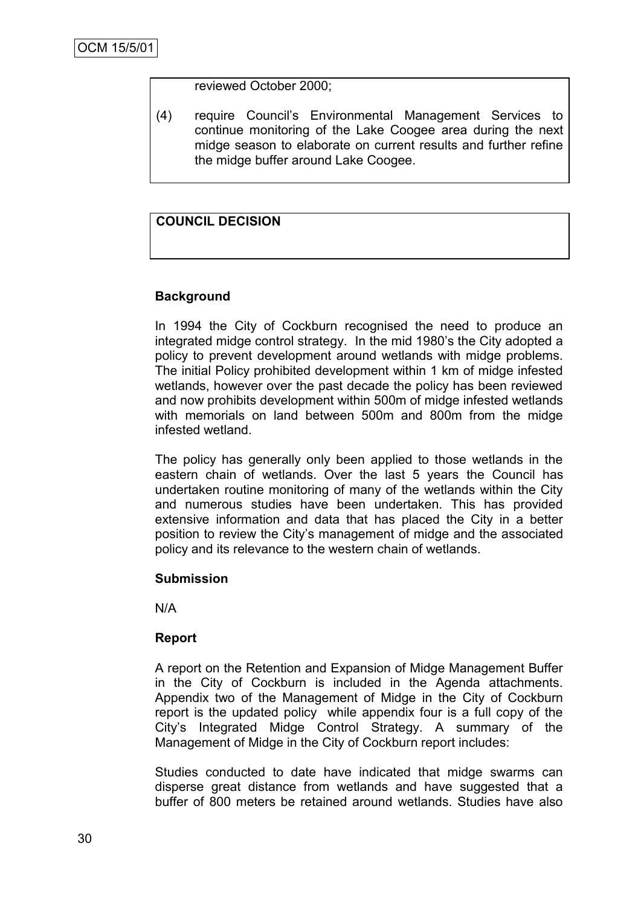reviewed October 2000;

(4) require Council's Environmental Management Services to continue monitoring of the Lake Coogee area during the next midge season to elaborate on current results and further refine the midge buffer around Lake Coogee.

**COUNCIL DECISION**

**Background**

In 1994 the City of Cockburn recognised the need to produce an integrated midge control strategy. In the mid 1980's the City adopted a policy to prevent development around wetlands with midge problems. The initial Policy prohibited development within 1 km of midge infested wetlands, however over the past decade the policy has been reviewed and now prohibits development within 500m of midge infested wetlands with memorials on land between 500m and 800m from the midge infested wetland.

The policy has generally only been applied to those wetlands in the eastern chain of wetlands. Over the last 5 years the Council has undertaken routine monitoring of many of the wetlands within the City and numerous studies have been undertaken. This has provided extensive information and data that has placed the City in a better position to review the City's management of midge and the associated policy and its relevance to the western chain of wetlands.

**Submission**

N/A

**Report**

A report on the Retention and Expansion of Midge Management Buffer in the City of Cockburn is included in the Agenda attachments. Appendix two of the Management of Midge in the City of Cockburn report is the updated policy while appendix four is a full copy of the City's Integrated Midge Control Strategy. A summary of the Management of Midge in the City of Cockburn report includes:

Studies conducted to date have indicated that midge swarms can disperse great distance from wetlands and have suggested that a buffer of 800 meters be retained around wetlands. Studies have also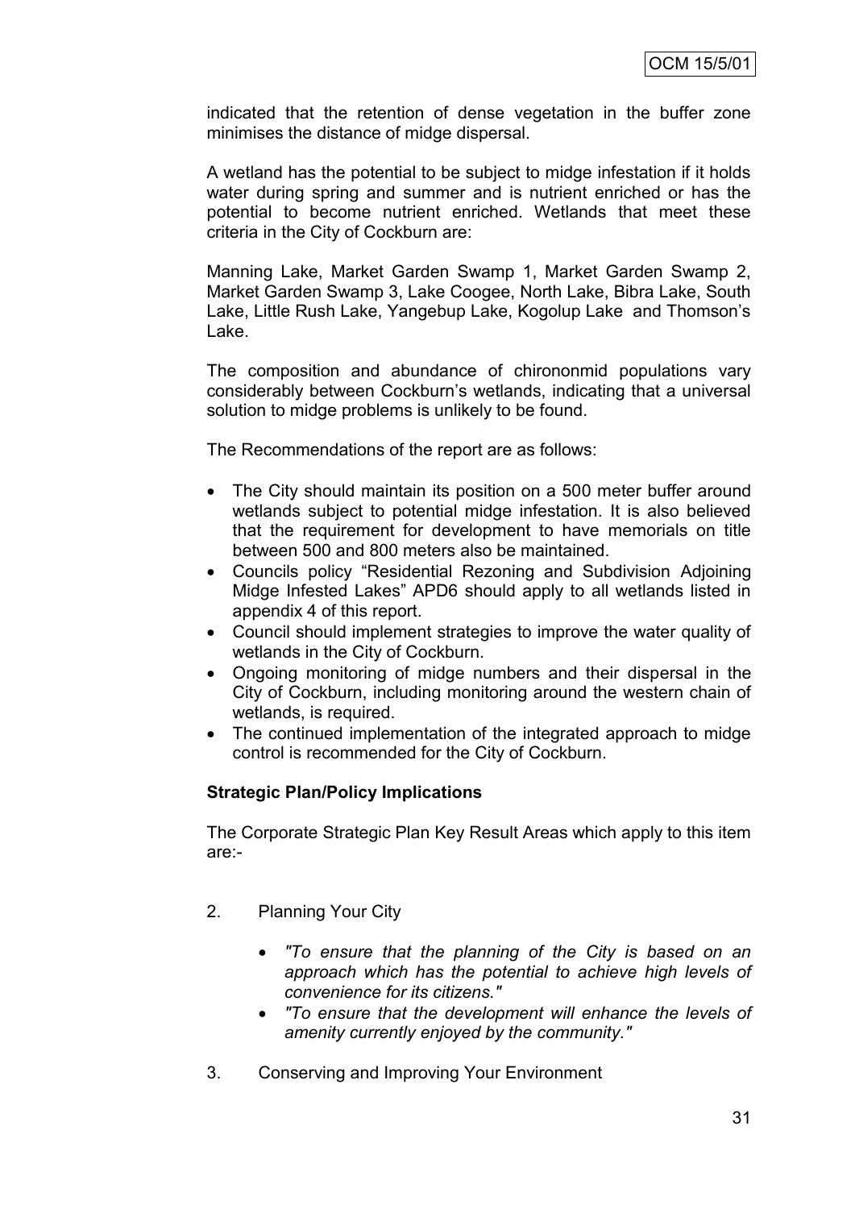indicated that the retention of dense vegetation in the buffer zone minimises the distance of midge dispersal.

A wetland has the potential to be subject to midge infestation if it holds water during spring and summer and is nutrient enriched or has the potential to become nutrient enriched. Wetlands that meet these criteria in the City of Cockburn are:

Manning Lake, Market Garden Swamp 1, Market Garden Swamp 2, Market Garden Swamp 3, Lake Coogee, North Lake, Bibra Lake, South Lake, Little Rush Lake, Yangebup Lake, Kogolup Lake and Thomson's Lake.

The composition and abundance of chirononmid populations vary considerably between Cockburn's wetlands, indicating that a universal solution to midge problems is unlikely to be found.

The Recommendations of the report are as follows:

- The City should maintain its position on a 500 meter buffer around wetlands subject to potential midge infestation. It is also believed that the requirement for development to have memorials on title between 500 and 800 meters also be maintained.
- Councils policy "Residential Rezoning and Subdivision Adjoining Midge Infested Lakes" APD6 should apply to all wetlands listed in appendix 4 of this report.
- Council should implement strategies to improve the water quality of wetlands in the City of Cockburn.
- Ongoing monitoring of midge numbers and their dispersal in the City of Cockburn, including monitoring around the western chain of wetlands, is required.
- The continued implementation of the integrated approach to midge control is recommended for the City of Cockburn.

**Strategic Plan/Policy Implications**

The Corporate Strategic Plan Key Result Areas which apply to this item are:-

2. Planning Your City

    - *"To ensure that the planning of the City is based on an approach which has the potential to achieve high levels of convenience for its citizens."*
    - *"To ensure that the development will enhance the levels of amenity currently enjoyed by the community."*

3. Conserving and Improving Your Environment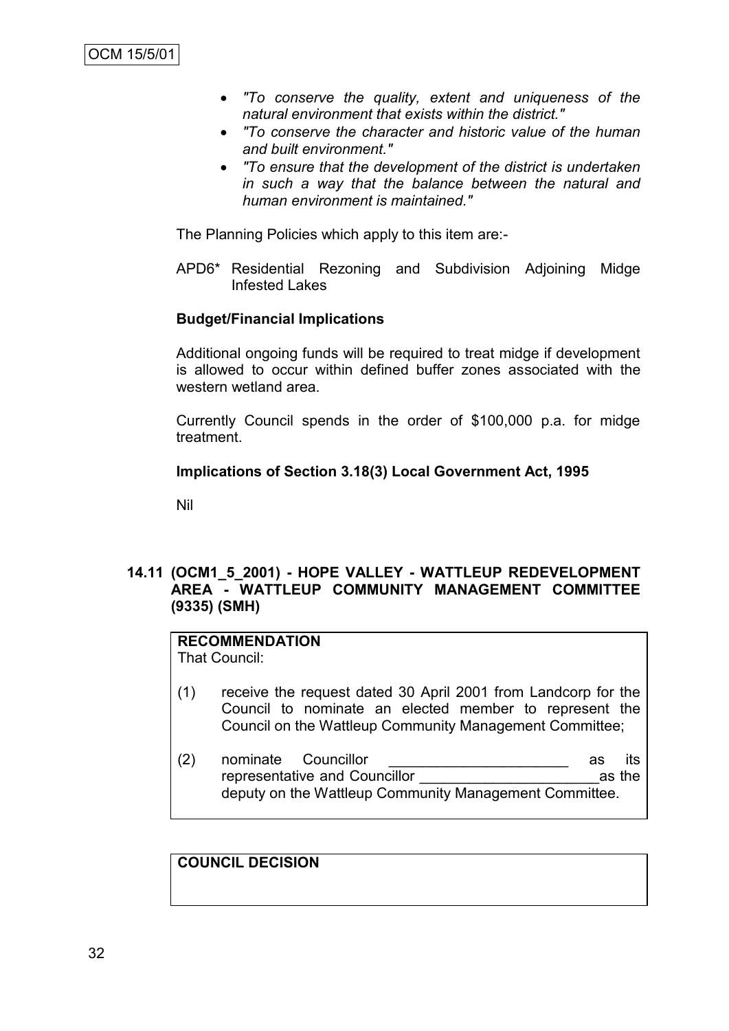- *"To conserve the quality, extent and uniqueness of the natural environment that exists within the district."*
- *"To conserve the character and historic value of the human and built environment."*
- *"To ensure that the development of the district is undertaken in such a way that the balance between the natural and human environment is maintained."*

The Planning Policies which apply to this item are:-

APD6* Residential Rezoning and Subdivision Adjoining Midge Infested Lakes

**Budget/Financial Implications**

Additional ongoing funds will be required to treat midge if development is allowed to occur within defined buffer zones associated with the western wetland area.

Currently Council spends in the order of $100,000 p.a. for midge treatment.

**Implications of Section 3.18(3) Local Government Act, 1995**

Nil

## 14.11 (OCM1_5_2001) - HOPE VALLEY - WATTLEUP REDEVELOPMENT AREA - WATTLEUP COMMUNITY MANAGEMENT COMMITTEE (9335) (SMH)

**RECOMMENDATION**

That Council:

(1) receive the request dated 30 April 2001 from Landcorp for the Council to nominate an elected member to represent the Council on the Wattleup Community Management Committee;

(2) nominate Councillor ______________________ as its representative and Councillor ______________________ as the deputy on the Wattleup Community Management Committee.

**COUNCIL DECISION**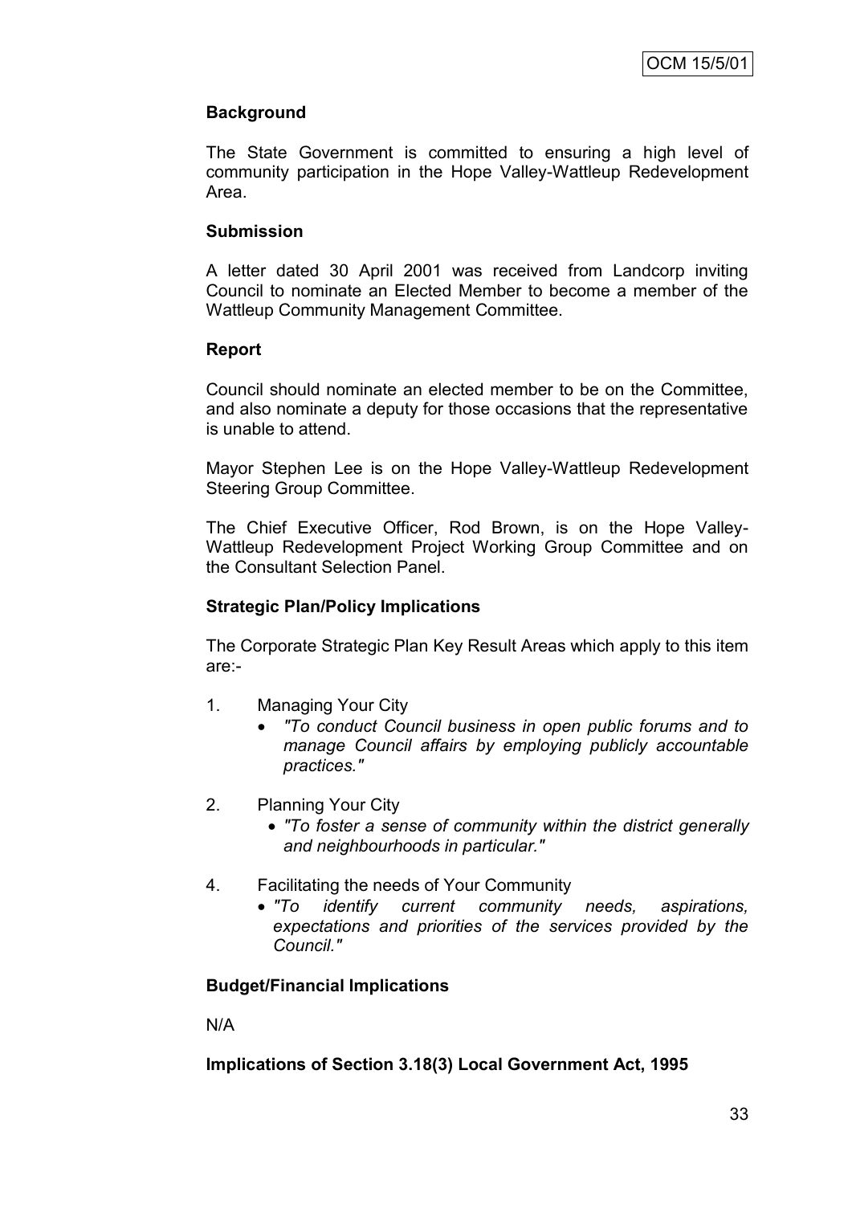**Background**

The State Government is committed to ensuring a high level of community participation in the Hope Valley-Wattleup Redevelopment Area.

**Submission**

A letter dated 30 April 2001 was received from Landcorp inviting Council to nominate an Elected Member to become a member of the Wattleup Community Management Committee.

**Report**

Council should nominate an elected member to be on the Committee, and also nominate a deputy for those occasions that the representative is unable to attend.

Mayor Stephen Lee is on the Hope Valley-Wattleup Redevelopment Steering Group Committee.

The Chief Executive Officer, Rod Brown, is on the Hope Valley-Wattleup Redevelopment Project Working Group Committee and on the Consultant Selection Panel.

**Strategic Plan/Policy Implications**

The Corporate Strategic Plan Key Result Areas which apply to this item are:-

1. Managing Your City
   - *"To conduct Council business in open public forums and to manage Council affairs by employing publicly accountable practices."*

2. Planning Your City
   - *"To foster a sense of community within the district generally and neighbourhoods in particular."*

4. Facilitating the needs of Your Community
   - *"To identify current community needs, aspirations, expectations and priorities of the services provided by the Council."*

**Budget/Financial Implications**

N/A

**Implications of Section 3.18(3) Local Government Act, 1995**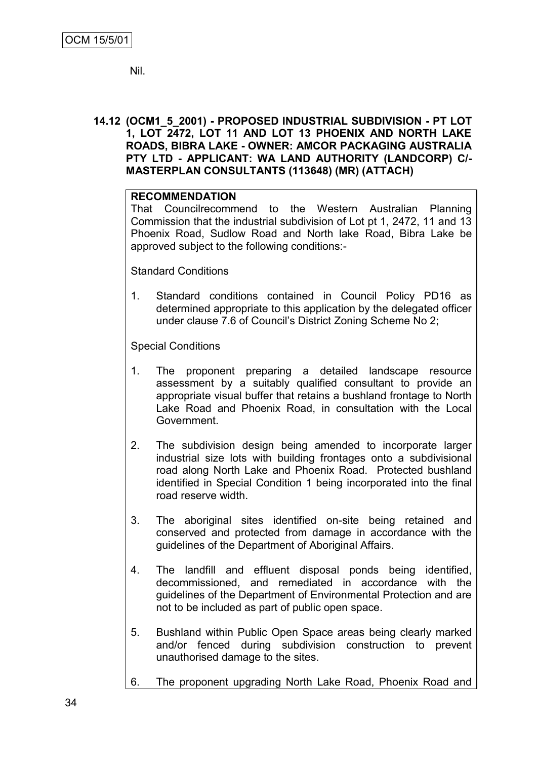Nil.

**14.12 (OCM1_5_2001) - PROPOSED INDUSTRIAL SUBDIVISION - PT LOT 1, LOT 2472, LOT 11 AND LOT 13 PHOENIX AND NORTH LAKE ROADS, BIBRA LAKE - OWNER: AMCOR PACKAGING AUSTRALIA PTY LTD - APPLICANT: WA LAND AUTHORITY (LANDCORP) C/- MASTERPLAN CONSULTANTS (113648) (MR) (ATTACH)**

**RECOMMENDATION**

That Councilrecommend to the Western Australian Planning Commission that the industrial subdivision of Lot pt 1, 2472, 11 and 13 Phoenix Road, Sudlow Road and North lake Road, Bibra Lake be approved subject to the following conditions:-

Standard Conditions

1. Standard conditions contained in Council Policy PD16 as determined appropriate to this application by the delegated officer under clause 7.6 of Council's District Zoning Scheme No 2;

Special Conditions

1. The proponent preparing a detailed landscape resource assessment by a suitably qualified consultant to provide an appropriate visual buffer that retains a bushland frontage to North Lake Road and Phoenix Road, in consultation with the Local Government.

2. The subdivision design being amended to incorporate larger industrial size lots with building frontages onto a subdivisional road along North Lake and Phoenix Road. Protected bushland identified in Special Condition 1 being incorporated into the final road reserve width.

3. The aboriginal sites identified on-site being retained and conserved and protected from damage in accordance with the guidelines of the Department of Aboriginal Affairs.

4. The landfill and effluent disposal ponds being identified, decommissioned, and remediated in accordance with the guidelines of the Department of Environmental Protection and are not to be included as part of public open space.

5. Bushland within Public Open Space areas being clearly marked and/or fenced during subdivision construction to prevent unauthorised damage to the sites.

6. The proponent upgrading North Lake Road, Phoenix Road and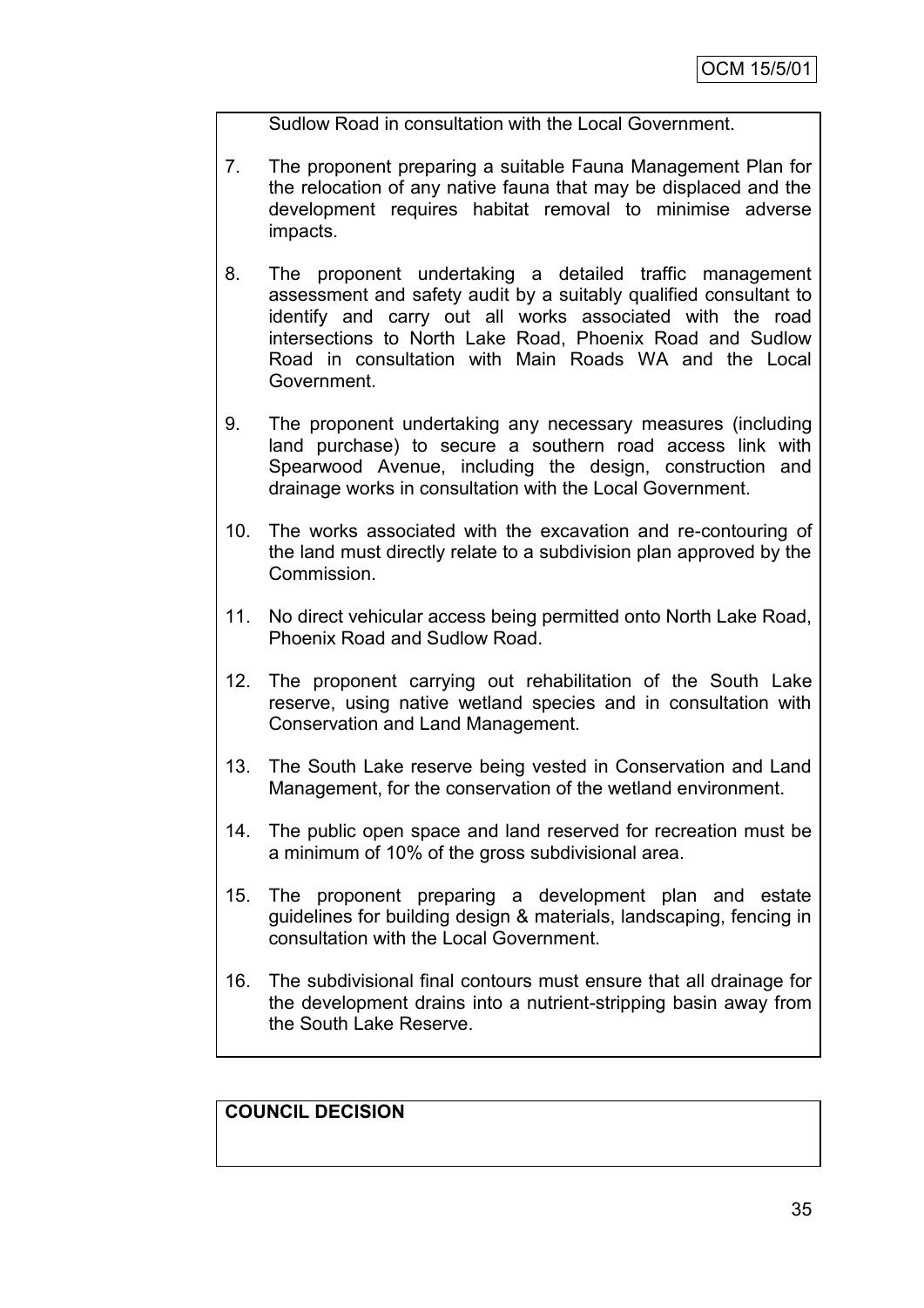Sudlow Road in consultation with the Local Government.

7. The proponent preparing a suitable Fauna Management Plan for the relocation of any native fauna that may be displaced and the development requires habitat removal to minimise adverse impacts.

8. The proponent undertaking a detailed traffic management assessment and safety audit by a suitably qualified consultant to identify and carry out all works associated with the road intersections to North Lake Road, Phoenix Road and Sudlow Road in consultation with Main Roads WA and the Local Government.

9. The proponent undertaking any necessary measures (including land purchase) to secure a southern road access link with Spearwood Avenue, including the design, construction and drainage works in consultation with the Local Government.

10. The works associated with the excavation and re-contouring of the land must directly relate to a subdivision plan approved by the Commission.

11. No direct vehicular access being permitted onto North Lake Road, Phoenix Road and Sudlow Road.

12. The proponent carrying out rehabilitation of the South Lake reserve, using native wetland species and in consultation with Conservation and Land Management.

13. The South Lake reserve being vested in Conservation and Land Management, for the conservation of the wetland environment.

14. The public open space and land reserved for recreation must be a minimum of 10% of the gross subdivisional area.

15. The proponent preparing a development plan and estate guidelines for building design & materials, landscaping, fencing in consultation with the Local Government.

16. The subdivisional final contours must ensure that all drainage for the development drains into a nutrient-stripping basin away from the South Lake Reserve.

**COUNCIL DECISION**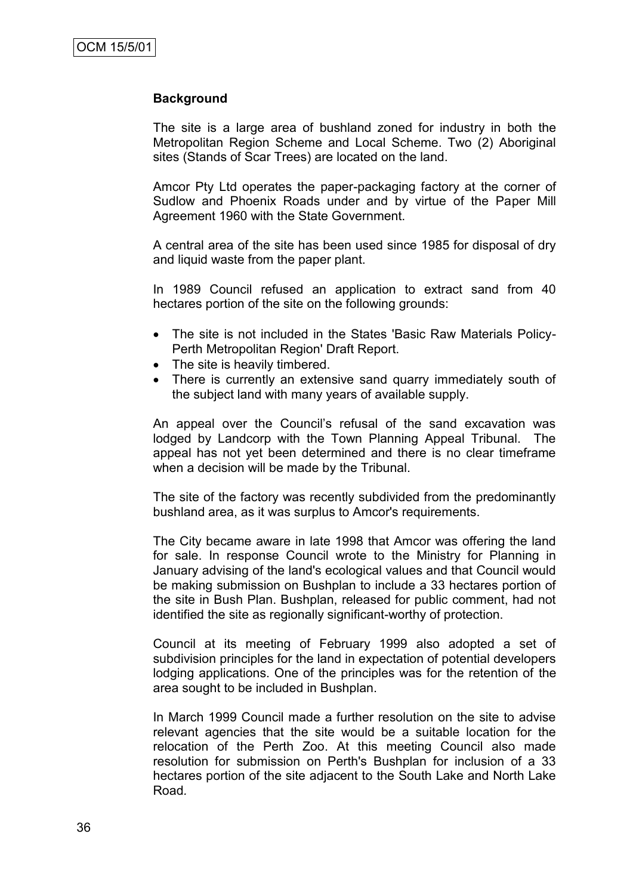**Background**

The site is a large area of bushland zoned for industry in both the Metropolitan Region Scheme and Local Scheme. Two (2) Aboriginal sites (Stands of Scar Trees) are located on the land.

Amcor Pty Ltd operates the paper-packaging factory at the corner of Sudlow and Phoenix Roads under and by virtue of the Paper Mill Agreement 1960 with the State Government.

A central area of the site has been used since 1985 for disposal of dry and liquid waste from the paper plant.

In 1989 Council refused an application to extract sand from 40 hectares portion of the site on the following grounds:

- The site is not included in the States 'Basic Raw Materials Policy-Perth Metropolitan Region' Draft Report.
- The site is heavily timbered.
- There is currently an extensive sand quarry immediately south of the subject land with many years of available supply.

An appeal over the Council's refusal of the sand excavation was lodged by Landcorp with the Town Planning Appeal Tribunal. The appeal has not yet been determined and there is no clear timeframe when a decision will be made by the Tribunal.

The site of the factory was recently subdivided from the predominantly bushland area, as it was surplus to Amcor's requirements.

The City became aware in late 1998 that Amcor was offering the land for sale. In response Council wrote to the Ministry for Planning in January advising of the land's ecological values and that Council would be making submission on Bushplan to include a 33 hectares portion of the site in Bush Plan. Bushplan, released for public comment, had not identified the site as regionally significant-worthy of protection.

Council at its meeting of February 1999 also adopted a set of subdivision principles for the land in expectation of potential developers lodging applications. One of the principles was for the retention of the area sought to be included in Bushplan.

In March 1999 Council made a further resolution on the site to advise relevant agencies that the site would be a suitable location for the relocation of the Perth Zoo. At this meeting Council also made resolution for submission on Perth's Bushplan for inclusion of a 33 hectares portion of the site adjacent to the South Lake and North Lake Road.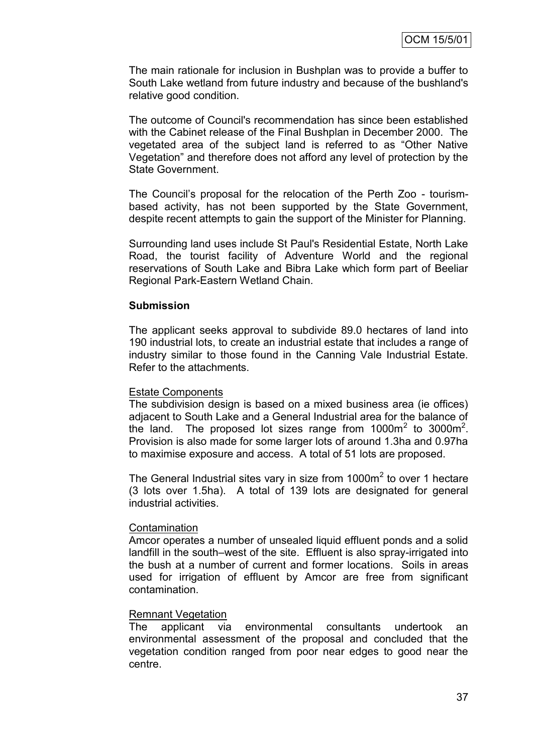The main rationale for inclusion in Bushplan was to provide a buffer to South Lake wetland from future industry and because of the bushland's relative good condition.

The outcome of Council's recommendation has since been established with the Cabinet release of the Final Bushplan in December 2000. The vegetated area of the subject land is referred to as "Other Native Vegetation" and therefore does not afford any level of protection by the State Government.

The Council's proposal for the relocation of the Perth Zoo - tourism-based activity, has not been supported by the State Government, despite recent attempts to gain the support of the Minister for Planning.

Surrounding land uses include St Paul's Residential Estate, North Lake Road, the tourist facility of Adventure World and the regional reservations of South Lake and Bibra Lake which form part of Beeliar Regional Park-Eastern Wetland Chain.

**Submission**

The applicant seeks approval to subdivide 89.0 hectares of land into 190 industrial lots, to create an industrial estate that includes a range of industry similar to those found in the Canning Vale Industrial Estate. Refer to the attachments.

Estate Components

The subdivision design is based on a mixed business area (ie offices) adjacent to South Lake and a General Industrial area for the balance of the land. The proposed lot sizes range from $1000m^2$ to $3000m^2$. Provision is also made for some larger lots of around 1.3ha and 0.97ha to maximise exposure and access. A total of 51 lots are proposed.

The General Industrial sites vary in size from $1000m^2$ to over 1 hectare (3 lots over 1.5ha). A total of 139 lots are designated for general industrial activities.

Contamination

Amcor operates a number of unsealed liquid effluent ponds and a solid landfill in the south–west of the site. Effluent is also spray-irrigated into the bush at a number of current and former locations. Soils in areas used for irrigation of effluent by Amcor are free from significant contamination.

Remnant Vegetation

The applicant via environmental consultants undertook an environmental assessment of the proposal and concluded that the vegetation condition ranged from poor near edges to good near the centre.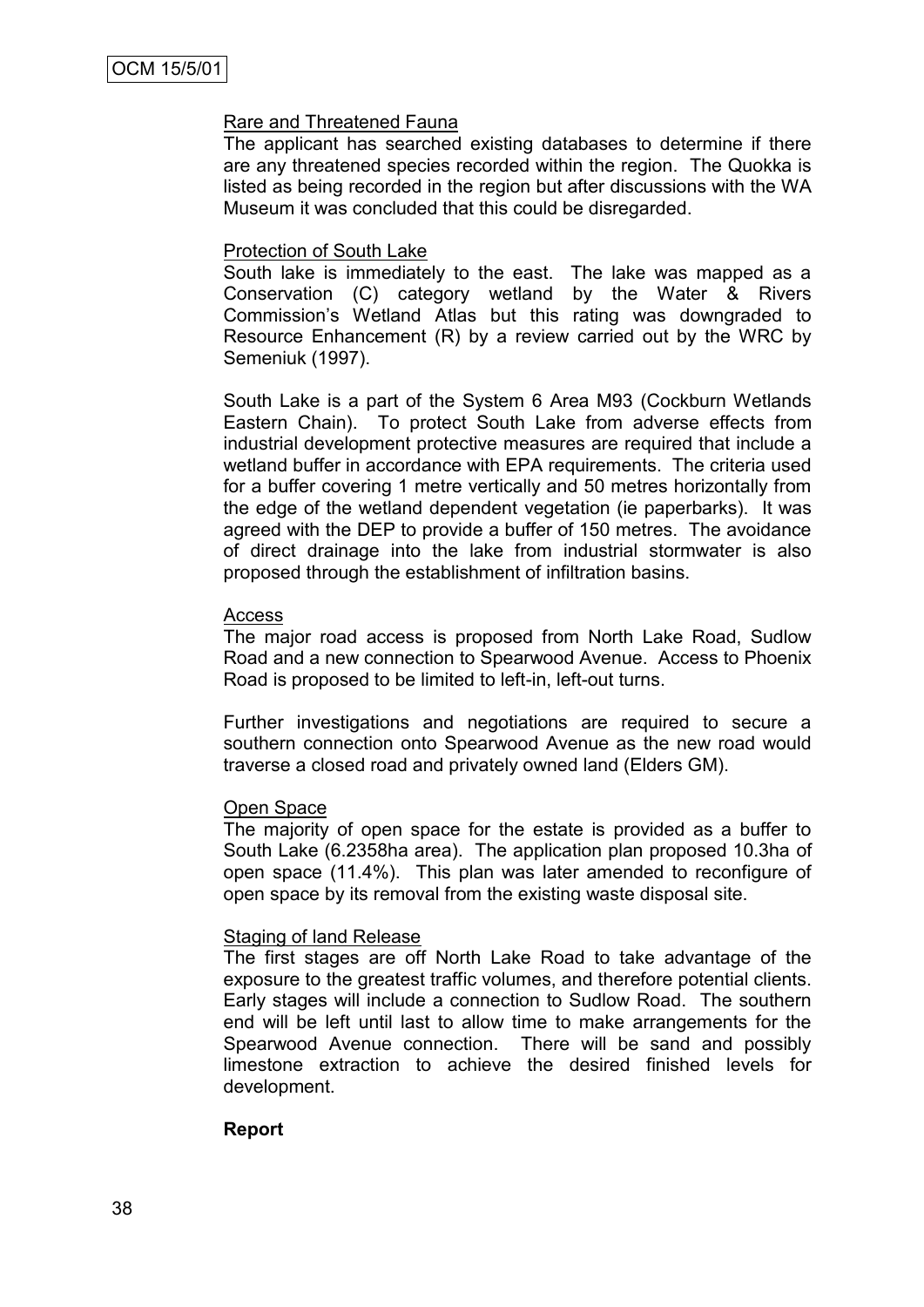Rare and Threatened Fauna

The applicant has searched existing databases to determine if there are any threatened species recorded within the region. The Quokka is listed as being recorded in the region but after discussions with the WA Museum it was concluded that this could be disregarded.

Protection of South Lake

South lake is immediately to the east. The lake was mapped as a Conservation (C) category wetland by the Water & Rivers Commission's Wetland Atlas but this rating was downgraded to Resource Enhancement (R) by a review carried out by the WRC by Semeniuk (1997).

South Lake is a part of the System 6 Area M93 (Cockburn Wetlands Eastern Chain). To protect South Lake from adverse effects from industrial development protective measures are required that include a wetland buffer in accordance with EPA requirements. The criteria used for a buffer covering 1 metre vertically and 50 metres horizontally from the edge of the wetland dependent vegetation (ie paperbarks). It was agreed with the DEP to provide a buffer of 150 metres. The avoidance of direct drainage into the lake from industrial stormwater is also proposed through the establishment of infiltration basins.

Access

The major road access is proposed from North Lake Road, Sudlow Road and a new connection to Spearwood Avenue. Access to Phoenix Road is proposed to be limited to left-in, left-out turns.

Further investigations and negotiations are required to secure a southern connection onto Spearwood Avenue as the new road would traverse a closed road and privately owned land (Elders GM).

Open Space

The majority of open space for the estate is provided as a buffer to South Lake (6.2358ha area). The application plan proposed 10.3ha of open space (11.4%). This plan was later amended to reconfigure of open space by its removal from the existing waste disposal site.

Staging of land Release

The first stages are off North Lake Road to take advantage of the exposure to the greatest traffic volumes, and therefore potential clients. Early stages will include a connection to Sudlow Road. The southern end will be left until last to allow time to make arrangements for the Spearwood Avenue connection. There will be sand and possibly limestone extraction to achieve the desired finished levels for development.

**Report**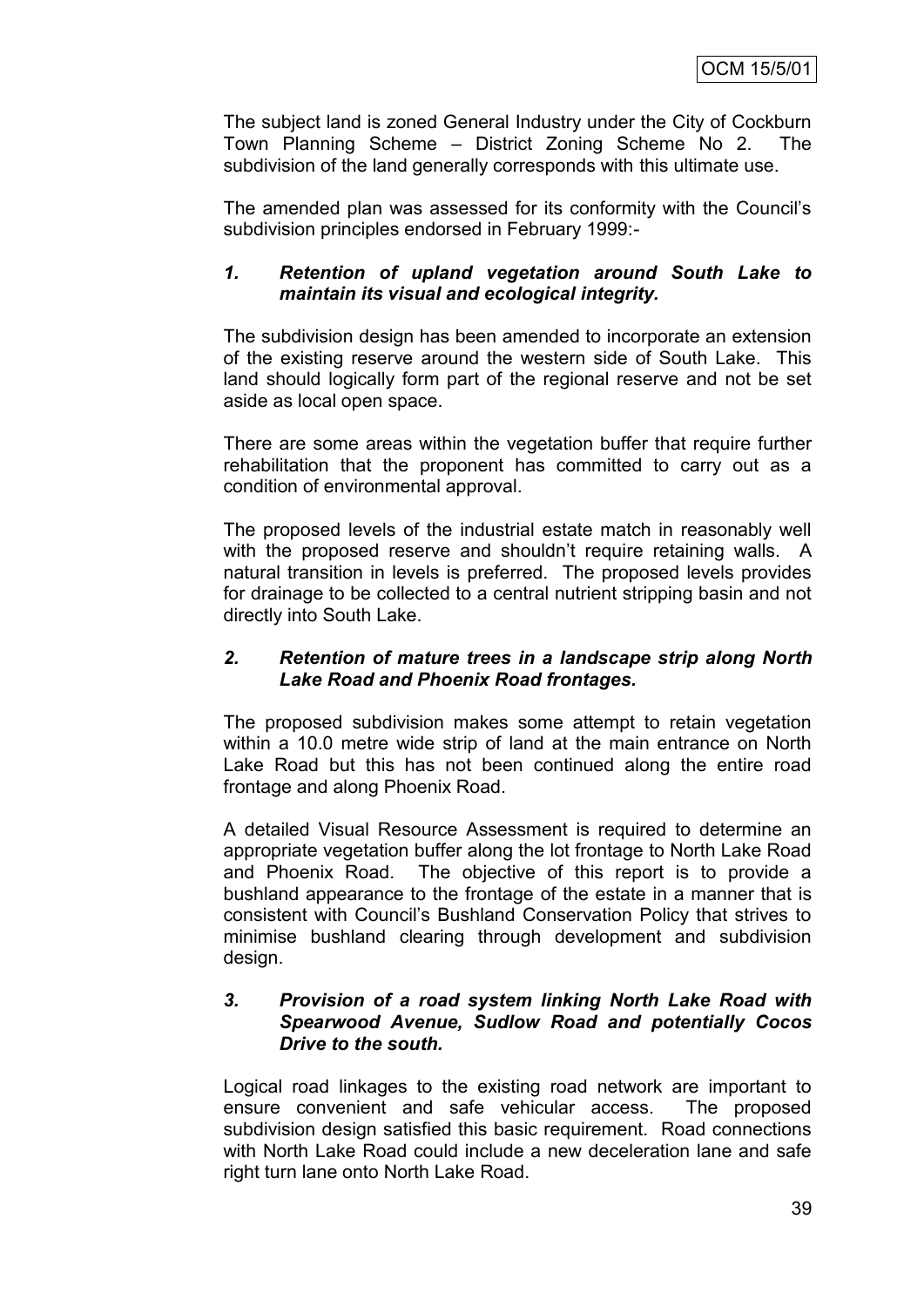The subject land is zoned General Industry under the City of Cockburn Town Planning Scheme – District Zoning Scheme No 2. The subdivision of the land generally corresponds with this ultimate use.

The amended plan was assessed for its conformity with the Council's subdivision principles endorsed in February 1999:-

### *1. Retention of upland vegetation around South Lake to maintain its visual and ecological integrity.*

The subdivision design has been amended to incorporate an extension of the existing reserve around the western side of South Lake. This land should logically form part of the regional reserve and not be set aside as local open space.

There are some areas within the vegetation buffer that require further rehabilitation that the proponent has committed to carry out as a condition of environmental approval.

The proposed levels of the industrial estate match in reasonably well with the proposed reserve and shouldn't require retaining walls. A natural transition in levels is preferred. The proposed levels provides for drainage to be collected to a central nutrient stripping basin and not directly into South Lake.

### *2. Retention of mature trees in a landscape strip along North Lake Road and Phoenix Road frontages.*

The proposed subdivision makes some attempt to retain vegetation within a 10.0 metre wide strip of land at the main entrance on North Lake Road but this has not been continued along the entire road frontage and along Phoenix Road.

A detailed Visual Resource Assessment is required to determine an appropriate vegetation buffer along the lot frontage to North Lake Road and Phoenix Road. The objective of this report is to provide a bushland appearance to the frontage of the estate in a manner that is consistent with Council's Bushland Conservation Policy that strives to minimise bushland clearing through development and subdivision design.

### *3. Provision of a road system linking North Lake Road with Spearwood Avenue, Sudlow Road and potentially Cocos Drive to the south.*

Logical road linkages to the existing road network are important to ensure convenient and safe vehicular access. The proposed subdivision design satisfied this basic requirement. Road connections with North Lake Road could include a new deceleration lane and safe right turn lane onto North Lake Road.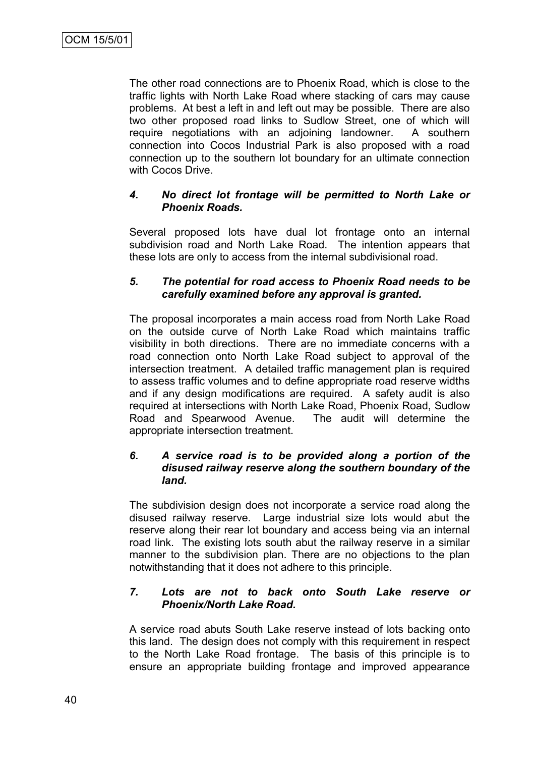The other road connections are to Phoenix Road, which is close to the traffic lights with North Lake Road where stacking of cars may cause problems. At best a left in and left out may be possible. There are also two other proposed road links to Sudlow Street, one of which will require negotiations with an adjoining landowner. A southern connection into Cocos Industrial Park is also proposed with a road connection up to the southern lot boundary for an ultimate connection with Cocos Drive.

***4. No direct lot frontage will be permitted to North Lake or Phoenix Roads.***

Several proposed lots have dual lot frontage onto an internal subdivision road and North Lake Road. The intention appears that these lots are only to access from the internal subdivisional road.

***5. The potential for road access to Phoenix Road needs to be carefully examined before any approval is granted.***

The proposal incorporates a main access road from North Lake Road on the outside curve of North Lake Road which maintains traffic visibility in both directions. There are no immediate concerns with a road connection onto North Lake Road subject to approval of the intersection treatment. A detailed traffic management plan is required to assess traffic volumes and to define appropriate road reserve widths and if any design modifications are required. A safety audit is also required at intersections with North Lake Road, Phoenix Road, Sudlow Road and Spearwood Avenue. The audit will determine the appropriate intersection treatment.

***6. A service road is to be provided along a portion of the disused railway reserve along the southern boundary of the land.***

The subdivision design does not incorporate a service road along the disused railway reserve. Large industrial size lots would abut the reserve along their rear lot boundary and access being via an internal road link. The existing lots south abut the railway reserve in a similar manner to the subdivision plan. There are no objections to the plan notwithstanding that it does not adhere to this principle.

***7. Lots are not to back onto South Lake reserve or Phoenix/North Lake Road.***

A service road abuts South Lake reserve instead of lots backing onto this land. The design does not comply with this requirement in respect to the North Lake Road frontage. The basis of this principle is to ensure an appropriate building frontage and improved appearance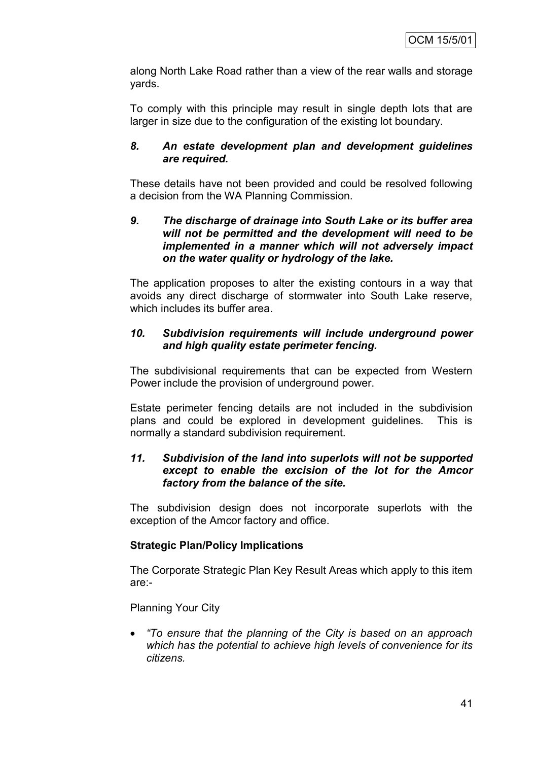along North Lake Road rather than a view of the rear walls and storage yards.

To comply with this principle may result in single depth lots that are larger in size due to the configuration of the existing lot boundary.

***8. An estate development plan and development guidelines are required.***

These details have not been provided and could be resolved following a decision from the WA Planning Commission.

***9. The discharge of drainage into South Lake or its buffer area will not be permitted and the development will need to be implemented in a manner which will not adversely impact on the water quality or hydrology of the lake.***

The application proposes to alter the existing contours in a way that avoids any direct discharge of stormwater into South Lake reserve, which includes its buffer area.

***10. Subdivision requirements will include underground power and high quality estate perimeter fencing.***

The subdivisional requirements that can be expected from Western Power include the provision of underground power.

Estate perimeter fencing details are not included in the subdivision plans and could be explored in development guidelines. This is normally a standard subdivision requirement.

***11. Subdivision of the land into superlots will not be supported except to enable the excision of the lot for the Amcor factory from the balance of the site.***

The subdivision design does not incorporate superlots with the exception of the Amcor factory and office.

**Strategic Plan/Policy Implications**

The Corporate Strategic Plan Key Result Areas which apply to this item are:-

Planning Your City

- *"To ensure that the planning of the City is based on an approach which has the potential to achieve high levels of convenience for its citizens.*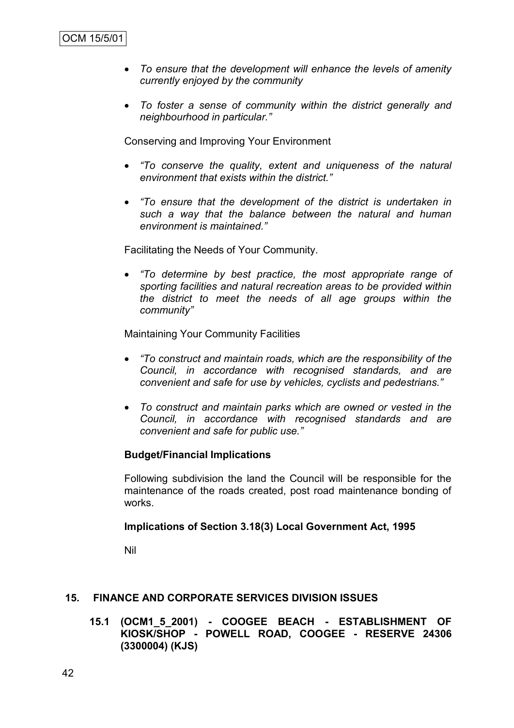- *To ensure that the development will enhance the levels of amenity currently enjoyed by the community*

- *To foster a sense of community within the district generally and neighbourhood in particular."*

Conserving and Improving Your Environment

- *"To conserve the quality, extent and uniqueness of the natural environment that exists within the district."*

- *"To ensure that the development of the district is undertaken in such a way that the balance between the natural and human environment is maintained."*

Facilitating the Needs of Your Community.

- *"To determine by best practice, the most appropriate range of sporting facilities and natural recreation areas to be provided within the district to meet the needs of all age groups within the community"*

Maintaining Your Community Facilities

- *"To construct and maintain roads, which are the responsibility of the Council, in accordance with recognised standards, and are convenient and safe for use by vehicles, cyclists and pedestrians."*

- *To construct and maintain parks which are owned or vested in the Council, in accordance with recognised standards and are convenient and safe for public use."*

**Budget/Financial Implications**

Following subdivision the land the Council will be responsible for the maintenance of the roads created, post road maintenance bonding of works.

**Implications of Section 3.18(3) Local Government Act, 1995**

Nil

## 15. FINANCE AND CORPORATE SERVICES DIVISION ISSUES

### 15.1 (OCM1_5_2001) - COOGEE BEACH - ESTABLISHMENT OF KIOSK/SHOP - POWELL ROAD, COOGEE - RESERVE 24306 (3300004) (KJS)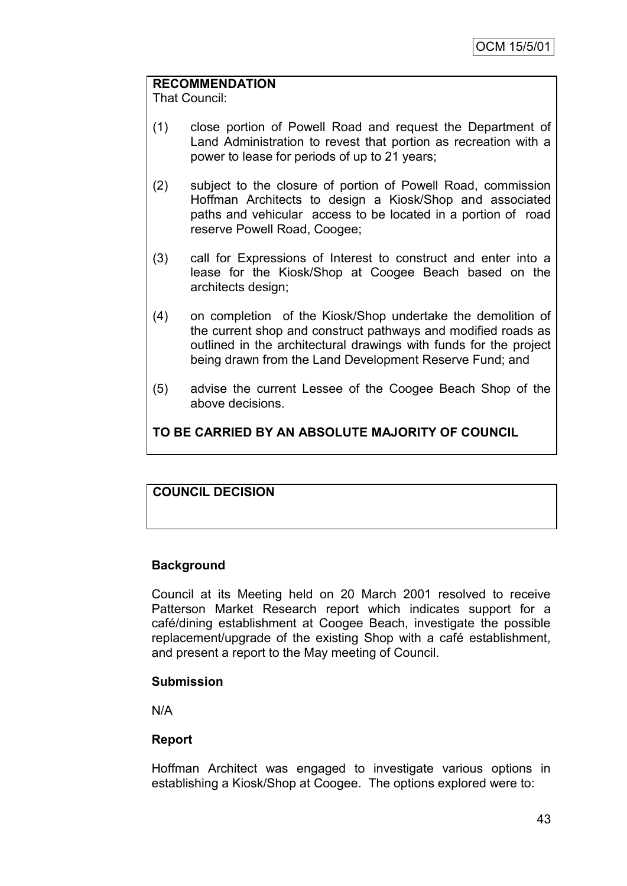OCM 15/5/01

**RECOMMENDATION**

That Council:

(1) close portion of Powell Road and request the Department of Land Administration to revest that portion as recreation with a power to lease for periods of up to 21 years;

(2) subject to the closure of portion of Powell Road, commission Hoffman Architects to design a Kiosk/Shop and associated paths and vehicular access to be located in a portion of road reserve Powell Road, Coogee;

(3) call for Expressions of Interest to construct and enter into a lease for the Kiosk/Shop at Coogee Beach based on the architects design;

(4) on completion of the Kiosk/Shop undertake the demolition of the current shop and construct pathways and modified roads as outlined in the architectural drawings with funds for the project being drawn from the Land Development Reserve Fund; and

(5) advise the current Lessee of the Coogee Beach Shop of the above decisions.

**TO BE CARRIED BY AN ABSOLUTE MAJORITY OF COUNCIL**

**COUNCIL DECISION**

**Background**

Council at its Meeting held on 20 March 2001 resolved to receive Patterson Market Research report which indicates support for a café/dining establishment at Coogee Beach, investigate the possible replacement/upgrade of the existing Shop with a café establishment, and present a report to the May meeting of Council.

**Submission**

N/A

**Report**

Hoffman Architect was engaged to investigate various options in establishing a Kiosk/Shop at Coogee. The options explored were to: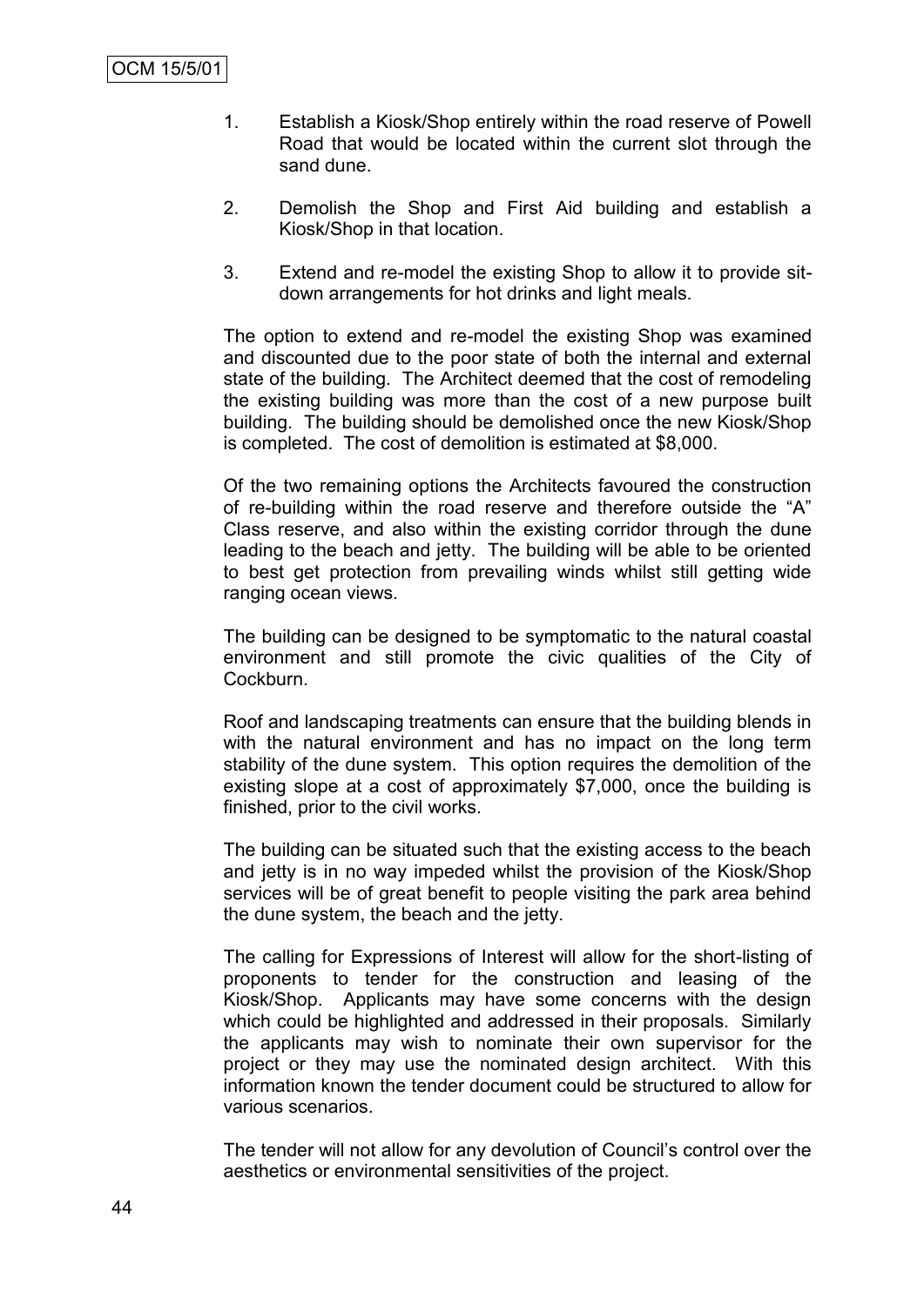1. Establish a Kiosk/Shop entirely within the road reserve of Powell Road that would be located within the current slot through the sand dune.

2. Demolish the Shop and First Aid building and establish a Kiosk/Shop in that location.

3. Extend and re-model the existing Shop to allow it to provide sit-down arrangements for hot drinks and light meals.

The option to extend and re-model the existing Shop was examined and discounted due to the poor state of both the internal and external state of the building. The Architect deemed that the cost of remodeling the existing building was more than the cost of a new purpose built building. The building should be demolished once the new Kiosk/Shop is completed. The cost of demolition is estimated at $8,000.

Of the two remaining options the Architects favoured the construction of re-building within the road reserve and therefore outside the "A" Class reserve, and also within the existing corridor through the dune leading to the beach and jetty. The building will be able to be oriented to best get protection from prevailing winds whilst still getting wide ranging ocean views.

The building can be designed to be symptomatic to the natural coastal environment and still promote the civic qualities of the City of Cockburn.

Roof and landscaping treatments can ensure that the building blends in with the natural environment and has no impact on the long term stability of the dune system. This option requires the demolition of the existing slope at a cost of approximately $7,000, once the building is finished, prior to the civil works.

The building can be situated such that the existing access to the beach and jetty is in no way impeded whilst the provision of the Kiosk/Shop services will be of great benefit to people visiting the park area behind the dune system, the beach and the jetty.

The calling for Expressions of Interest will allow for the short-listing of proponents to tender for the construction and leasing of the Kiosk/Shop. Applicants may have some concerns with the design which could be highlighted and addressed in their proposals. Similarly the applicants may wish to nominate their own supervisor for the project or they may use the nominated design architect. With this information known the tender document could be structured to allow for various scenarios.

The tender will not allow for any devolution of Council's control over the aesthetics or environmental sensitivities of the project.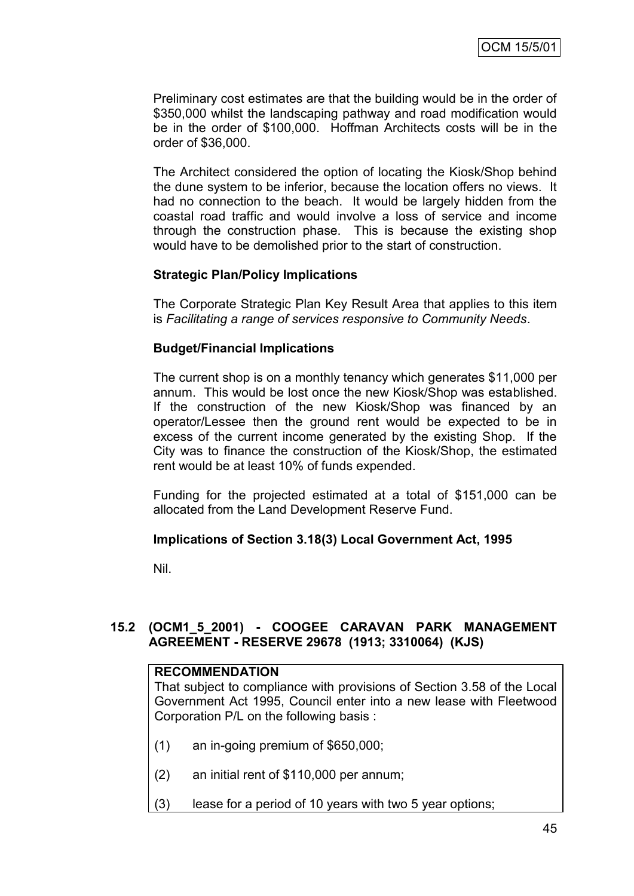Preliminary cost estimates are that the building would be in the order of $350,000 whilst the landscaping pathway and road modification would be in the order of $100,000. Hoffman Architects costs will be in the order of $36,000.

The Architect considered the option of locating the Kiosk/Shop behind the dune system to be inferior, because the location offers no views. It had no connection to the beach. It would be largely hidden from the coastal road traffic and would involve a loss of service and income through the construction phase. This is because the existing shop would have to be demolished prior to the start of construction.

**Strategic Plan/Policy Implications**

The Corporate Strategic Plan Key Result Area that applies to this item is *Facilitating a range of services responsive to Community Needs*.

**Budget/Financial Implications**

The current shop is on a monthly tenancy which generates $11,000 per annum. This would be lost once the new Kiosk/Shop was established. If the construction of the new Kiosk/Shop was financed by an operator/Lessee then the ground rent would be expected to be in excess of the current income generated by the existing Shop. If the City was to finance the construction of the Kiosk/Shop, the estimated rent would be at least 10% of funds expended.

Funding for the projected estimated at a total of $151,000 can be allocated from the Land Development Reserve Fund.

**Implications of Section 3.18(3) Local Government Act, 1995**

Nil.

## 15.2 (OCM1_5_2001) - COOGEE CARAVAN PARK MANAGEMENT AGREEMENT - RESERVE 29678 (1913; 3310064) (KJS)

**RECOMMENDATION**

That subject to compliance with provisions of Section 3.58 of the Local Government Act 1995, Council enter into a new lease with Fleetwood Corporation P/L on the following basis :

(1) an in-going premium of $650,000;

(2) an initial rent of $110,000 per annum;

(3) lease for a period of 10 years with two 5 year options;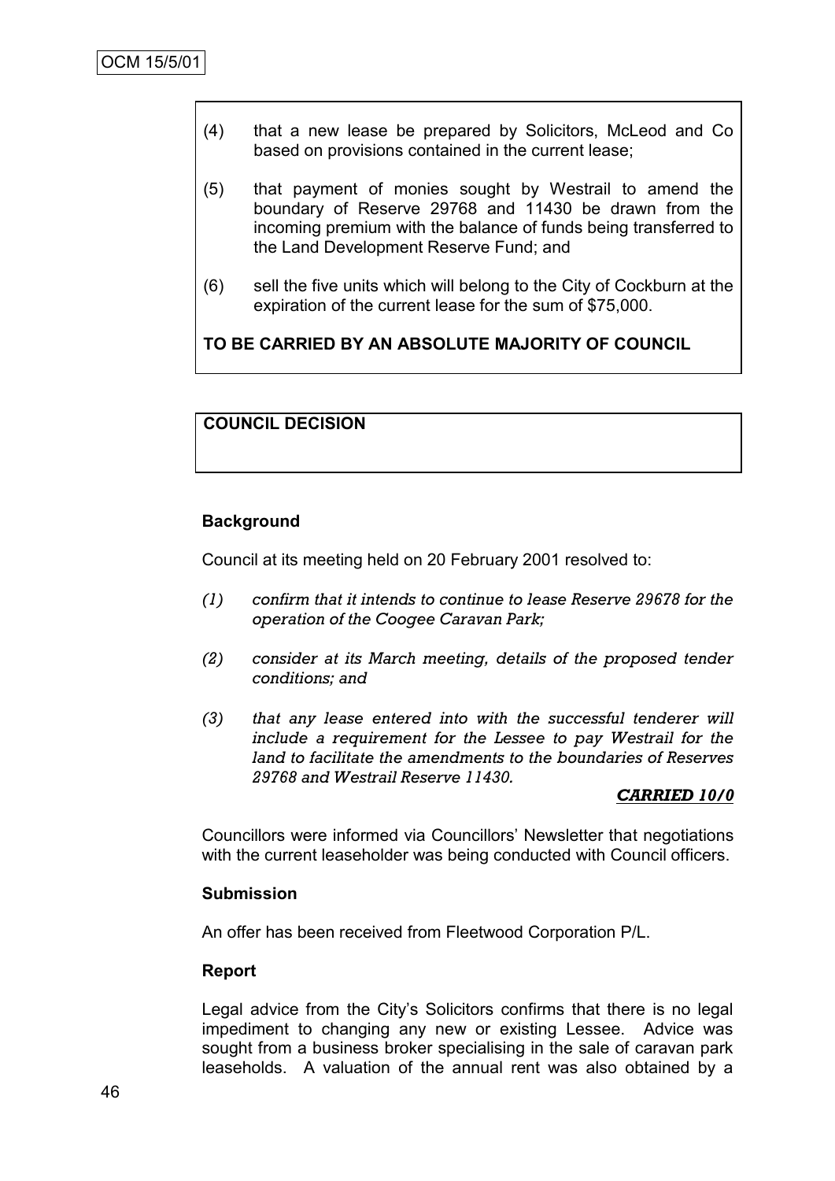(4) that a new lease be prepared by Solicitors, McLeod and Co based on provisions contained in the current lease;

(5) that payment of monies sought by Westrail to amend the boundary of Reserve 29768 and 11430 be drawn from the incoming premium with the balance of funds being transferred to the Land Development Reserve Fund; and

(6) sell the five units which will belong to the City of Cockburn at the expiration of the current lease for the sum of $75,000.

**TO BE CARRIED BY AN ABSOLUTE MAJORITY OF COUNCIL**

**COUNCIL DECISION**

**Background**

Council at its meeting held on 20 February 2001 resolved to:

*(1) confirm that it intends to continue to lease Reserve 29678 for the operation of the Coogee Caravan Park;*

*(2) consider at its March meeting, details of the proposed tender conditions; and*

*(3) that any lease entered into with the successful tenderer will include a requirement for the Lessee to pay Westrail for the land to facilitate the amendments to the boundaries of Reserves 29768 and Westrail Reserve 11430.*

***CARRIED 10/0***

Councillors were informed via Councillors' Newsletter that negotiations with the current leaseholder was being conducted with Council officers.

**Submission**

An offer has been received from Fleetwood Corporation P/L.

**Report**

Legal advice from the City's Solicitors confirms that there is no legal impediment to changing any new or existing Lessee. Advice was sought from a business broker specialising in the sale of caravan park leaseholds. A valuation of the annual rent was also obtained by a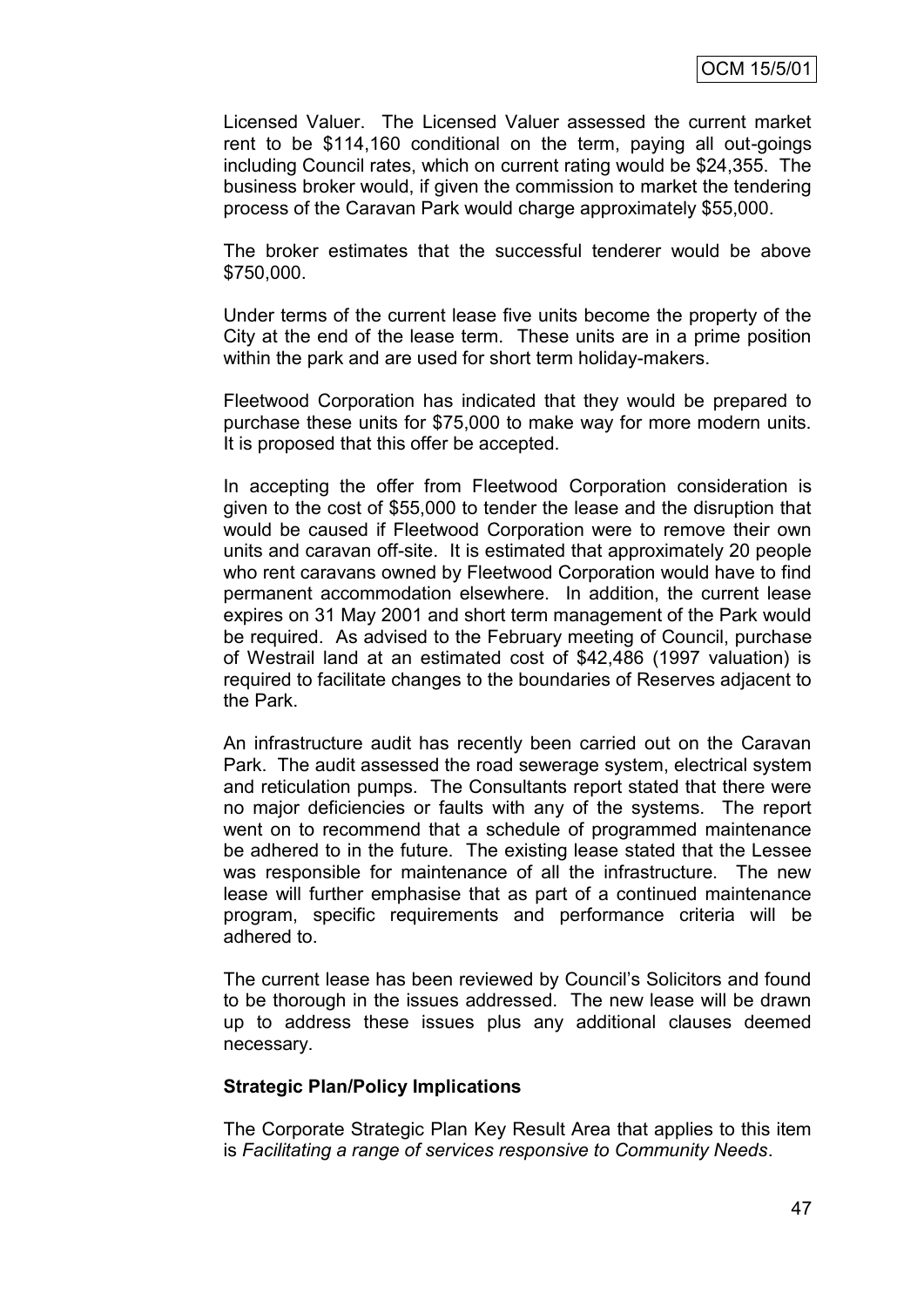Licensed Valuer. The Licensed Valuer assessed the current market rent to be $114,160 conditional on the term, paying all out-goings including Council rates, which on current rating would be $24,355. The business broker would, if given the commission to market the tendering process of the Caravan Park would charge approximately $55,000.

The broker estimates that the successful tenderer would be above $750,000.

Under terms of the current lease five units become the property of the City at the end of the lease term. These units are in a prime position within the park and are used for short term holiday-makers.

Fleetwood Corporation has indicated that they would be prepared to purchase these units for $75,000 to make way for more modern units. It is proposed that this offer be accepted.

In accepting the offer from Fleetwood Corporation consideration is given to the cost of $55,000 to tender the lease and the disruption that would be caused if Fleetwood Corporation were to remove their own units and caravan off-site. It is estimated that approximately 20 people who rent caravans owned by Fleetwood Corporation would have to find permanent accommodation elsewhere. In addition, the current lease expires on 31 May 2001 and short term management of the Park would be required. As advised to the February meeting of Council, purchase of Westrail land at an estimated cost of $42,486 (1997 valuation) is required to facilitate changes to the boundaries of Reserves adjacent to the Park.

An infrastructure audit has recently been carried out on the Caravan Park. The audit assessed the road sewerage system, electrical system and reticulation pumps. The Consultants report stated that there were no major deficiencies or faults with any of the systems. The report went on to recommend that a schedule of programmed maintenance be adhered to in the future. The existing lease stated that the Lessee was responsible for maintenance of all the infrastructure. The new lease will further emphasise that as part of a continued maintenance program, specific requirements and performance criteria will be adhered to.

The current lease has been reviewed by Council's Solicitors and found to be thorough in the issues addressed. The new lease will be drawn up to address these issues plus any additional clauses deemed necessary.

**Strategic Plan/Policy Implications**

The Corporate Strategic Plan Key Result Area that applies to this item is *Facilitating a range of services responsive to Community Needs*.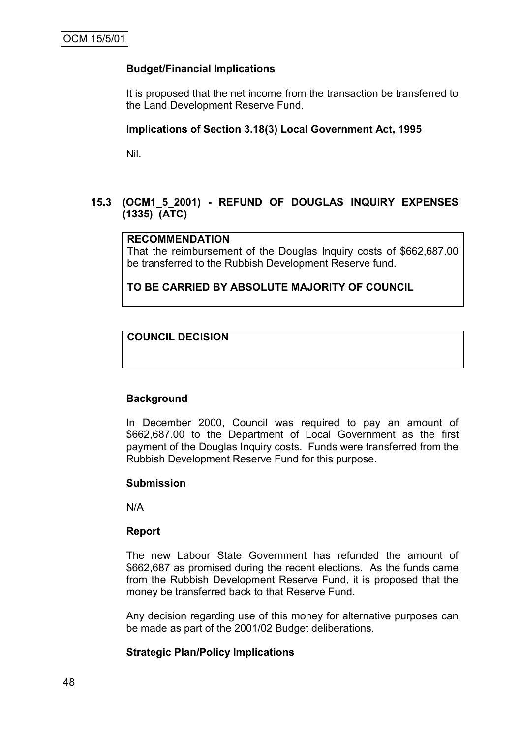OCM 15/5/01

**Budget/Financial Implications**

It is proposed that the net income from the transaction be transferred to the Land Development Reserve Fund.

**Implications of Section 3.18(3) Local Government Act, 1995**

Nil.

## 15.3 (OCM1_5_2001) - REFUND OF DOUGLAS INQUIRY EXPENSES (1335) (ATC)

**RECOMMENDATION**

That the reimbursement of the Douglas Inquiry costs of $662,687.00 be transferred to the Rubbish Development Reserve fund.

**TO BE CARRIED BY ABSOLUTE MAJORITY OF COUNCIL**

**COUNCIL DECISION**

**Background**

In December 2000, Council was required to pay an amount of $662,687.00 to the Department of Local Government as the first payment of the Douglas Inquiry costs. Funds were transferred from the Rubbish Development Reserve Fund for this purpose.

**Submission**

N/A

**Report**

The new Labour State Government has refunded the amount of $662,687 as promised during the recent elections. As the funds came from the Rubbish Development Reserve Fund, it is proposed that the money be transferred back to that Reserve Fund.

Any decision regarding use of this money for alternative purposes can be made as part of the 2001/02 Budget deliberations.

**Strategic Plan/Policy Implications**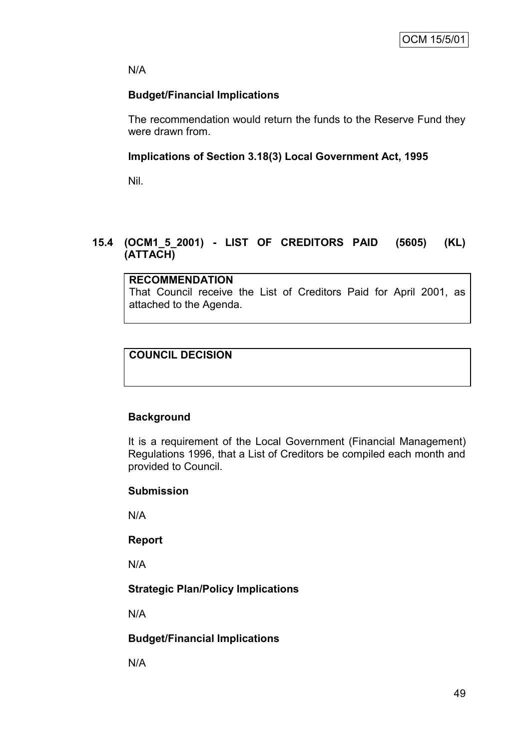N/A

**Budget/Financial Implications**

The recommendation would return the funds to the Reserve Fund they were drawn from.

**Implications of Section 3.18(3) Local Government Act, 1995**

Nil.

## 15.4 (OCM1_5_2001) - LIST OF CREDITORS PAID (5605) (KL) (ATTACH)

| **RECOMMENDATION** |
|---|
| That Council receive the List of Creditors Paid for April 2001, as attached to the Agenda. |

| **COUNCIL DECISION** |
|---|
| |

**Background**

It is a requirement of the Local Government (Financial Management) Regulations 1996, that a List of Creditors be compiled each month and provided to Council.

**Submission**

N/A

**Report**

N/A

**Strategic Plan/Policy Implications**

N/A

**Budget/Financial Implications**

N/A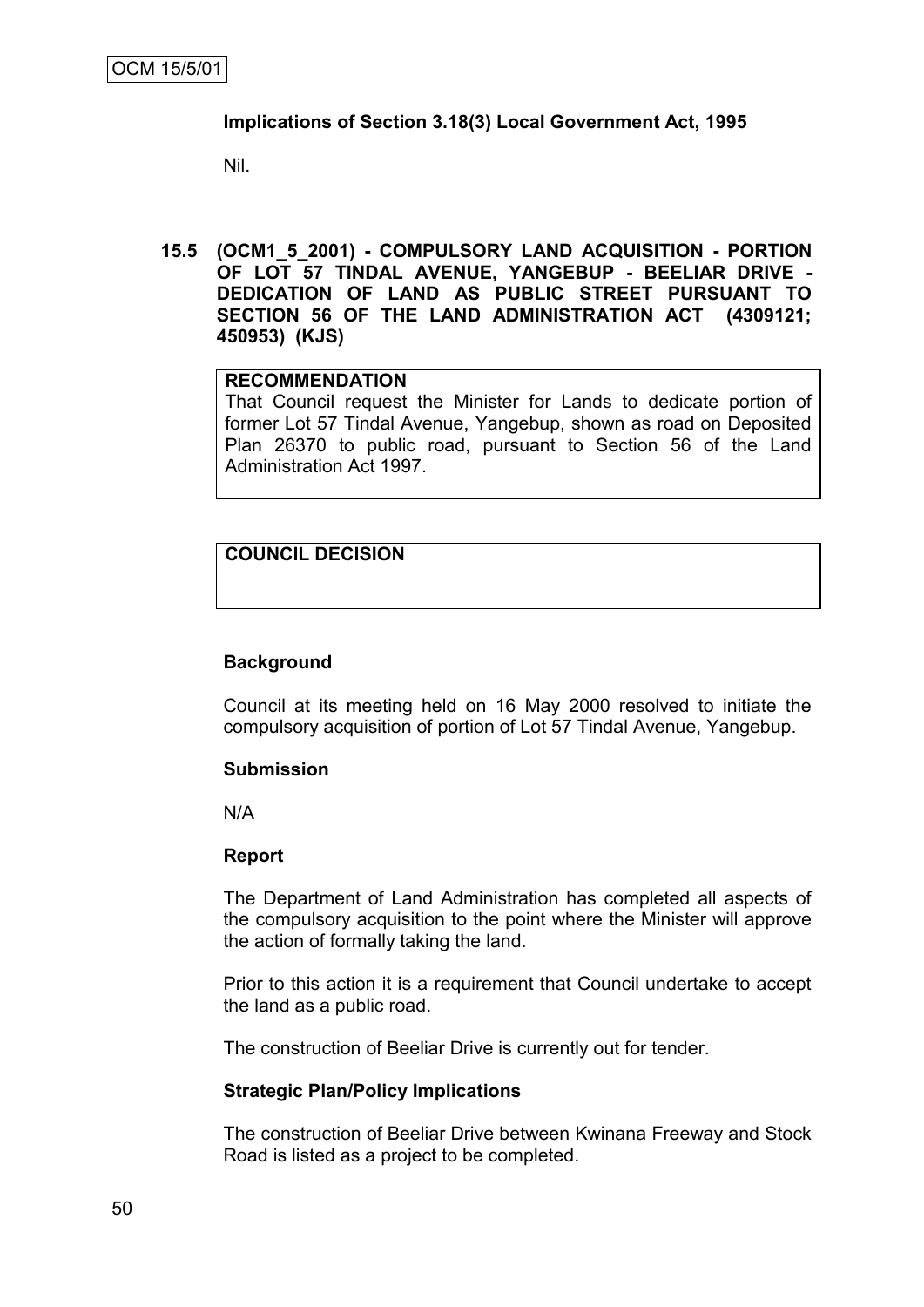**Implications of Section 3.18(3) Local Government Act, 1995**

Nil.

**15.5 (OCM1_5_2001) - COMPULSORY LAND ACQUISITION - PORTION OF LOT 57 TINDAL AVENUE, YANGEBUP - BEELIAR DRIVE - DEDICATION OF LAND AS PUBLIC STREET PURSUANT TO SECTION 56 OF THE LAND ADMINISTRATION ACT (4309121; 450953) (KJS)**

**RECOMMENDATION**

That Council request the Minister for Lands to dedicate portion of former Lot 57 Tindal Avenue, Yangebup, shown as road on Deposited Plan 26370 to public road, pursuant to Section 56 of the Land Administration Act 1997.

**COUNCIL DECISION**

**Background**

Council at its meeting held on 16 May 2000 resolved to initiate the compulsory acquisition of portion of Lot 57 Tindal Avenue, Yangebup.

**Submission**

N/A

**Report**

The Department of Land Administration has completed all aspects of the compulsory acquisition to the point where the Minister will approve the action of formally taking the land.

Prior to this action it is a requirement that Council undertake to accept the land as a public road.

The construction of Beeliar Drive is currently out for tender.

**Strategic Plan/Policy Implications**

The construction of Beeliar Drive between Kwinana Freeway and Stock Road is listed as a project to be completed.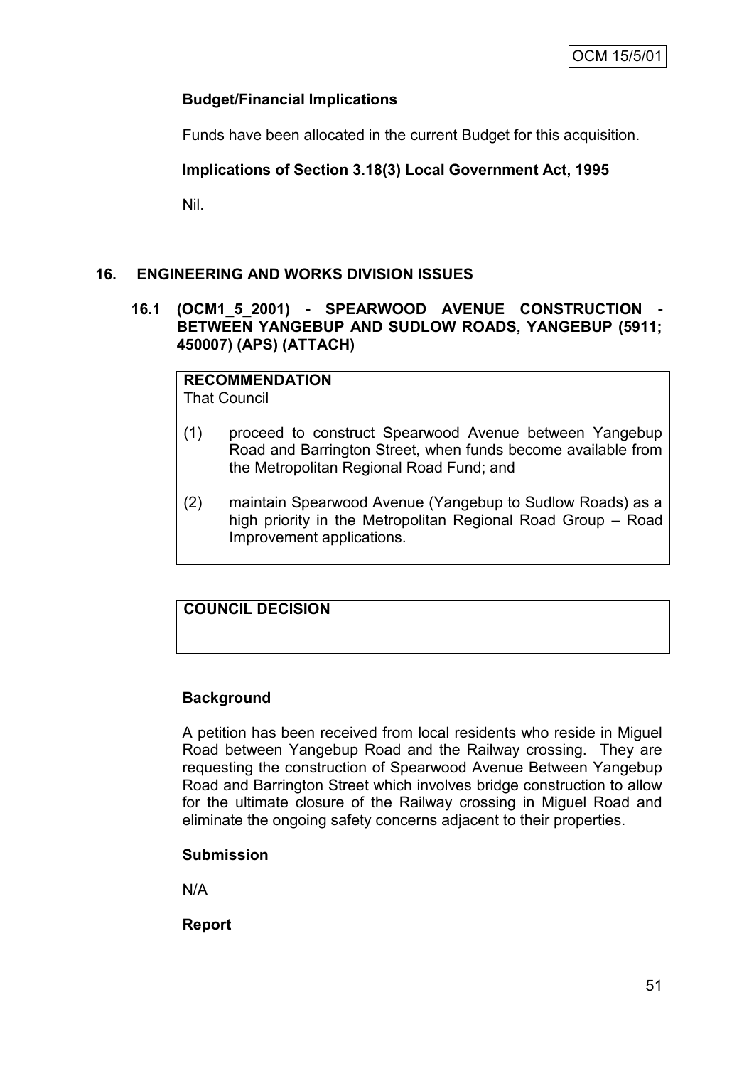**Budget/Financial Implications**

Funds have been allocated in the current Budget for this acquisition.

**Implications of Section 3.18(3) Local Government Act, 1995**

Nil.

## 16. ENGINEERING AND WORKS DIVISION ISSUES

### 16.1 (OCM1_5_2001) - SPEARWOOD AVENUE CONSTRUCTION - BETWEEN YANGEBUP AND SUDLOW ROADS, YANGEBUP (5911; 450007) (APS) (ATTACH)

**RECOMMENDATION**
That Council

(1) proceed to construct Spearwood Avenue between Yangebup Road and Barrington Street, when funds become available from the Metropolitan Regional Road Fund; and

(2) maintain Spearwood Avenue (Yangebup to Sudlow Roads) as a high priority in the Metropolitan Regional Road Group – Road Improvement applications.

**COUNCIL DECISION**

**Background**

A petition has been received from local residents who reside in Miguel Road between Yangebup Road and the Railway crossing. They are requesting the construction of Spearwood Avenue Between Yangebup Road and Barrington Street which involves bridge construction to allow for the ultimate closure of the Railway crossing in Miguel Road and eliminate the ongoing safety concerns adjacent to their properties.

**Submission**

N/A

**Report**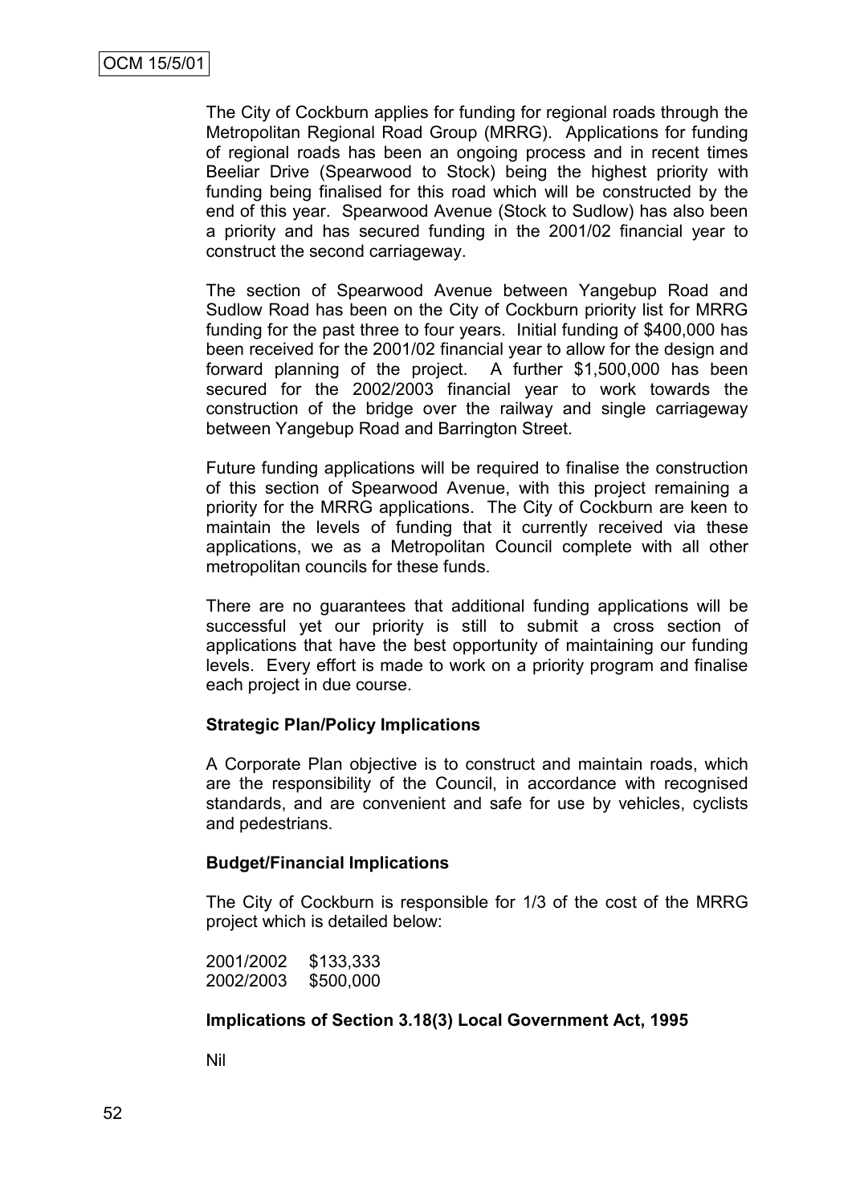The City of Cockburn applies for funding for regional roads through the Metropolitan Regional Road Group (MRRG). Applications for funding of regional roads has been an ongoing process and in recent times Beeliar Drive (Spearwood to Stock) being the highest priority with funding being finalised for this road which will be constructed by the end of this year. Spearwood Avenue (Stock to Sudlow) has also been a priority and has secured funding in the 2001/02 financial year to construct the second carriageway.

The section of Spearwood Avenue between Yangebup Road and Sudlow Road has been on the City of Cockburn priority list for MRRG funding for the past three to four years. Initial funding of $400,000 has been received for the 2001/02 financial year to allow for the design and forward planning of the project. A further $1,500,000 has been secured for the 2002/2003 financial year to work towards the construction of the bridge over the railway and single carriageway between Yangebup Road and Barrington Street.

Future funding applications will be required to finalise the construction of this section of Spearwood Avenue, with this project remaining a priority for the MRRG applications. The City of Cockburn are keen to maintain the levels of funding that it currently received via these applications, we as a Metropolitan Council complete with all other metropolitan councils for these funds.

There are no guarantees that additional funding applications will be successful yet our priority is still to submit a cross section of applications that have the best opportunity of maintaining our funding levels. Every effort is made to work on a priority program and finalise each project in due course.

**Strategic Plan/Policy Implications**

A Corporate Plan objective is to construct and maintain roads, which are the responsibility of the Council, in accordance with recognised standards, and are convenient and safe for use by vehicles, cyclists and pedestrians.

**Budget/Financial Implications**

The City of Cockburn is responsible for 1/3 of the cost of the MRRG project which is detailed below:

2001/2002 $133,333
2002/2003 $500,000

**Implications of Section 3.18(3) Local Government Act, 1995**

Nil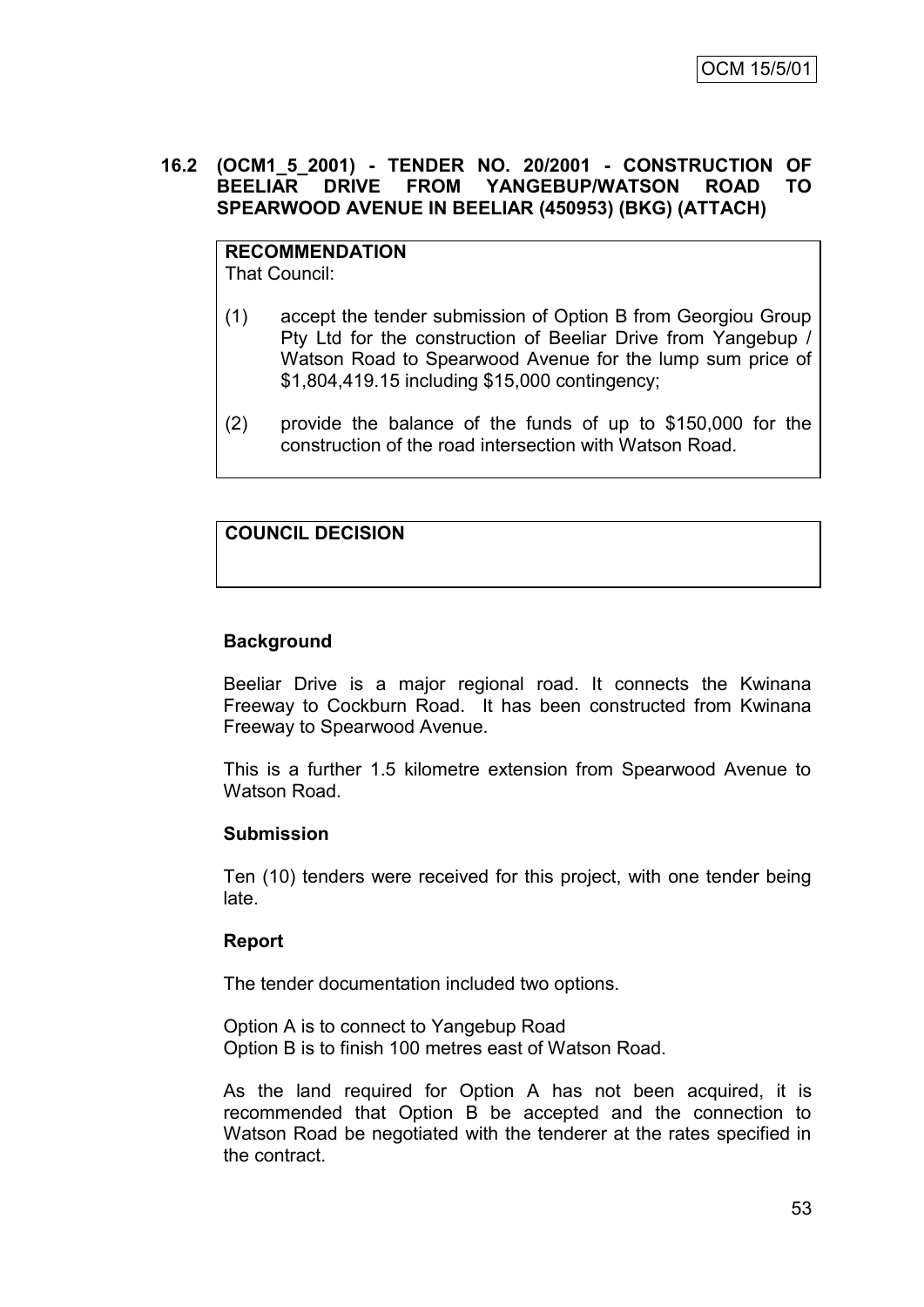### 16.2 (OCM1_5_2001) - TENDER NO. 20/2001 - CONSTRUCTION OF BEELIAR DRIVE FROM YANGEBUP/WATSON ROAD TO SPEARWOOD AVENUE IN BEELIAR (450953) (BKG) (ATTACH)

**RECOMMENDATION**
That Council:

(1) accept the tender submission of Option B from Georgiou Group Pty Ltd for the construction of Beeliar Drive from Yangebup / Watson Road to Spearwood Avenue for the lump sum price of $1,804,419.15 including $15,000 contingency;

(2) provide the balance of the funds of up to $150,000 for the construction of the road intersection with Watson Road.

**COUNCIL DECISION**

**Background**

Beeliar Drive is a major regional road. It connects the Kwinana Freeway to Cockburn Road. It has been constructed from Kwinana Freeway to Spearwood Avenue.

This is a further 1.5 kilometre extension from Spearwood Avenue to Watson Road.

**Submission**

Ten (10) tenders were received for this project, with one tender being late.

**Report**

The tender documentation included two options.

Option A is to connect to Yangebup Road
Option B is to finish 100 metres east of Watson Road.

As the land required for Option A has not been acquired, it is recommended that Option B be accepted and the connection to Watson Road be negotiated with the tenderer at the rates specified in the contract.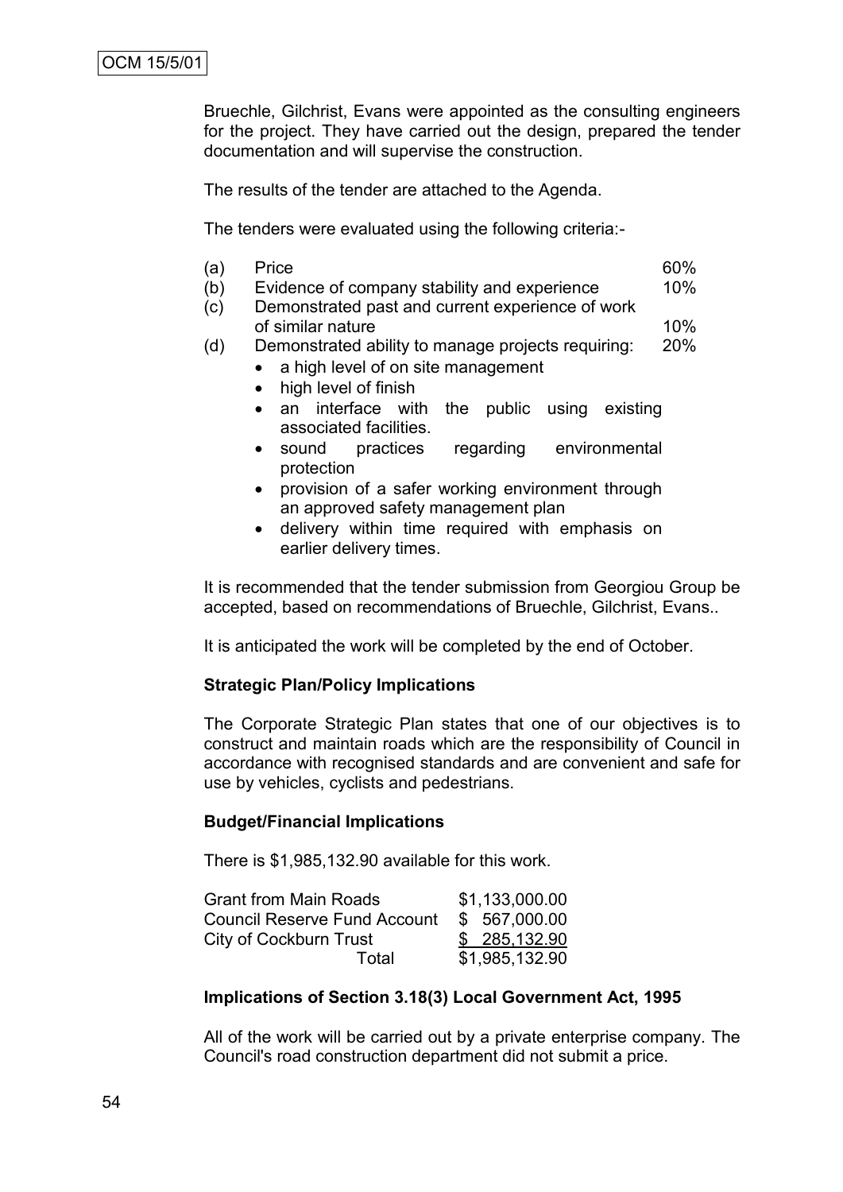Bruechle, Gilchrist, Evans were appointed as the consulting engineers for the project. They have carried out the design, prepared the tender documentation and will supervise the construction.

The results of the tender are attached to the Agenda.

The tenders were evaluated using the following criteria:-

| | | |
|---|---|---|
| (a) | Price | 60% |
| (b) | Evidence of company stability and experience | 10% |
| (c) | Demonstrated past and current experience of work of similar nature | 10% |
| (d) | Demonstrated ability to manage projects requiring: | 20% |

- a high level of on site management
- high level of finish
- an interface with the public using existing associated facilities.
- sound practices regarding environmental protection
- provision of a safer working environment through an approved safety management plan
- delivery within time required with emphasis on earlier delivery times.

It is recommended that the tender submission from Georgiou Group be accepted, based on recommendations of Bruechle, Gilchrist, Evans..

It is anticipated the work will be completed by the end of October.

**Strategic Plan/Policy Implications**

The Corporate Strategic Plan states that one of our objectives is to construct and maintain roads which are the responsibility of Council in accordance with recognised standards and are convenient and safe for use by vehicles, cyclists and pedestrians.

**Budget/Financial Implications**

There is $1,985,132.90 available for this work.

| | |
|---|---|
| Grant from Main Roads | $1,133,000.00 |
| Council Reserve Fund Account | $ 567,000.00 |
| City of Cockburn Trust | $ 285,132.90 |
| Total | $1,985,132.90 |

**Implications of Section 3.18(3) Local Government Act, 1995**

All of the work will be carried out by a private enterprise company. The Council's road construction department did not submit a price.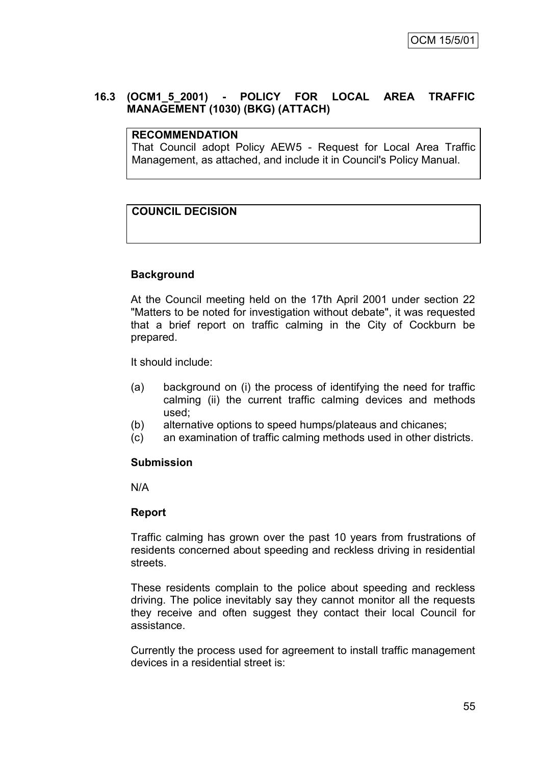OCM 15/5/01

### 16.3 (OCM1_5_2001) - POLICY FOR LOCAL AREA TRAFFIC MANAGEMENT (1030) (BKG) (ATTACH)

**RECOMMENDATION**
That Council adopt Policy AEW5 - Request for Local Area Traffic Management, as attached, and include it in Council's Policy Manual.

**COUNCIL DECISION**

**Background**

At the Council meeting held on the 17th April 2001 under section 22 "Matters to be noted for investigation without debate", it was requested that a brief report on traffic calming in the City of Cockburn be prepared.

It should include:

(a) background on (i) the process of identifying the need for traffic calming (ii) the current traffic calming devices and methods used;
(b) alternative options to speed humps/plateaus and chicanes;
(c) an examination of traffic calming methods used in other districts.

**Submission**

N/A

**Report**

Traffic calming has grown over the past 10 years from frustrations of residents concerned about speeding and reckless driving in residential streets.

These residents complain to the police about speeding and reckless driving. The police inevitably say they cannot monitor all the requests they receive and often suggest they contact their local Council for assistance.

Currently the process used for agreement to install traffic management devices in a residential street is: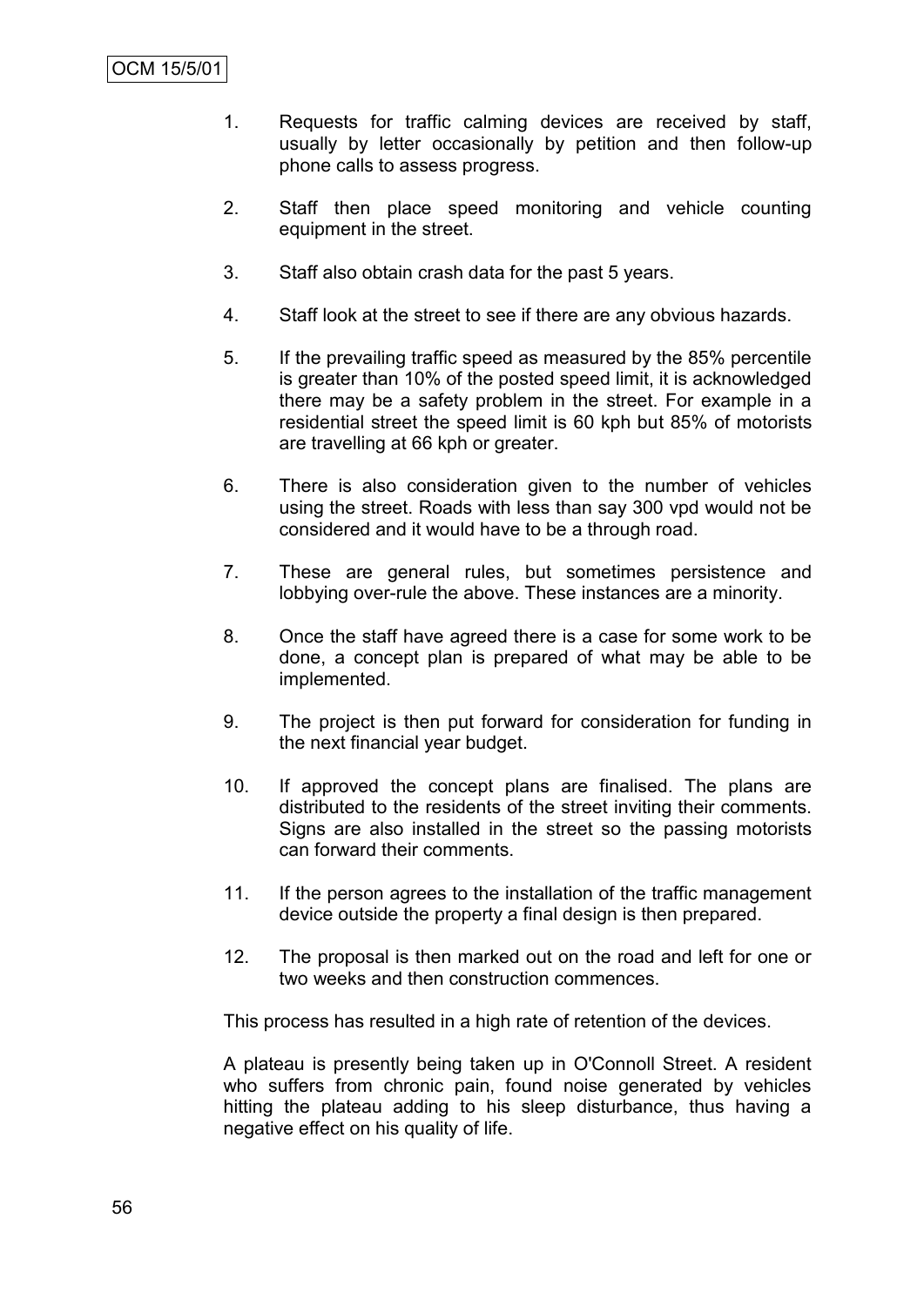1. Requests for traffic calming devices are received by staff, usually by letter occasionally by petition and then follow-up phone calls to assess progress.

2. Staff then place speed monitoring and vehicle counting equipment in the street.

3. Staff also obtain crash data for the past 5 years.

4. Staff look at the street to see if there are any obvious hazards.

5. If the prevailing traffic speed as measured by the 85% percentile is greater than 10% of the posted speed limit, it is acknowledged there may be a safety problem in the street. For example in a residential street the speed limit is 60 kph but 85% of motorists are travelling at 66 kph or greater.

6. There is also consideration given to the number of vehicles using the street. Roads with less than say 300 vpd would not be considered and it would have to be a through road.

7. These are general rules, but sometimes persistence and lobbying over-rule the above. These instances are a minority.

8. Once the staff have agreed there is a case for some work to be done, a concept plan is prepared of what may be able to be implemented.

9. The project is then put forward for consideration for funding in the next financial year budget.

10. If approved the concept plans are finalised. The plans are distributed to the residents of the street inviting their comments. Signs are also installed in the street so the passing motorists can forward their comments.

11. If the person agrees to the installation of the traffic management device outside the property a final design is then prepared.

12. The proposal is then marked out on the road and left for one or two weeks and then construction commences.

This process has resulted in a high rate of retention of the devices.

A plateau is presently being taken up in O'Connoll Street. A resident who suffers from chronic pain, found noise generated by vehicles hitting the plateau adding to his sleep disturbance, thus having a negative effect on his quality of life.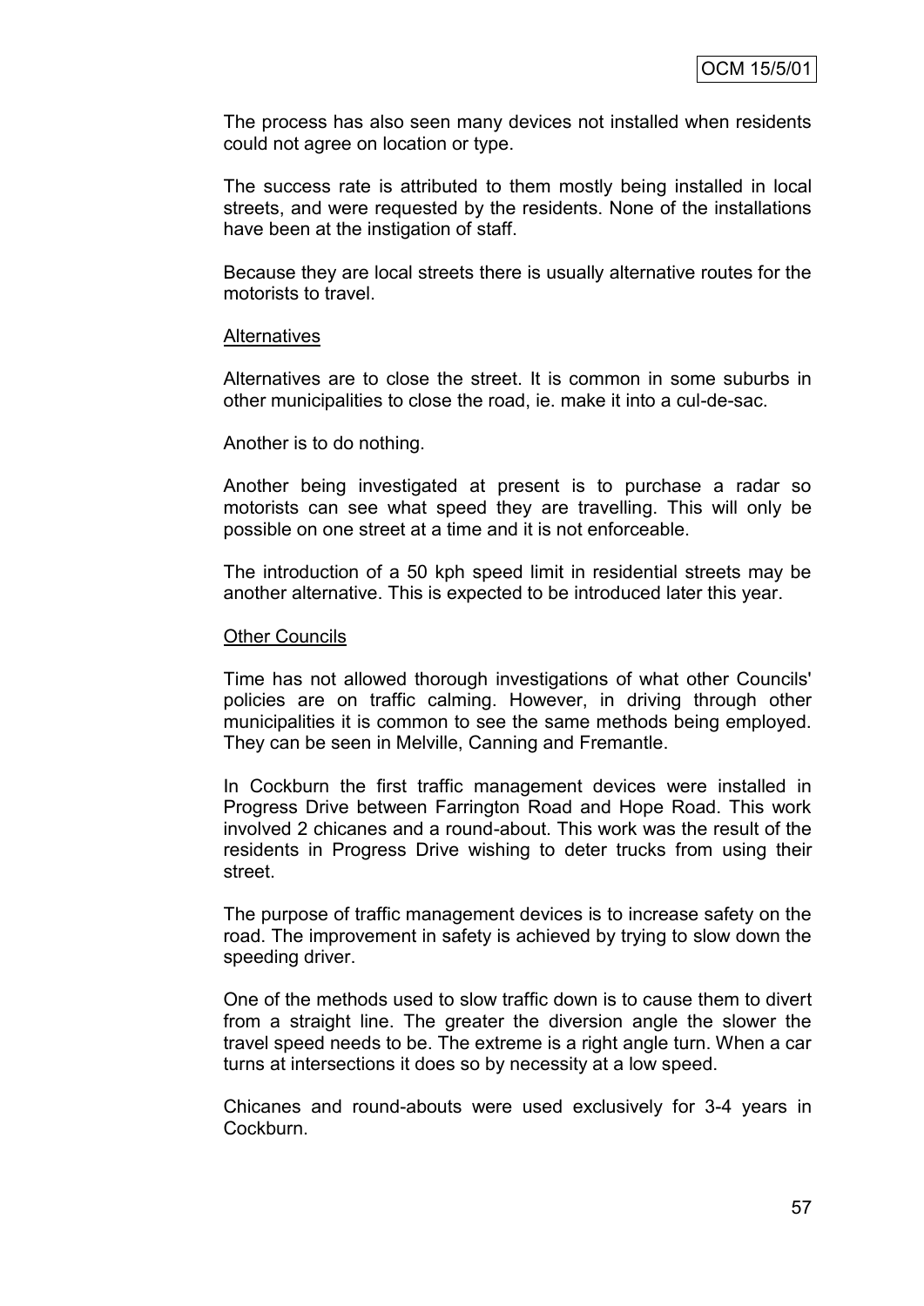The process has also seen many devices not installed when residents could not agree on location or type.

The success rate is attributed to them mostly being installed in local streets, and were requested by the residents. None of the installations have been at the instigation of staff.

Because they are local streets there is usually alternative routes for the motorists to travel.

<u>Alternatives</u>

Alternatives are to close the street. It is common in some suburbs in other municipalities to close the road, ie. make it into a cul-de-sac.

Another is to do nothing.

Another being investigated at present is to purchase a radar so motorists can see what speed they are travelling. This will only be possible on one street at a time and it is not enforceable.

The introduction of a 50 kph speed limit in residential streets may be another alternative. This is expected to be introduced later this year.

<u>Other Councils</u>

Time has not allowed thorough investigations of what other Councils' policies are on traffic calming. However, in driving through other municipalities it is common to see the same methods being employed. They can be seen in Melville, Canning and Fremantle.

In Cockburn the first traffic management devices were installed in Progress Drive between Farrington Road and Hope Road. This work involved 2 chicanes and a round-about. This work was the result of the residents in Progress Drive wishing to deter trucks from using their street.

The purpose of traffic management devices is to increase safety on the road. The improvement in safety is achieved by trying to slow down the speeding driver.

One of the methods used to slow traffic down is to cause them to divert from a straight line. The greater the diversion angle the slower the travel speed needs to be. The extreme is a right angle turn. When a car turns at intersections it does so by necessity at a low speed.

Chicanes and round-abouts were used exclusively for 3-4 years in Cockburn.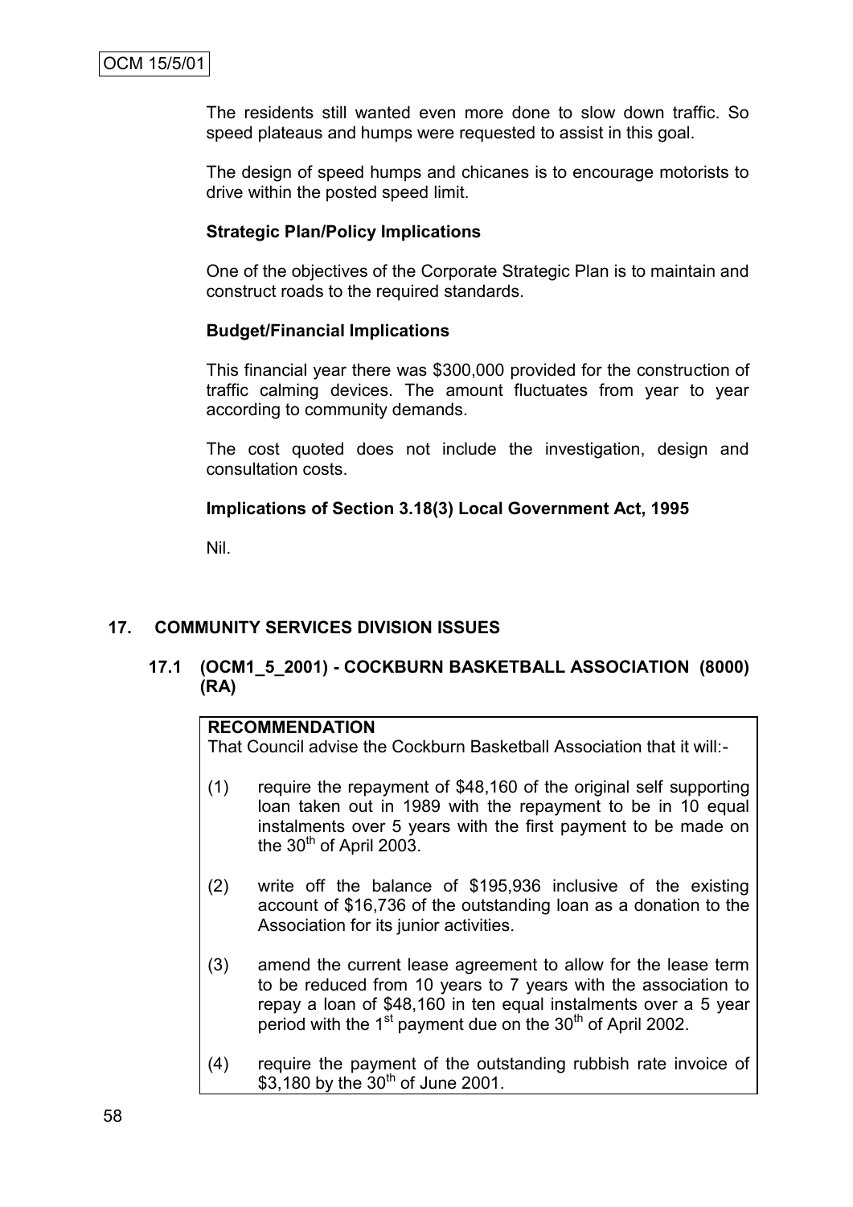The residents still wanted even more done to slow down traffic. So speed plateaus and humps were requested to assist in this goal.

The design of speed humps and chicanes is to encourage motorists to drive within the posted speed limit.

**Strategic Plan/Policy Implications**

One of the objectives of the Corporate Strategic Plan is to maintain and construct roads to the required standards.

**Budget/Financial Implications**

This financial year there was $300,000 provided for the construction of traffic calming devices. The amount fluctuates from year to year according to community demands.

The cost quoted does not include the investigation, design and consultation costs.

**Implications of Section 3.18(3) Local Government Act, 1995**

Nil.

## 17. COMMUNITY SERVICES DIVISION ISSUES

### 17.1 (OCM1_5_2001) - COCKBURN BASKETBALL ASSOCIATION (8000) (RA)

**RECOMMENDATION**

That Council advise the Cockburn Basketball Association that it will:-

(1) require the repayment of $48,160 of the original self supporting loan taken out in 1989 with the repayment to be in 10 equal instalments over 5 years with the first payment to be made on the 30th of April 2003.

(2) write off the balance of $195,936 inclusive of the existing account of $16,736 of the outstanding loan as a donation to the Association for its junior activities.

(3) amend the current lease agreement to allow for the lease term to be reduced from 10 years to 7 years with the association to repay a loan of $48,160 in ten equal instalments over a 5 year period with the 1st payment due on the 30th of April 2002.

(4) require the payment of the outstanding rubbish rate invoice of $3,180 by the 30th of June 2001.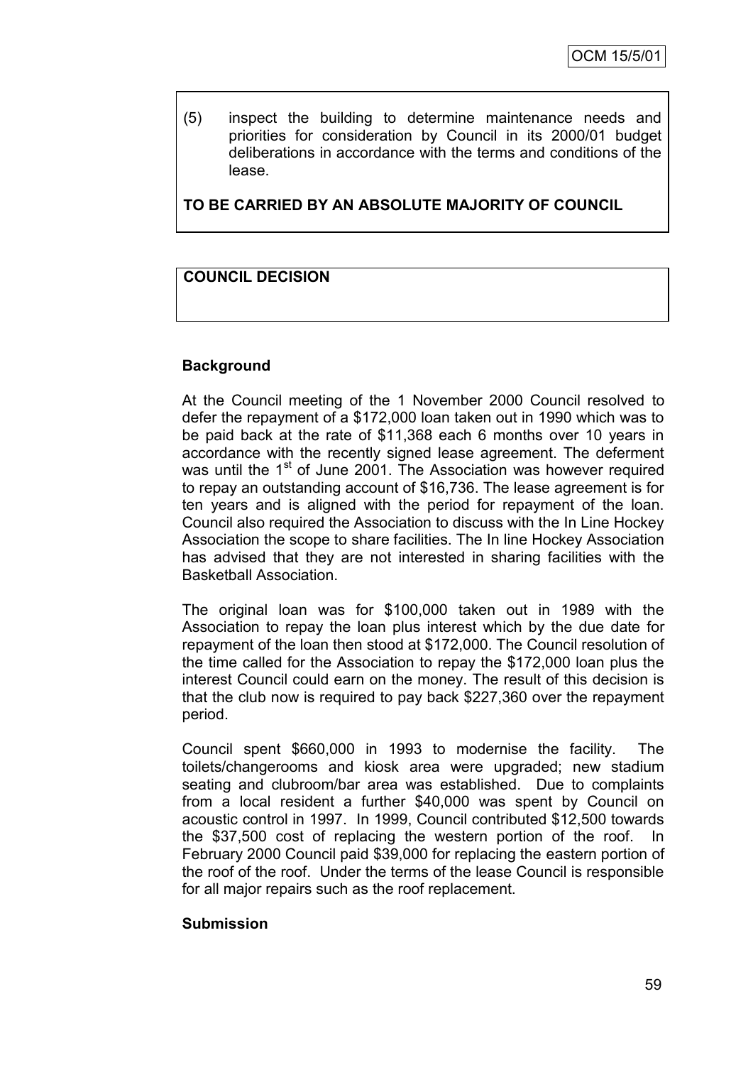(5) inspect the building to determine maintenance needs and priorities for consideration by Council in its 2000/01 budget deliberations in accordance with the terms and conditions of the lease.

**TO BE CARRIED BY AN ABSOLUTE MAJORITY OF COUNCIL**

**COUNCIL DECISION**

**Background**

At the Council meeting of the 1 November 2000 Council resolved to defer the repayment of a $172,000 loan taken out in 1990 which was to be paid back at the rate of $11,368 each 6 months over 10 years in accordance with the recently signed lease agreement. The deferment was until the 1st of June 2001. The Association was however required to repay an outstanding account of $16,736. The lease agreement is for ten years and is aligned with the period for repayment of the loan. Council also required the Association to discuss with the In Line Hockey Association the scope to share facilities. The In line Hockey Association has advised that they are not interested in sharing facilities with the Basketball Association.

The original loan was for $100,000 taken out in 1989 with the Association to repay the loan plus interest which by the due date for repayment of the loan then stood at $172,000. The Council resolution of the time called for the Association to repay the $172,000 loan plus the interest Council could earn on the money. The result of this decision is that the club now is required to pay back $227,360 over the repayment period.

Council spent $660,000 in 1993 to modernise the facility. The toilets/changerooms and kiosk area were upgraded; new stadium seating and clubroom/bar area was established. Due to complaints from a local resident a further $40,000 was spent by Council on acoustic control in 1997. In 1999, Council contributed $12,500 towards the $37,500 cost of replacing the western portion of the roof. In February 2000 Council paid $39,000 for replacing the eastern portion of the roof of the roof. Under the terms of the lease Council is responsible for all major repairs such as the roof replacement.

**Submission**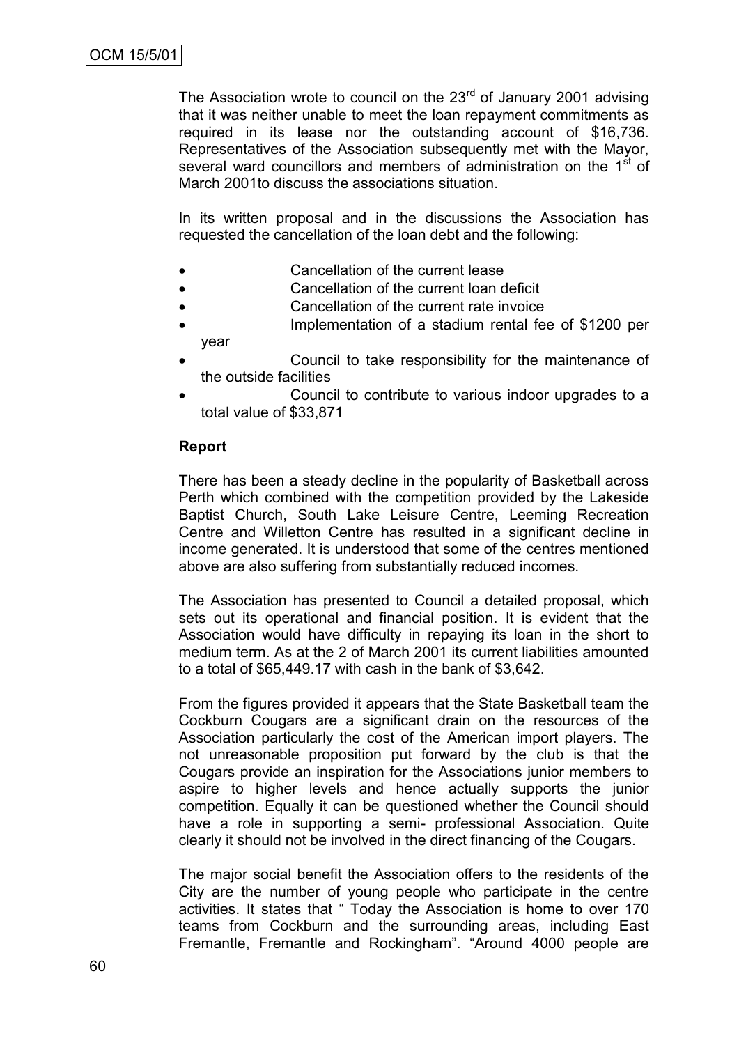The Association wrote to council on the 23rd of January 2001 advising that it was neither unable to meet the loan repayment commitments as required in its lease nor the outstanding account of $16,736. Representatives of the Association subsequently met with the Mayor, several ward councillors and members of administration on the 1st of March 2001to discuss the associations situation.

In its written proposal and in the discussions the Association has requested the cancellation of the loan debt and the following:

- Cancellation of the current lease
- Cancellation of the current loan deficit
- Cancellation of the current rate invoice
- Implementation of a stadium rental fee of $1200 per year
- Council to take responsibility for the maintenance of the outside facilities
- Council to contribute to various indoor upgrades to a total value of $33,871

**Report**

There has been a steady decline in the popularity of Basketball across Perth which combined with the competition provided by the Lakeside Baptist Church, South Lake Leisure Centre, Leeming Recreation Centre and Willetton Centre has resulted in a significant decline in income generated. It is understood that some of the centres mentioned above are also suffering from substantially reduced incomes.

The Association has presented to Council a detailed proposal, which sets out its operational and financial position. It is evident that the Association would have difficulty in repaying its loan in the short to medium term. As at the 2 of March 2001 its current liabilities amounted to a total of $65,449.17 with cash in the bank of $3,642.

From the figures provided it appears that the State Basketball team the Cockburn Cougars are a significant drain on the resources of the Association particularly the cost of the American import players. The not unreasonable proposition put forward by the club is that the Cougars provide an inspiration for the Associations junior members to aspire to higher levels and hence actually supports the junior competition. Equally it can be questioned whether the Council should have a role in supporting a semi- professional Association. Quite clearly it should not be involved in the direct financing of the Cougars.

The major social benefit the Association offers to the residents of the City are the number of young people who participate in the centre activities. It states that " Today the Association is home to over 170 teams from Cockburn and the surrounding areas, including East Fremantle, Fremantle and Rockingham". "Around 4000 people are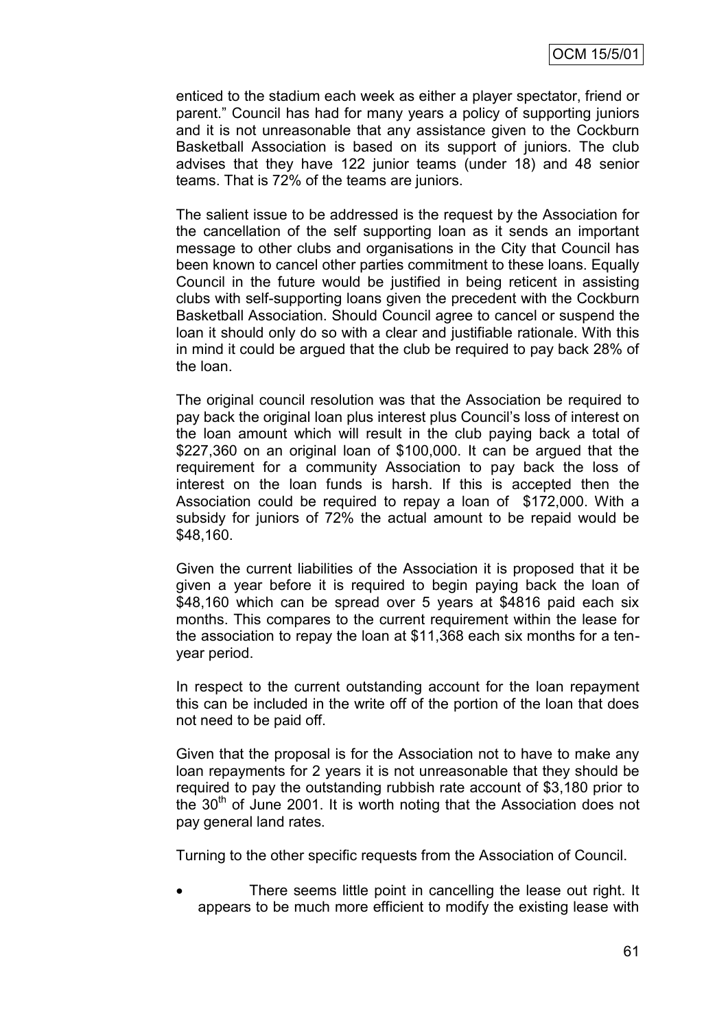enticed to the stadium each week as either a player spectator, friend or parent." Council has had for many years a policy of supporting juniors and it is not unreasonable that any assistance given to the Cockburn Basketball Association is based on its support of juniors. The club advises that they have 122 junior teams (under 18) and 48 senior teams. That is 72% of the teams are juniors.

The salient issue to be addressed is the request by the Association for the cancellation of the self supporting loan as it sends an important message to other clubs and organisations in the City that Council has been known to cancel other parties commitment to these loans. Equally Council in the future would be justified in being reticent in assisting clubs with self-supporting loans given the precedent with the Cockburn Basketball Association. Should Council agree to cancel or suspend the loan it should only do so with a clear and justifiable rationale. With this in mind it could be argued that the club be required to pay back 28% of the loan.

The original council resolution was that the Association be required to pay back the original loan plus interest plus Council's loss of interest on the loan amount which will result in the club paying back a total of $227,360 on an original loan of $100,000. It can be argued that the requirement for a community Association to pay back the loss of interest on the loan funds is harsh. If this is accepted then the Association could be required to repay a loan of $172,000. With a subsidy for juniors of 72% the actual amount to be repaid would be $48,160.

Given the current liabilities of the Association it is proposed that it be given a year before it is required to begin paying back the loan of $48,160 which can be spread over 5 years at $4816 paid each six months. This compares to the current requirement within the lease for the association to repay the loan at $11,368 each six months for a ten-year period.

In respect to the current outstanding account for the loan repayment this can be included in the write off of the portion of the loan that does not need to be paid off.

Given that the proposal is for the Association not to have to make any loan repayments for 2 years it is not unreasonable that they should be required to pay the outstanding rubbish rate account of $3,180 prior to the 30th of June 2001. It is worth noting that the Association does not pay general land rates.

Turning to the other specific requests from the Association of Council.

- There seems little point in cancelling the lease out right. It appears to be much more efficient to modify the existing lease with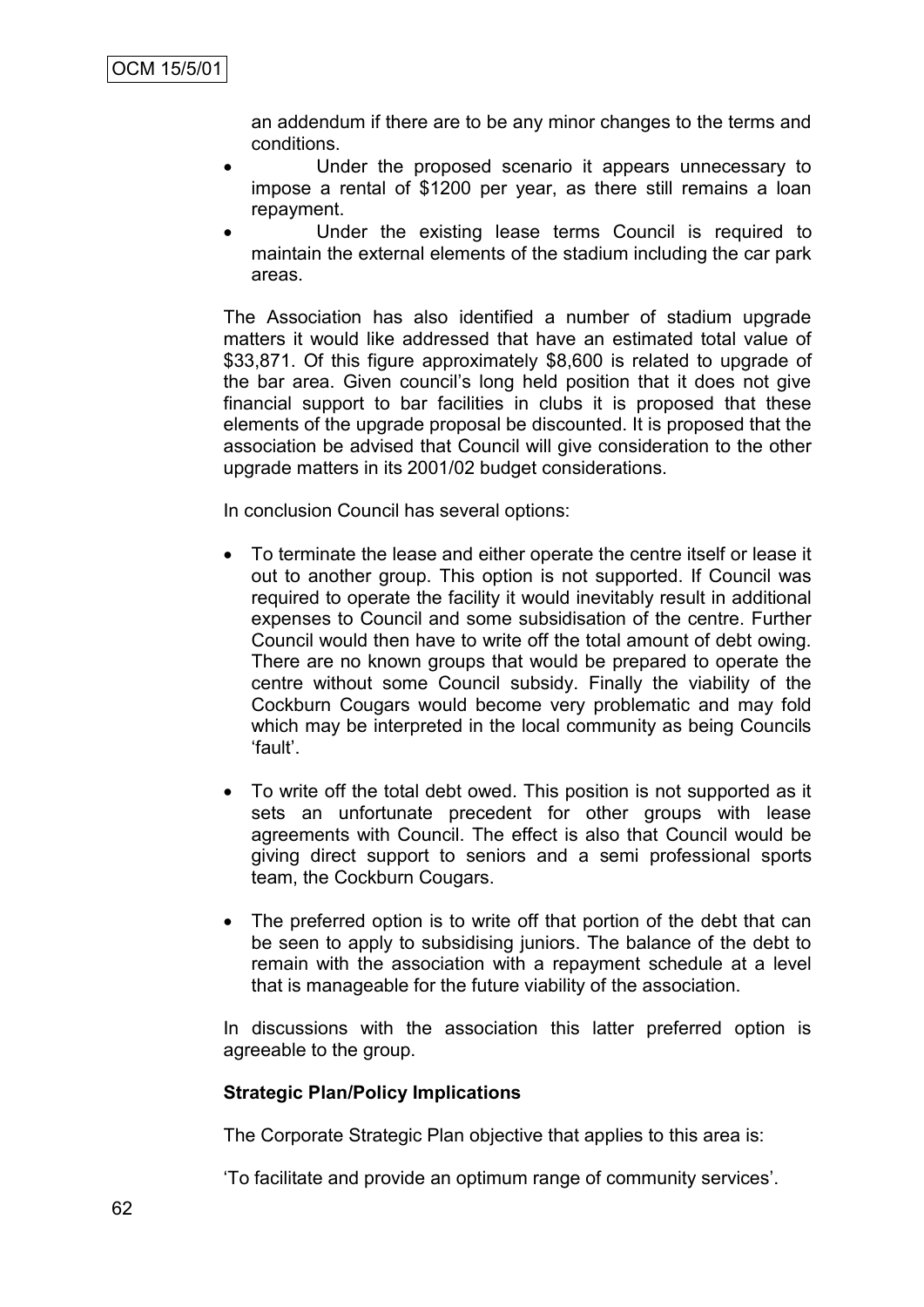an addendum if there are to be any minor changes to the terms and conditions.

- Under the proposed scenario it appears unnecessary to impose a rental of $1200 per year, as there still remains a loan repayment.
- Under the existing lease terms Council is required to maintain the external elements of the stadium including the car park areas.

The Association has also identified a number of stadium upgrade matters it would like addressed that have an estimated total value of $33,871. Of this figure approximately $8,600 is related to upgrade of the bar area. Given council's long held position that it does not give financial support to bar facilities in clubs it is proposed that these elements of the upgrade proposal be discounted. It is proposed that the association be advised that Council will give consideration to the other upgrade matters in its 2001/02 budget considerations.

In conclusion Council has several options:

- To terminate the lease and either operate the centre itself or lease it out to another group. This option is not supported. If Council was required to operate the facility it would inevitably result in additional expenses to Council and some subsidisation of the centre. Further Council would then have to write off the total amount of debt owing. There are no known groups that would be prepared to operate the centre without some Council subsidy. Finally the viability of the Cockburn Cougars would become very problematic and may fold which may be interpreted in the local community as being Councils 'fault'.

- To write off the total debt owed. This position is not supported as it sets an unfortunate precedent for other groups with lease agreements with Council. The effect is also that Council would be giving direct support to seniors and a semi professional sports team, the Cockburn Cougars.

- The preferred option is to write off that portion of the debt that can be seen to apply to subsidising juniors. The balance of the debt to remain with the association with a repayment schedule at a level that is manageable for the future viability of the association.

In discussions with the association this latter preferred option is agreeable to the group.

**Strategic Plan/Policy Implications**

The Corporate Strategic Plan objective that applies to this area is:

'To facilitate and provide an optimum range of community services'.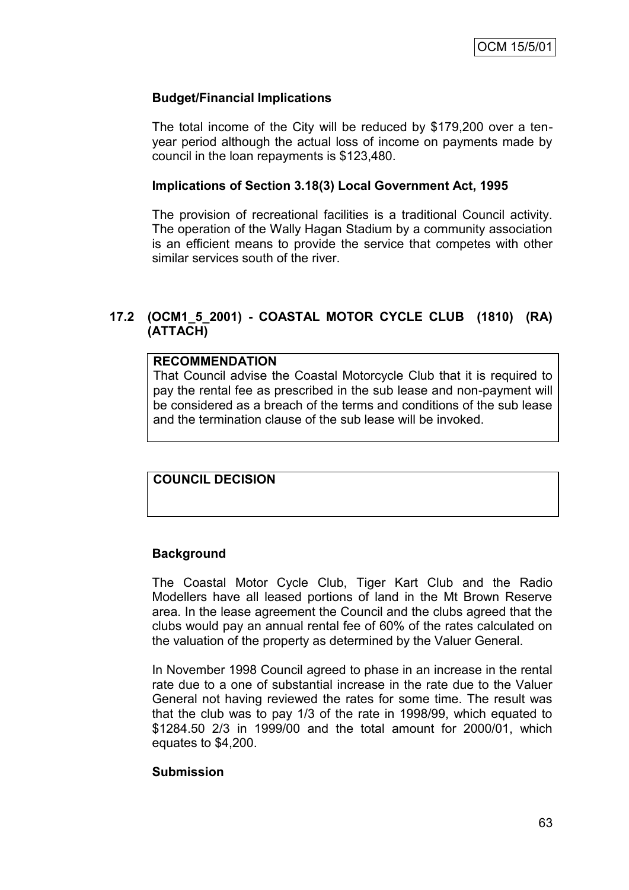### Budget/Financial Implications

The total income of the City will be reduced by $179,200 over a ten-year period although the actual loss of income on payments made by council in the loan repayments is $123,480.

### Implications of Section 3.18(3) Local Government Act, 1995

The provision of recreational facilities is a traditional Council activity. The operation of the Wally Hagan Stadium by a community association is an efficient means to provide the service that competes with other similar services south of the river.

## 17.2 (OCM1_5_2001) - COASTAL MOTOR CYCLE CLUB (1810) (RA) (ATTACH)

**RECOMMENDATION**

That Council advise the Coastal Motorcycle Club that it is required to pay the rental fee as prescribed in the sub lease and non-payment will be considered as a breach of the terms and conditions of the sub lease and the termination clause of the sub lease will be invoked.

**COUNCIL DECISION**

### Background

The Coastal Motor Cycle Club, Tiger Kart Club and the Radio Modellers have all leased portions of land in the Mt Brown Reserve area. In the lease agreement the Council and the clubs agreed that the clubs would pay an annual rental fee of 60% of the rates calculated on the valuation of the property as determined by the Valuer General.

In November 1998 Council agreed to phase in an increase in the rental rate due to a one of substantial increase in the rate due to the Valuer General not having reviewed the rates for some time. The result was that the club was to pay 1/3 of the rate in 1998/99, which equated to $1284.50 2/3 in 1999/00 and the total amount for 2000/01, which equates to $4,200.

### Submission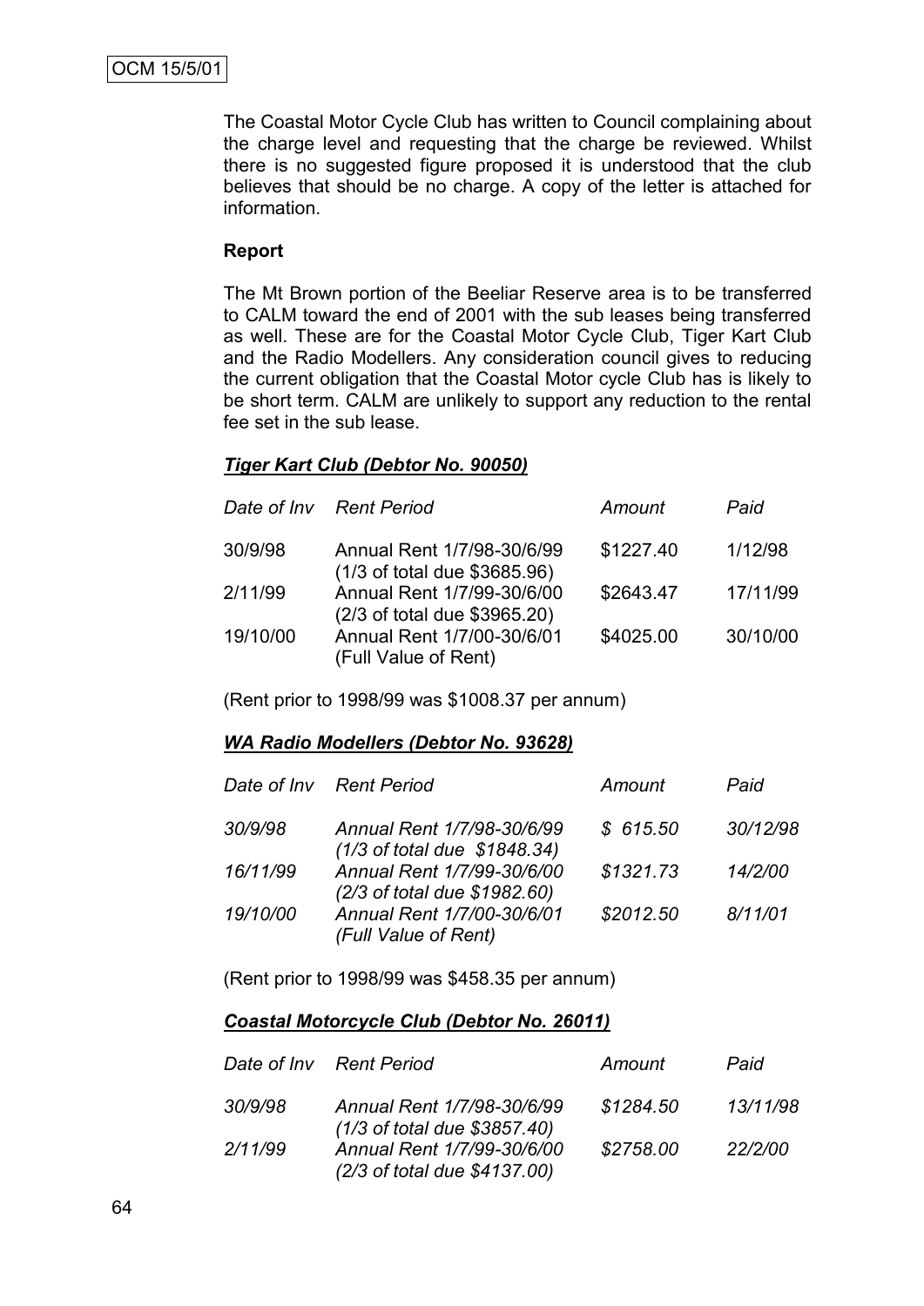The Coastal Motor Cycle Club has written to Council complaining about the charge level and requesting that the charge be reviewed. Whilst there is no suggested figure proposed it is understood that the club believes that should be no charge. A copy of the letter is attached for information.

**Report**

The Mt Brown portion of the Beeliar Reserve area is to be transferred to CALM toward the end of 2001 with the sub leases being transferred as well. These are for the Coastal Motor Cycle Club, Tiger Kart Club and the Radio Modellers. Any consideration council gives to reducing the current obligation that the Coastal Motor cycle Club has is likely to be short term. CALM are unlikely to support any reduction to the rental fee set in the sub lease.

***Tiger Kart Club (Debtor No. 90050)***

| *Date of Inv* | *Rent Period* | *Amount* | *Paid* |
|---|---|---|---|
| 30/9/98 | Annual Rent 1/7/98-30/6/99 (1/3 of total due $3685.96) | $1227.40 | 1/12/98 |
| 2/11/99 | Annual Rent 1/7/99-30/6/00 (2/3 of total due $3965.20) | $2643.47 | 17/11/99 |
| 19/10/00 | Annual Rent 1/7/00-30/6/01 (Full Value of Rent) | $4025.00 | 30/10/00 |

(Rent prior to 1998/99 was $1008.37 per annum)

***WA Radio Modellers (Debtor No. 93628)***

| *Date of Inv* | *Rent Period* | *Amount* | *Paid* |
|---|---|---|---|
| *30/9/98* | *Annual Rent 1/7/98-30/6/99 (1/3 of total due $1848.34)* | *$ 615.50* | *30/12/98* |
| *16/11/99* | *Annual Rent 1/7/99-30/6/00 (2/3 of total due $1982.60)* | *$1321.73* | *14/2/00* |
| *19/10/00* | *Annual Rent 1/7/00-30/6/01 (Full Value of Rent)* | *$2012.50* | *8/11/01* |

(Rent prior to 1998/99 was $458.35 per annum)

***Coastal Motorcycle Club (Debtor No. 26011)***

| *Date of Inv* | *Rent Period* | *Amount* | *Paid* |
|---|---|---|---|
| *30/9/98* | *Annual Rent 1/7/98-30/6/99 (1/3 of total due $3857.40)* | *$1284.50* | *13/11/98* |
| *2/11/99* | *Annual Rent 1/7/99-30/6/00 (2/3 of total due $4137.00)* | *$2758.00* | *22/2/00* |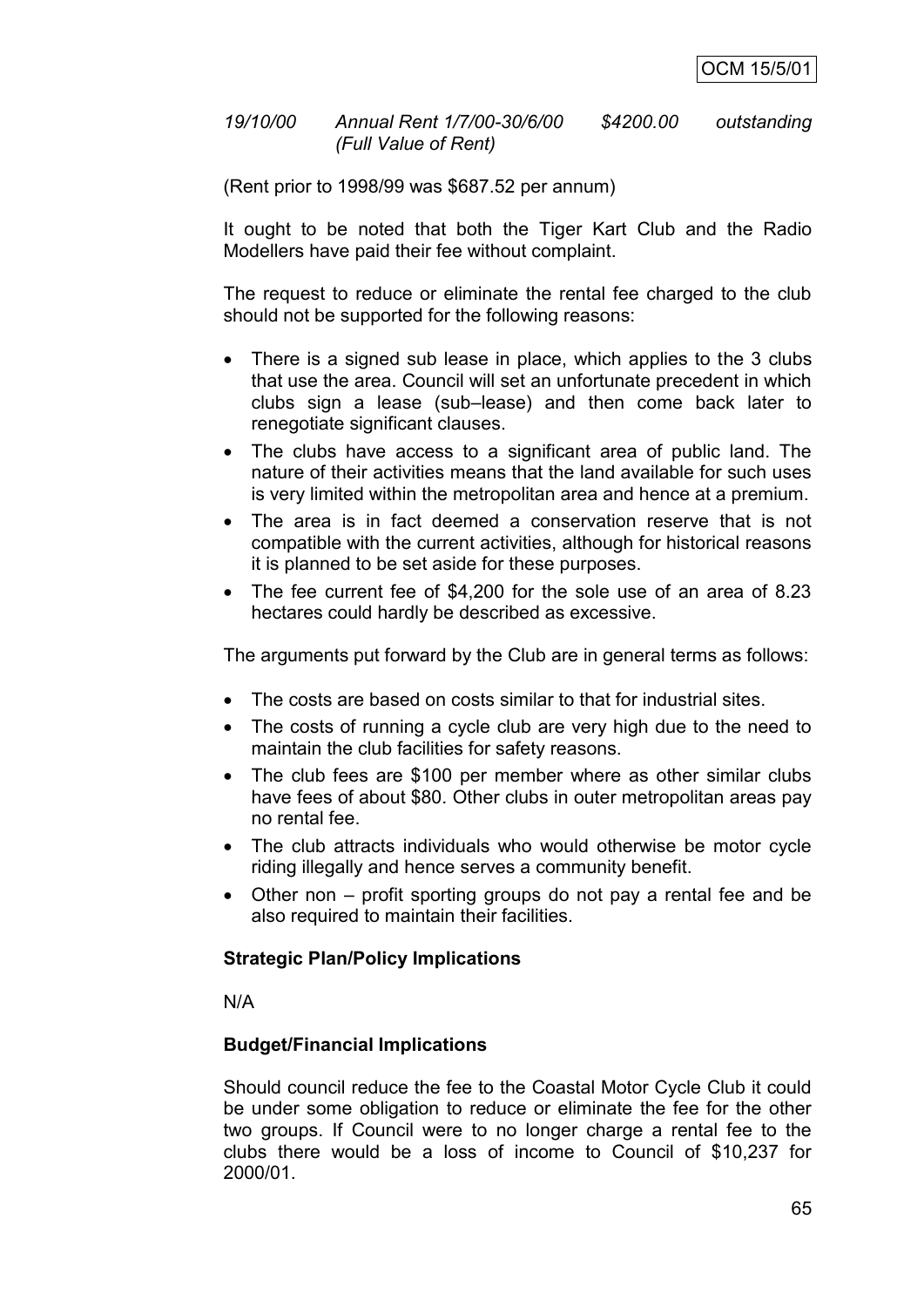*19/10/00 Annual Rent 1/7/00-30/6/00 $4200.00 outstanding (Full Value of Rent)*

(Rent prior to 1998/99 was $687.52 per annum)

It ought to be noted that both the Tiger Kart Club and the Radio Modellers have paid their fee without complaint.

The request to reduce or eliminate the rental fee charged to the club should not be supported for the following reasons:

- There is a signed sub lease in place, which applies to the 3 clubs that use the area. Council will set an unfortunate precedent in which clubs sign a lease (sub–lease) and then come back later to renegotiate significant clauses.
- The clubs have access to a significant area of public land. The nature of their activities means that the land available for such uses is very limited within the metropolitan area and hence at a premium.
- The area is in fact deemed a conservation reserve that is not compatible with the current activities, although for historical reasons it is planned to be set aside for these purposes.
- The fee current fee of $4,200 for the sole use of an area of 8.23 hectares could hardly be described as excessive.

The arguments put forward by the Club are in general terms as follows:

- The costs are based on costs similar to that for industrial sites.
- The costs of running a cycle club are very high due to the need to maintain the club facilities for safety reasons.
- The club fees are $100 per member where as other similar clubs have fees of about $80. Other clubs in outer metropolitan areas pay no rental fee.
- The club attracts individuals who would otherwise be motor cycle riding illegally and hence serves a community benefit.
- Other non – profit sporting groups do not pay a rental fee and be also required to maintain their facilities.

**Strategic Plan/Policy Implications**

N/A

**Budget/Financial Implications**

Should council reduce the fee to the Coastal Motor Cycle Club it could be under some obligation to reduce or eliminate the fee for the other two groups. If Council were to no longer charge a rental fee to the clubs there would be a loss of income to Council of $10,237 for 2000/01.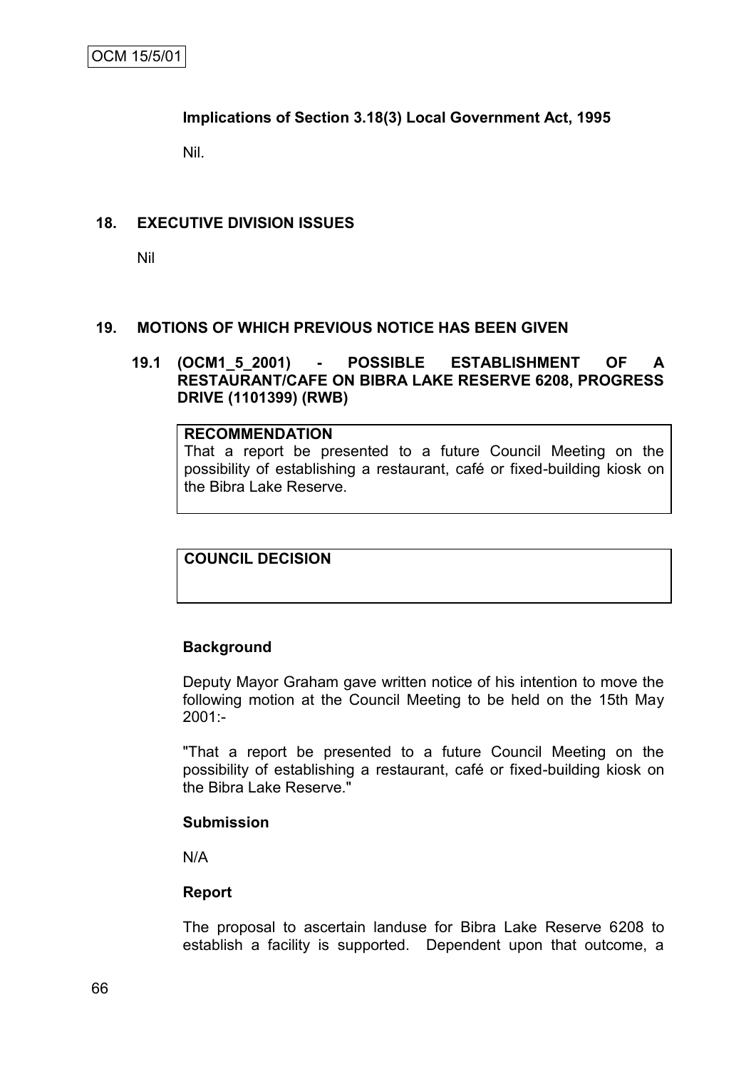**Implications of Section 3.18(3) Local Government Act, 1995**

Nil.

## 18. EXECUTIVE DIVISION ISSUES

Nil

## 19. MOTIONS OF WHICH PREVIOUS NOTICE HAS BEEN GIVEN

### 19.1 (OCM1_5_2001) - POSSIBLE ESTABLISHMENT OF A RESTAURANT/CAFE ON BIBRA LAKE RESERVE 6208, PROGRESS DRIVE (1101399) (RWB)

**RECOMMENDATION**

That a report be presented to a future Council Meeting on the possibility of establishing a restaurant, café or fixed-building kiosk on the Bibra Lake Reserve.

**COUNCIL DECISION**

**Background**

Deputy Mayor Graham gave written notice of his intention to move the following motion at the Council Meeting to be held on the 15th May 2001:-

"That a report be presented to a future Council Meeting on the possibility of establishing a restaurant, café or fixed-building kiosk on the Bibra Lake Reserve."

**Submission**

N/A

**Report**

The proposal to ascertain landuse for Bibra Lake Reserve 6208 to establish a facility is supported. Dependent upon that outcome, a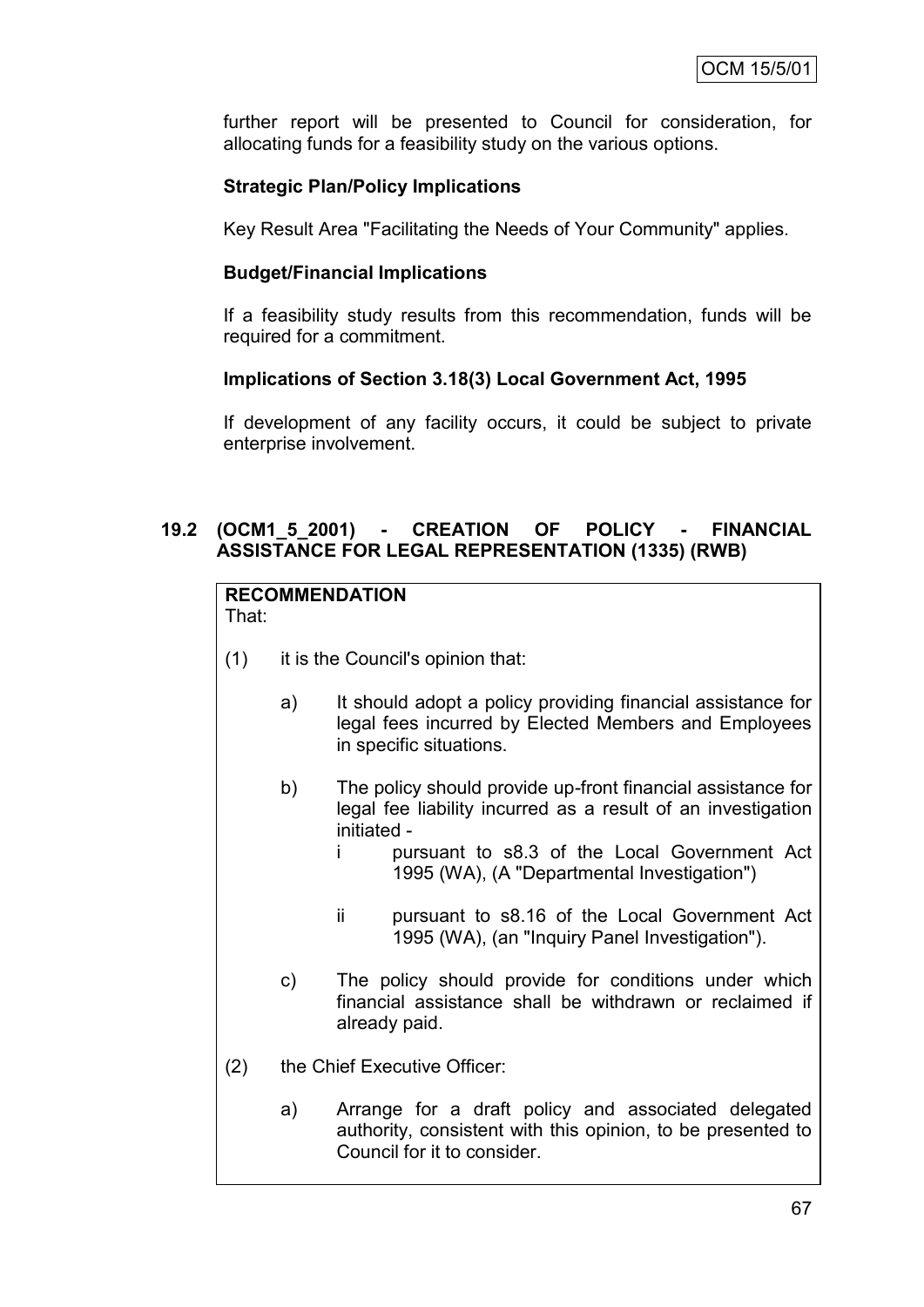further report will be presented to Council for consideration, for allocating funds for a feasibility study on the various options.

**Strategic Plan/Policy Implications**

Key Result Area "Facilitating the Needs of Your Community" applies.

**Budget/Financial Implications**

If a feasibility study results from this recommendation, funds will be required for a commitment.

**Implications of Section 3.18(3) Local Government Act, 1995**

If development of any facility occurs, it could be subject to private enterprise involvement.

## 19.2 (OCM1_5_2001) - CREATION OF POLICY - FINANCIAL ASSISTANCE FOR LEGAL REPRESENTATION (1335) (RWB)

**RECOMMENDATION**

That:

(1) it is the Council's opinion that:

- a) It should adopt a policy providing financial assistance for legal fees incurred by Elected Members and Employees in specific situations.
- b) The policy should provide up-front financial assistance for legal fee liability incurred as a result of an investigation initiated -
  - i pursuant to s8.3 of the Local Government Act 1995 (WA), (A "Departmental Investigation")
  - ii pursuant to s8.16 of the Local Government Act 1995 (WA), (an "Inquiry Panel Investigation").
- c) The policy should provide for conditions under which financial assistance shall be withdrawn or reclaimed if already paid.

(2) the Chief Executive Officer:

- a) Arrange for a draft policy and associated delegated authority, consistent with this opinion, to be presented to Council for it to consider.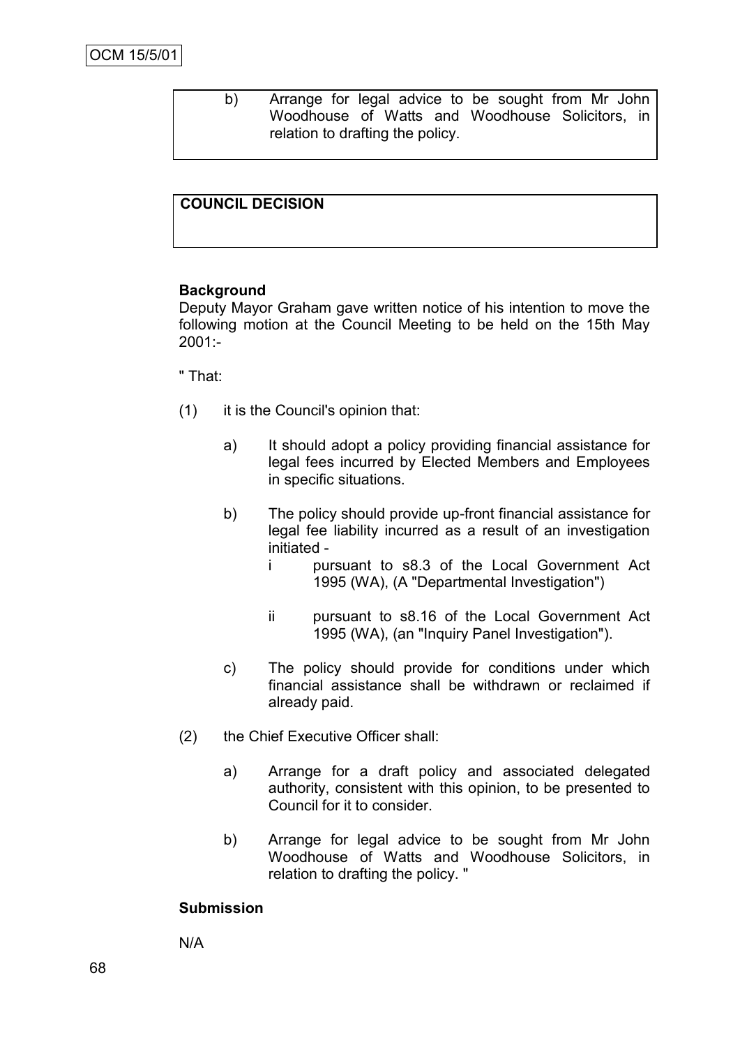b) Arrange for legal advice to be sought from Mr John Woodhouse of Watts and Woodhouse Solicitors, in relation to drafting the policy.

**COUNCIL DECISION**

**Background**

Deputy Mayor Graham gave written notice of his intention to move the following motion at the Council Meeting to be held on the 15th May 2001:-

" That:

(1) it is the Council's opinion that:

   a) It should adopt a policy providing financial assistance for legal fees incurred by Elected Members and Employees in specific situations.

   b) The policy should provide up-front financial assistance for legal fee liability incurred as a result of an investigation initiated -

      i pursuant to s8.3 of the Local Government Act 1995 (WA), (A "Departmental Investigation")

      ii pursuant to s8.16 of the Local Government Act 1995 (WA), (an "Inquiry Panel Investigation").

   c) The policy should provide for conditions under which financial assistance shall be withdrawn or reclaimed if already paid.

(2) the Chief Executive Officer shall:

   a) Arrange for a draft policy and associated delegated authority, consistent with this opinion, to be presented to Council for it to consider.

   b) Arrange for legal advice to be sought from Mr John Woodhouse of Watts and Woodhouse Solicitors, in relation to drafting the policy. "

**Submission**

N/A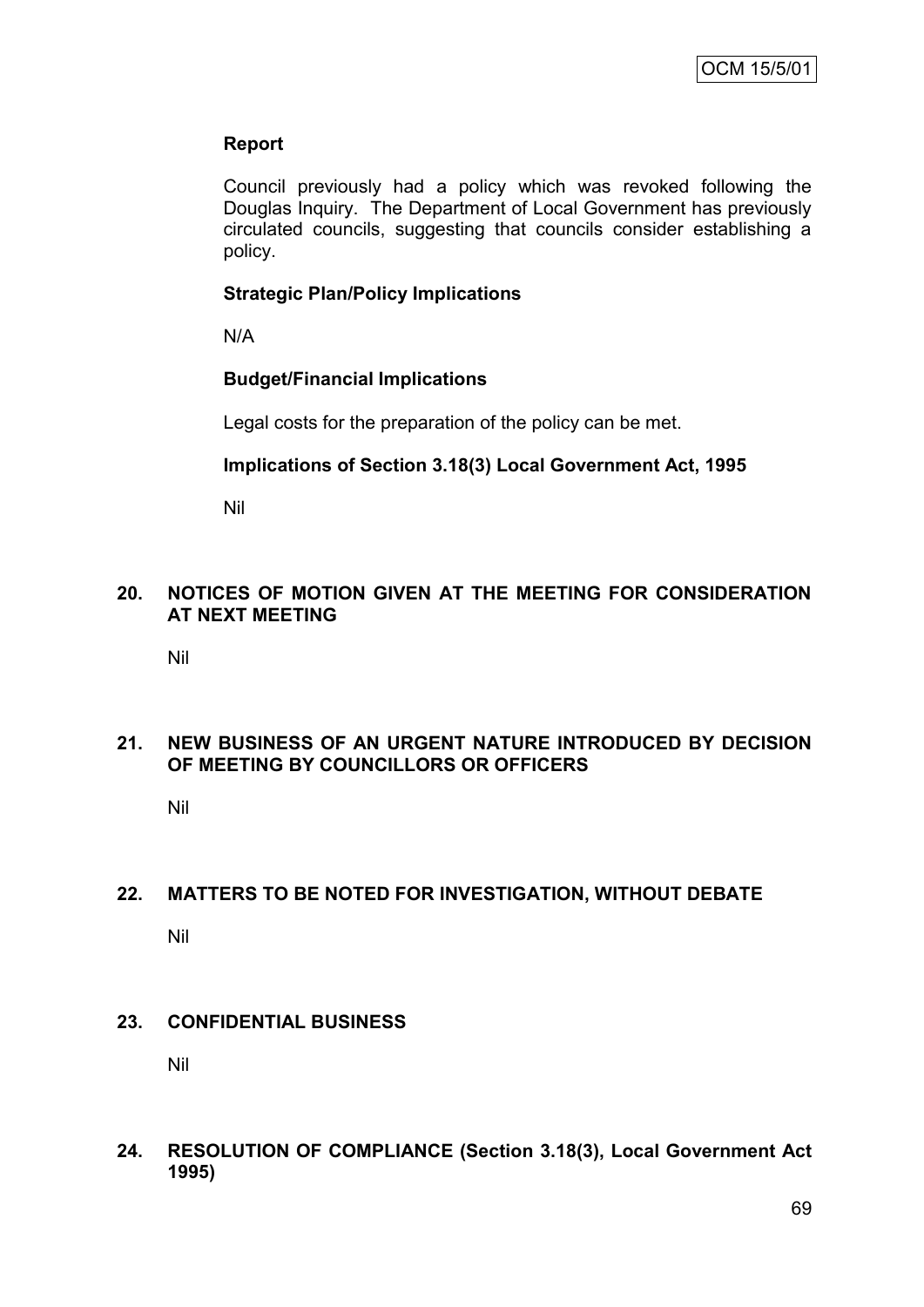**Report**

Council previously had a policy which was revoked following the Douglas Inquiry. The Department of Local Government has previously circulated councils, suggesting that councils consider establishing a policy.

**Strategic Plan/Policy Implications**

N/A

**Budget/Financial Implications**

Legal costs for the preparation of the policy can be met.

**Implications of Section 3.18(3) Local Government Act, 1995**

Nil

## 20. NOTICES OF MOTION GIVEN AT THE MEETING FOR CONSIDERATION AT NEXT MEETING

Nil

## 21. NEW BUSINESS OF AN URGENT NATURE INTRODUCED BY DECISION OF MEETING BY COUNCILLORS OR OFFICERS

Nil

## 22. MATTERS TO BE NOTED FOR INVESTIGATION, WITHOUT DEBATE

Nil

## 23. CONFIDENTIAL BUSINESS

Nil

## 24. RESOLUTION OF COMPLIANCE (Section 3.18(3), Local Government Act 1995)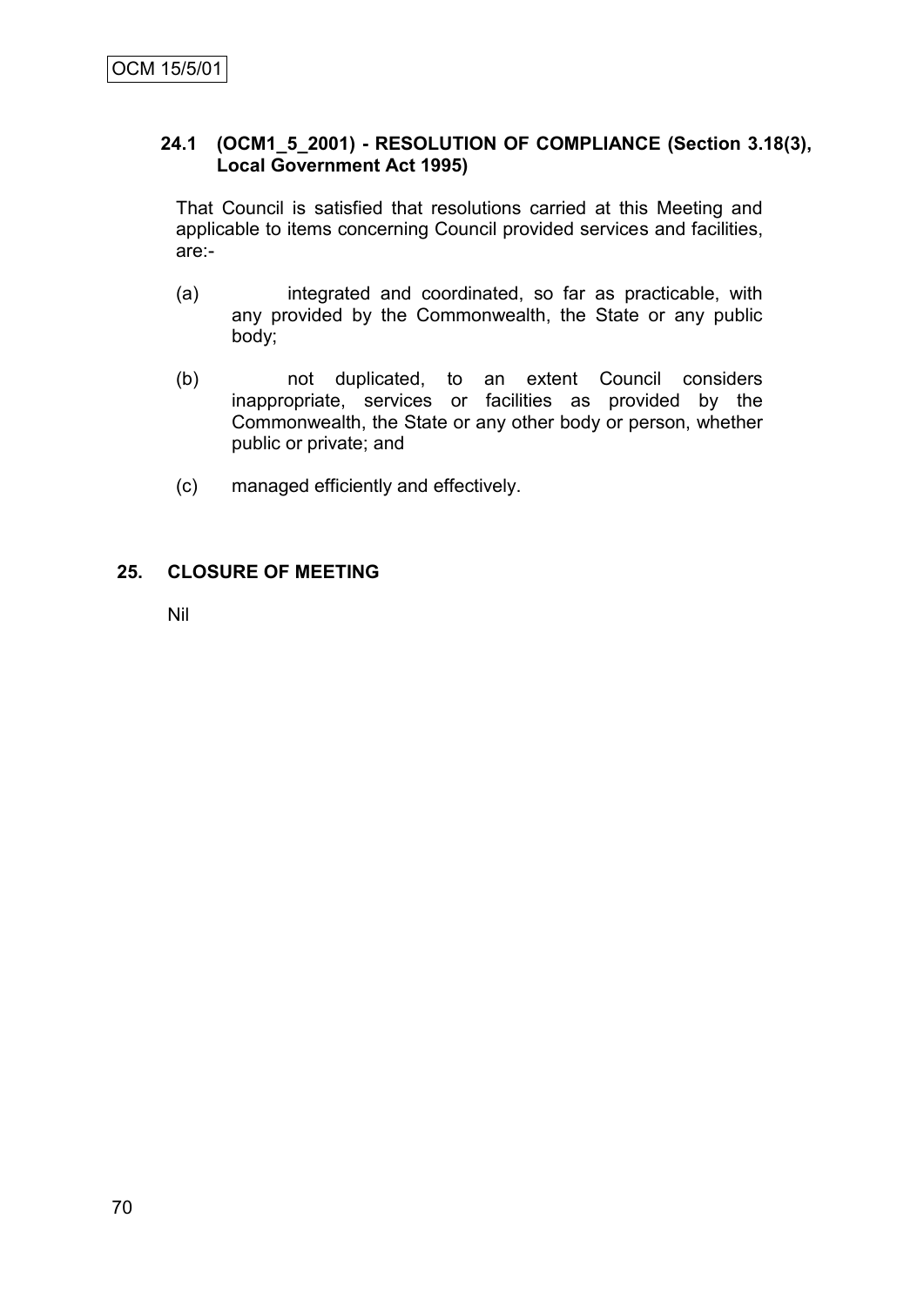### 24.1 (OCM1_5_2001) - RESOLUTION OF COMPLIANCE (Section 3.18(3), Local Government Act 1995)

That Council is satisfied that resolutions carried at this Meeting and applicable to items concerning Council provided services and facilities, are:-

(a) integrated and coordinated, so far as practicable, with any provided by the Commonwealth, the State or any public body;

(b) not duplicated, to an extent Council considers inappropriate, services or facilities as provided by the Commonwealth, the State or any other body or person, whether public or private; and

(c) managed efficiently and effectively.

## 25. CLOSURE OF MEETING

Nil